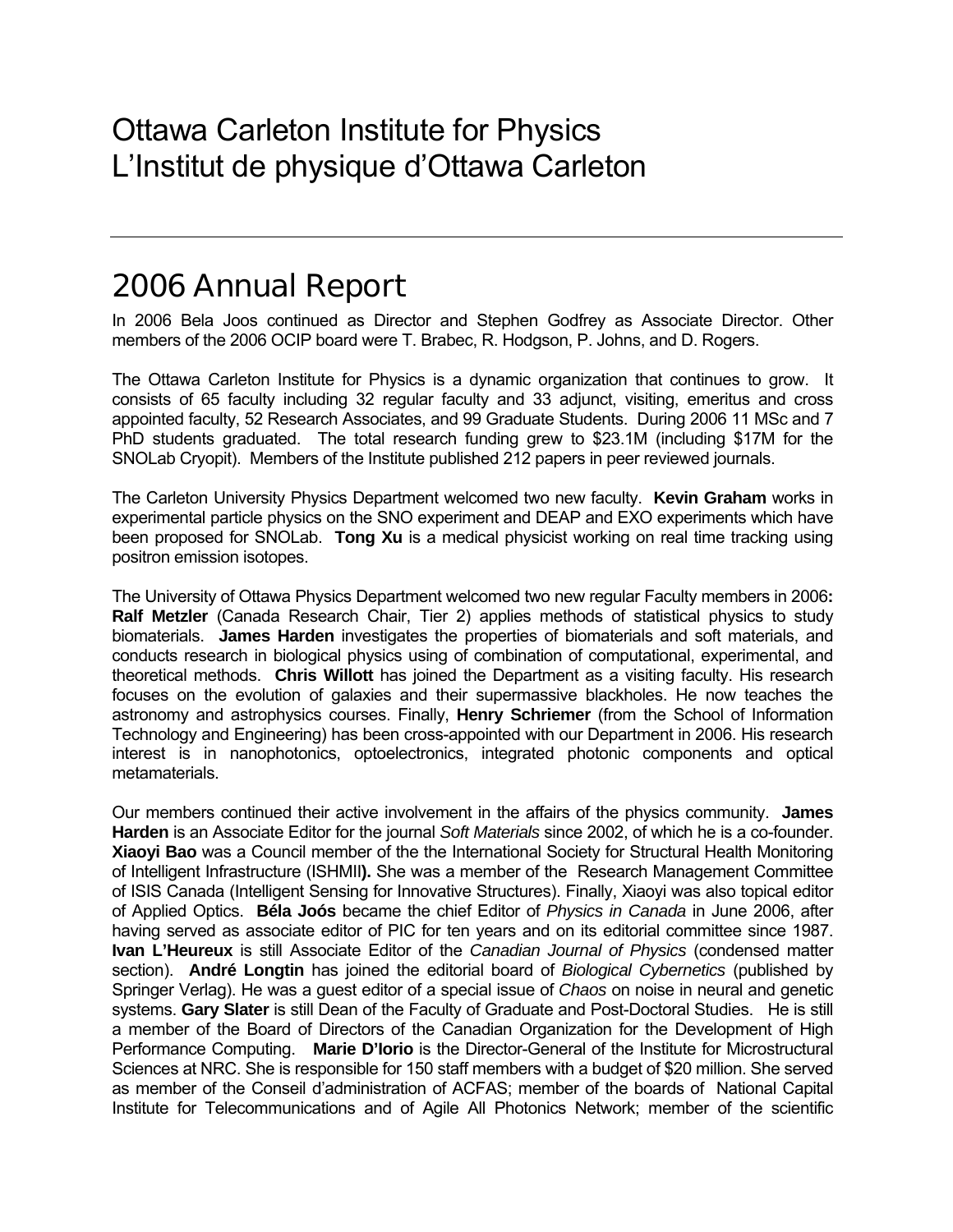# Ottawa Carleton Institute for Physics
# L'Institut de physique d'Ottawa Carleton

---

## 2006 Annual Report

In 2006 Bela Joos continued as Director and Stephen Godfrey as Associate Director. Other members of the 2006 OCIP board were T. Brabec, R. Hodgson, P. Johns, and D. Rogers.

The Ottawa Carleton Institute for Physics is a dynamic organization that continues to grow. It consists of 65 faculty including 32 regular faculty and 33 adjunct, visiting, emeritus and cross appointed faculty, 52 Research Associates, and 99 Graduate Students. During 2006 11 MSc and 7 PhD students graduated. The total research funding grew to $23.1M (including $17M for the SNOLab Cryopit). Members of the Institute published 212 papers in peer reviewed journals.

The Carleton University Physics Department welcomed two new faculty. **Kevin Graham** works in experimental particle physics on the SNO experiment and DEAP and EXO experiments which have been proposed for SNOLab. **Tong Xu** is a medical physicist working on real time tracking using positron emission isotopes.

The University of Ottawa Physics Department welcomed two new regular Faculty members in 2006**:** **Ralf Metzler** (Canada Research Chair, Tier 2) applies methods of statistical physics to study biomaterials. **James Harden** investigates the properties of biomaterials and soft materials, and conducts research in biological physics using of combination of computational, experimental, and theoretical methods. **Chris Willott** has joined the Department as a visiting faculty. His research focuses on the evolution of galaxies and their supermassive blackholes. He now teaches the astronomy and astrophysics courses. Finally, **Henry Schriemer** (from the School of Information Technology and Engineering) has been cross-appointed with our Department in 2006. His research interest is in nanophotonics, optoelectronics, integrated photonic components and optical metamaterials.

Our members continued their active involvement in the affairs of the physics community. **James Harden** is an Associate Editor for the journal *Soft Materials* since 2002, of which he is a co-founder. **Xiaoyi Bao** was a Council member of the the International Society for Structural Health Monitoring of Intelligent Infrastructure (ISHMII**).** She was a member of the Research Management Committee of ISIS Canada (Intelligent Sensing for Innovative Structures). Finally, Xiaoyi was also topical editor of Applied Optics. **Béla Joós** became the chief Editor of *Physics in Canada* in June 2006, after having served as associate editor of PIC for ten years and on its editorial committee since 1987. **Ivan L'Heureux** is still Associate Editor of the *Canadian Journal of Physics* (condensed matter section). **André Longtin** has joined the editorial board of *Biological Cybernetics* (published by Springer Verlag). He was a guest editor of a special issue of *Chaos* on noise in neural and genetic systems. **Gary Slater** is still Dean of the Faculty of Graduate and Post-Doctoral Studies. He is still a member of the Board of Directors of the Canadian Organization for the Development of High Performance Computing. **Marie D'Iorio** is the Director-General of the Institute for Microstructural Sciences at NRC. She is responsible for 150 staff members with a budget of $20 million. She served as member of the Conseil d'administration of ACFAS; member of the boards of National Capital Institute for Telecommunications and of Agile All Photonics Network; member of the scientific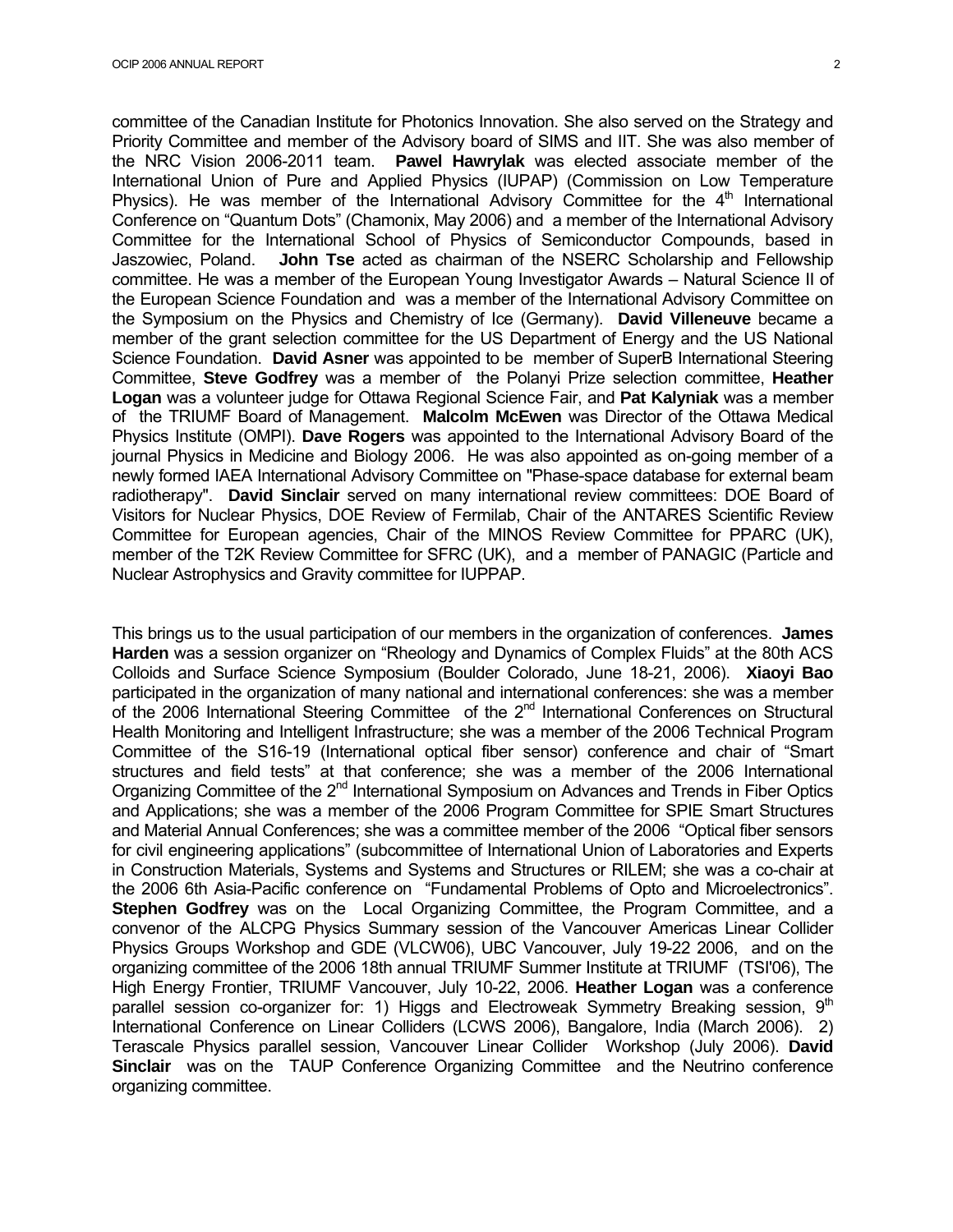committee of the Canadian Institute for Photonics Innovation. She also served on the Strategy and Priority Committee and member of the Advisory board of SIMS and IIT. She was also member of the NRC Vision 2006-2011 team. **Pawel Hawrylak** was elected associate member of the International Union of Pure and Applied Physics (IUPAP) (Commission on Low Temperature Physics). He was member of the International Advisory Committee for the 4th International Conference on "Quantum Dots" (Chamonix, May 2006) and a member of the International Advisory Committee for the International School of Physics of Semiconductor Compounds, based in Jaszowiec, Poland. **John Tse** acted as chairman of the NSERC Scholarship and Fellowship committee. He was a member of the European Young Investigator Awards – Natural Science II of the European Science Foundation and was a member of the International Advisory Committee on the Symposium on the Physics and Chemistry of Ice (Germany). **David Villeneuve** became a member of the grant selection committee for the US Department of Energy and the US National Science Foundation. **David Asner** was appointed to be member of SuperB International Steering Committee, **Steve Godfrey** was a member of the Polanyi Prize selection committee, **Heather Logan** was a volunteer judge for Ottawa Regional Science Fair, and **Pat Kalyniak** was a member of the TRIUMF Board of Management. **Malcolm McEwen** was Director of the Ottawa Medical Physics Institute (OMPI). **Dave Rogers** was appointed to the International Advisory Board of the journal Physics in Medicine and Biology 2006. He was also appointed as on-going member of a newly formed IAEA International Advisory Committee on "Phase-space database for external beam radiotherapy". **David Sinclair** served on many international review committees: DOE Board of Visitors for Nuclear Physics, DOE Review of Fermilab, Chair of the ANTARES Scientific Review Committee for European agencies, Chair of the MINOS Review Committee for PPARC (UK), member of the T2K Review Committee for SFRC (UK), and a member of PANAGIC (Particle and Nuclear Astrophysics and Gravity committee for IUPPAP.

This brings us to the usual participation of our members in the organization of conferences. **James Harden** was a session organizer on "Rheology and Dynamics of Complex Fluids" at the 80th ACS Colloids and Surface Science Symposium (Boulder Colorado, June 18-21, 2006). **Xiaoyi Bao** participated in the organization of many national and international conferences: she was a member of the 2006 International Steering Committee of the 2nd International Conferences on Structural Health Monitoring and Intelligent Infrastructure; she was a member of the 2006 Technical Program Committee of the S16-19 (International optical fiber sensor) conference and chair of "Smart structures and field tests" at that conference; she was a member of the 2006 International Organizing Committee of the 2nd International Symposium on Advances and Trends in Fiber Optics and Applications; she was a member of the 2006 Program Committee for SPIE Smart Structures and Material Annual Conferences; she was a committee member of the 2006 "Optical fiber sensors for civil engineering applications" (subcommittee of International Union of Laboratories and Experts in Construction Materials, Systems and Systems and Structures or RILEM; she was a co-chair at the 2006 6th Asia-Pacific conference on "Fundamental Problems of Opto and Microelectronics". **Stephen Godfrey** was on the Local Organizing Committee, the Program Committee, and a convenor of the ALCPG Physics Summary session of the Vancouver Americas Linear Collider Physics Groups Workshop and GDE (VLCW06), UBC Vancouver, July 19-22 2006, and on the organizing committee of the 2006 18th annual TRIUMF Summer Institute at TRIUMF (TSI'06), The High Energy Frontier, TRIUMF Vancouver, July 10-22, 2006. **Heather Logan** was a conference parallel session co-organizer for: 1) Higgs and Electroweak Symmetry Breaking session, 9th International Conference on Linear Colliders (LCWS 2006), Bangalore, India (March 2006). 2) Terascale Physics parallel session, Vancouver Linear Collider Workshop (July 2006). **David Sinclair** was on the TAUP Conference Organizing Committee and the Neutrino conference organizing committee.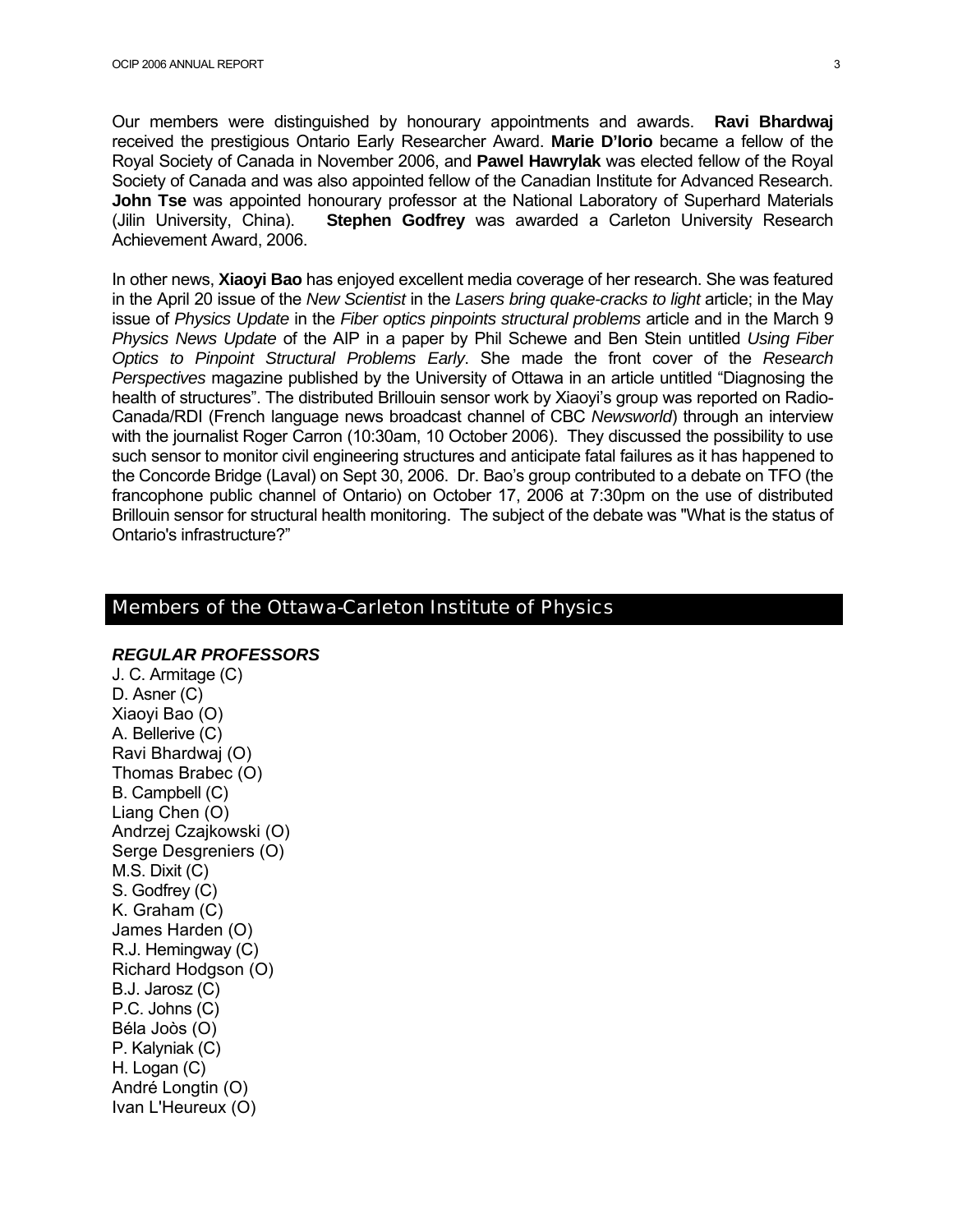Our members were distinguished by honourary appointments and awards. **Ravi Bhardwaj** received the prestigious Ontario Early Researcher Award. **Marie D'Iorio** became a fellow of the Royal Society of Canada in November 2006, and **Pawel Hawrylak** was elected fellow of the Royal Society of Canada and was also appointed fellow of the Canadian Institute for Advanced Research. **John Tse** was appointed honourary professor at the National Laboratory of Superhard Materials (Jilin University, China). **Stephen Godfrey** was awarded a Carleton University Research Achievement Award, 2006.

In other news, **Xiaoyi Bao** has enjoyed excellent media coverage of her research. She was featured in the April 20 issue of the *New Scientist* in the *Lasers bring quake-cracks to light* article; in the May issue of *Physics Update* in the *Fiber optics pinpoints structural problems* article and in the March 9 *Physics News Update* of the AIP in a paper by Phil Schewe and Ben Stein untitled *Using Fiber Optics to Pinpoint Structural Problems Early*. She made the front cover of the *Research Perspectives* magazine published by the University of Ottawa in an article untitled "Diagnosing the health of structures". The distributed Brillouin sensor work by Xiaoyi's group was reported on Radio-Canada/RDI (French language news broadcast channel of CBC *Newsworld*) through an interview with the journalist Roger Carron (10:30am, 10 October 2006). They discussed the possibility to use such sensor to monitor civil engineering structures and anticipate fatal failures as it has happened to the Concorde Bridge (Laval) on Sept 30, 2006. Dr. Bao's group contributed to a debate on TFO (the francophone public channel of Ontario) on October 17, 2006 at 7:30pm on the use of distributed Brillouin sensor for structural health monitoring. The subject of the debate was "What is the status of Ontario's infrastructure?"

## Members of the Ottawa-Carleton Institute of Physics

### *REGULAR PROFESSORS*

J. C. Armitage (C)
D. Asner (C)
Xiaoyi Bao (O)
A. Bellerive (C)
Ravi Bhardwaj (O)
Thomas Brabec (O)
B. Campbell (C)
Liang Chen (O)
Andrzej Czajkowski (O)
Serge Desgreniers (O)
M.S. Dixit (C)
S. Godfrey (C)
K. Graham (C)
James Harden (O)
R.J. Hemingway (C)
Richard Hodgson (O)
B.J. Jarosz (C)
P.C. Johns (C)
Béla Joòs (O)
P. Kalyniak (C)
H. Logan (C)
André Longtin (O)
Ivan L'Heureux (O)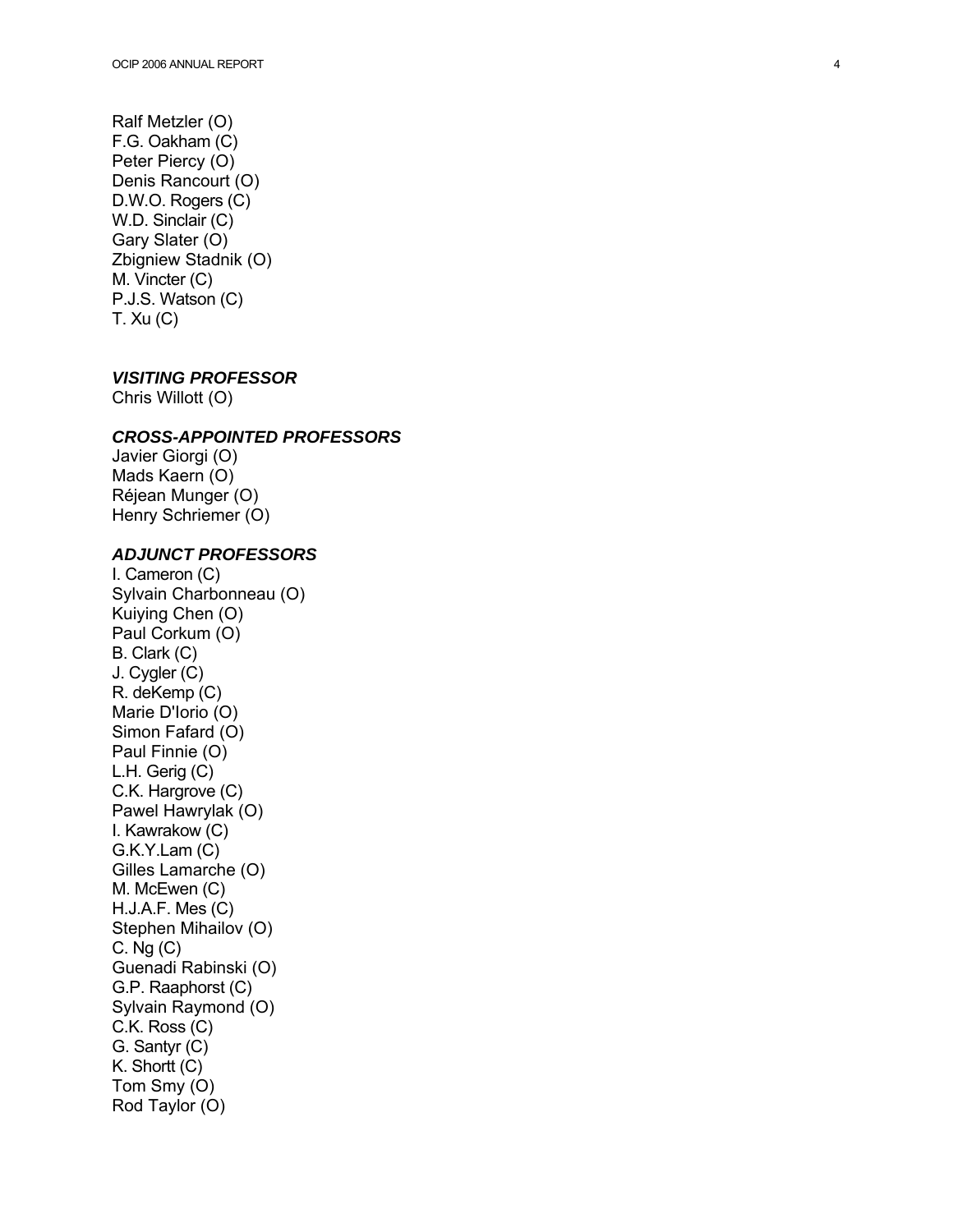Ralf Metzler (O)
F.G. Oakham (C)
Peter Piercy (O)
Denis Rancourt (O)
D.W.O. Rogers (C)
W.D. Sinclair (C)
Gary Slater (O)
Zbigniew Stadnik (O)
M. Vincter (C)
P.J.S. Watson (C)
T. Xu (C)

### *VISITING PROFESSOR*

Chris Willott (O)

### *CROSS-APPOINTED PROFESSORS*

Javier Giorgi (O)
Mads Kaern (O)
Réjean Munger (O)
Henry Schriemer (O)

### *ADJUNCT PROFESSORS*

I. Cameron (C)
Sylvain Charbonneau (O)
Kuiying Chen (O)
Paul Corkum (O)
B. Clark (C)
J. Cygler (C)
R. deKemp (C)
Marie D'Iorio (O)
Simon Fafard (O)
Paul Finnie (O)
L.H. Gerig (C)
C.K. Hargrove (C)
Pawel Hawrylak (O)
I. Kawrakow (C)
G.K.Y.Lam (C)
Gilles Lamarche (O)
M. McEwen (C)
H.J.A.F. Mes (C)
Stephen Mihailov (O)
C. Ng (C)
Guenadi Rabinski (O)
G.P. Raaphorst (C)
Sylvain Raymond (O)
C.K. Ross (C)
G. Santyr (C)
K. Shortt (C)
Tom Smy (O)
Rod Taylor (O)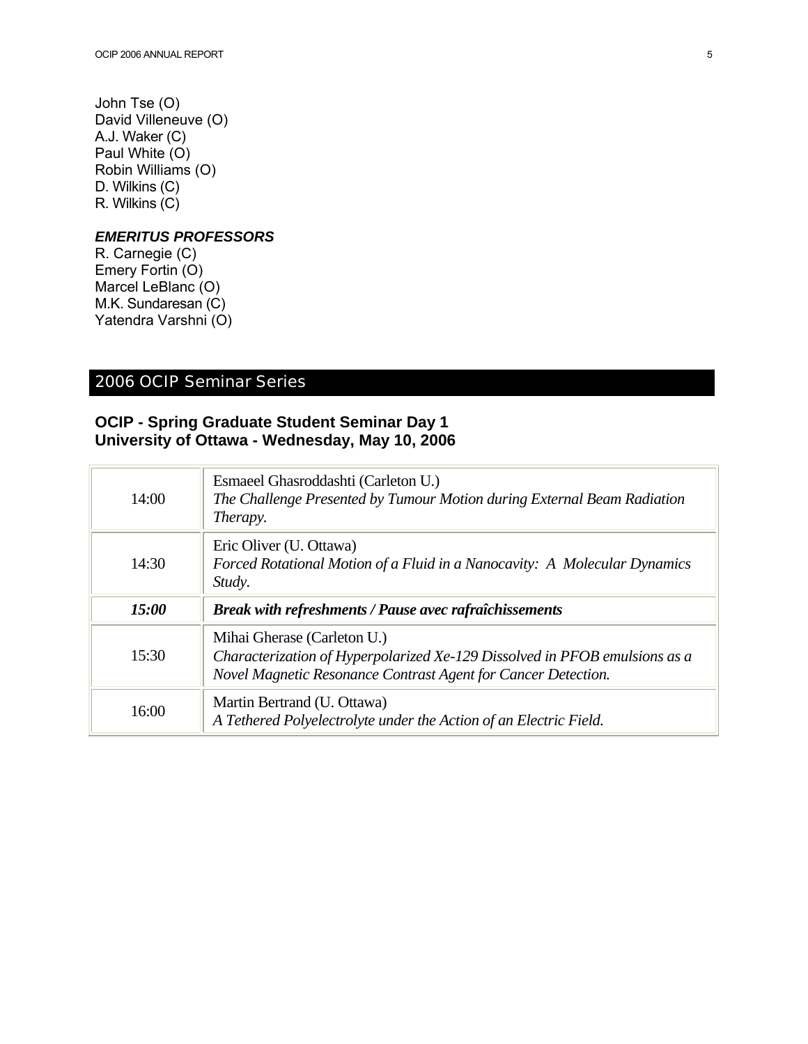John Tse (O)
David Villeneuve (O)
A.J. Waker (C)
Paul White (O)
Robin Williams (O)
D. Wilkins (C)
R. Wilkins (C)

***EMERITUS PROFESSORS***

R. Carnegie (C)
Emery Fortin (O)
Marcel LeBlanc (O)
M.K. Sundaresan (C)
Yatendra Varshni (O)

## 2006 OCIP Seminar Series

### OCIP - Spring Graduate Student Seminar Day 1
### University of Ottawa - Wednesday, May 10, 2006

| | |
|---|---|
| 14:00 | Esmaeel Ghasroddashti (Carleton U.)<br>*The Challenge Presented by Tumour Motion during External Beam Radiation Therapy.* |
| 14:30 | Eric Oliver (U. Ottawa)<br>*Forced Rotational Motion of a Fluid in a Nanocavity: A Molecular Dynamics Study.* |
| ***15:00*** | ***Break with refreshments / Pause avec rafraîchissements*** |
| 15:30 | Mihai Gherase (Carleton U.)<br>*Characterization of Hyperpolarized Xe-129 Dissolved in PFOB emulsions as a Novel Magnetic Resonance Contrast Agent for Cancer Detection.* |
| 16:00 | Martin Bertrand (U. Ottawa)<br>*A Tethered Polyelectrolyte under the Action of an Electric Field.* |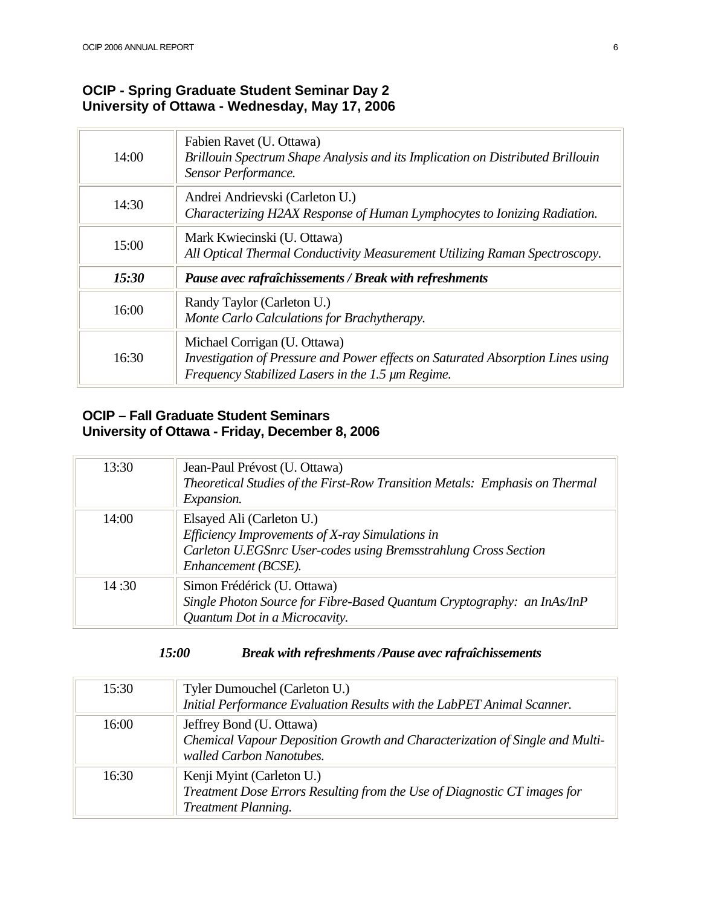## OCIP - Spring Graduate Student Seminar Day 2
## University of Ottawa - Wednesday, May 17, 2006

| | |
|---|---|
| 14:00 | Fabien Ravet (U. Ottawa)<br>*Brillouin Spectrum Shape Analysis and its Implication on Distributed Brillouin Sensor Performance.* |
| 14:30 | Andrei Andrievski (Carleton U.)<br>*Characterizing H2AX Response of Human Lymphocytes to Ionizing Radiation.* |
| 15:00 | Mark Kwiecinski (U. Ottawa)<br>*All Optical Thermal Conductivity Measurement Utilizing Raman Spectroscopy.* |
| ***15:30*** | ***Pause avec rafraîchissements / Break with refreshments*** |
| 16:00 | Randy Taylor (Carleton U.)<br>*Monte Carlo Calculations for Brachytherapy.* |
| 16:30 | Michael Corrigan (U. Ottawa)<br>*Investigation of Pressure and Power effects on Saturated Absorption Lines using Frequency Stabilized Lasers in the 1.5 µm Regime.* |

## OCIP – Fall Graduate Student Seminars
## University of Ottawa - Friday, December 8, 2006

| | |
|---|---|
| 13:30 | Jean-Paul Prévost (U. Ottawa)<br>*Theoretical Studies of the First-Row Transition Metals: Emphasis on Thermal Expansion.* |
| 14:00 | Elsayed Ali (Carleton U.)<br>*Efficiency Improvements of X-ray Simulations in Carleton U.EGSnrc User-codes using Bremsstrahlung Cross Section Enhancement (BCSE).* |
| 14 :30 | Simon Frédérick (U. Ottawa)<br>*Single Photon Source for Fibre-Based Quantum Cryptography: an InAs/InP Quantum Dot in a Microcavity.* |

***15:00 Break with refreshments /Pause avec rafraîchissements***

| | |
|---|---|
| 15:30 | Tyler Dumouchel (Carleton U.)<br>*Initial Performance Evaluation Results with the LabPET Animal Scanner.* |
| 16:00 | Jeffrey Bond (U. Ottawa)<br>*Chemical Vapour Deposition Growth and Characterization of Single and Multi-walled Carbon Nanotubes.* |
| 16:30 | Kenji Myint (Carleton U.)<br>*Treatment Dose Errors Resulting from the Use of Diagnostic CT images for Treatment Planning.* |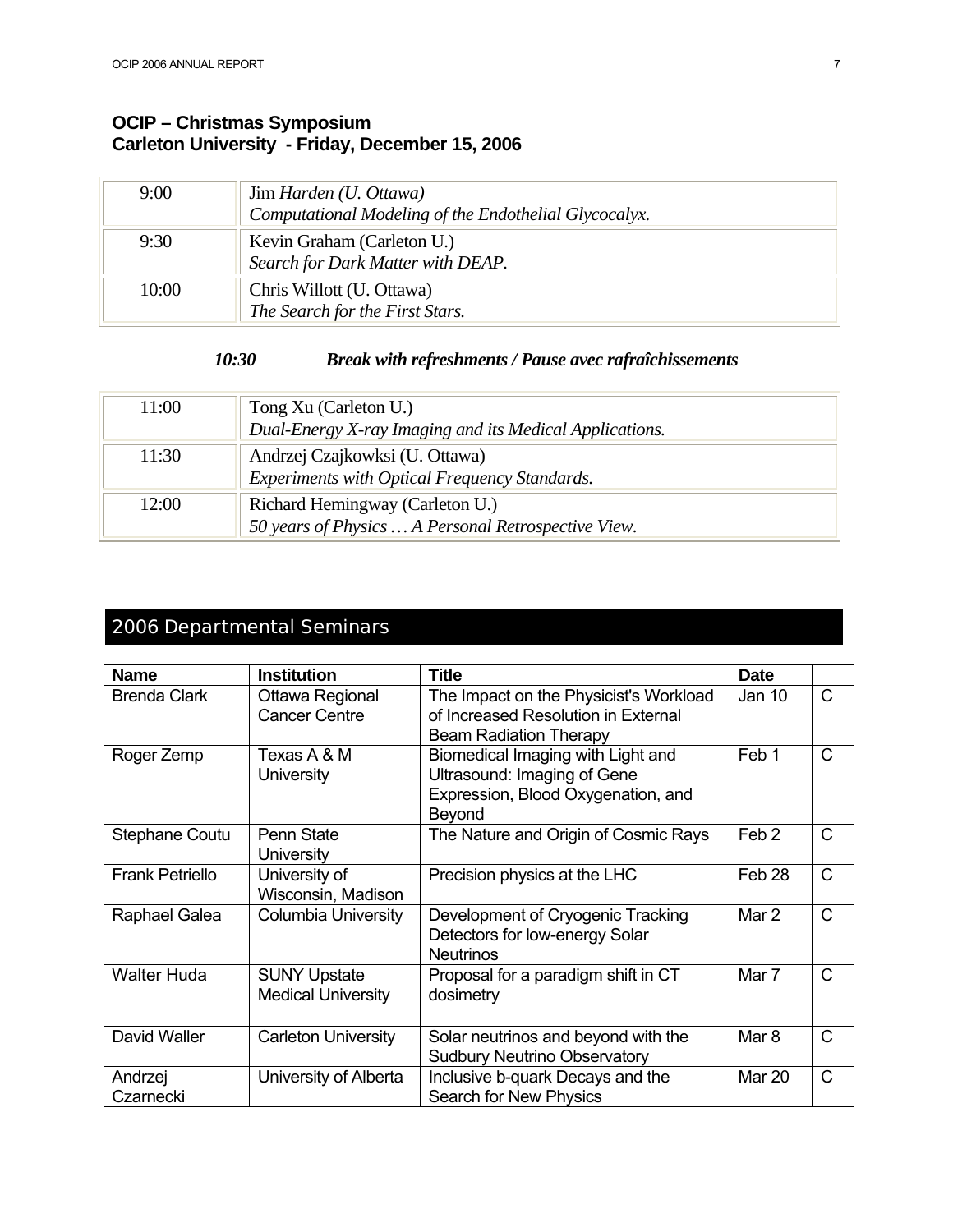### OCIP – Christmas Symposium
### Carleton University - Friday, December 15, 2006

| | |
|---|---|
| 9:00 | Jim *Harden (U. Ottawa)*<br>*Computational Modeling of the Endothelial Glycocalyx.* |
| 9:30 | Kevin Graham (Carleton U.)<br>*Search for Dark Matter with DEAP.* |
| 10:00 | Chris Willott (U. Ottawa)<br>*The Search for the First Stars.* |

***10:30 Break with refreshments / Pause avec rafraîchissements***

| | |
|---|---|
| 11:00 | Tong Xu (Carleton U.)<br>*Dual-Energy X-ray Imaging and its Medical Applications.* |
| 11:30 | Andrzej Czajkowksi (U. Ottawa)<br>*Experiments with Optical Frequency Standards.* |
| 12:00 | Richard Hemingway (Carleton U.)<br>*50 years of Physics … A Personal Retrospective View.* |

## 2006 Departmental Seminars

| Name | Institution | Title | Date | |
|---|---|---|---|---|
| Brenda Clark | Ottawa Regional Cancer Centre | The Impact on the Physicist's Workload of Increased Resolution in External Beam Radiation Therapy | Jan 10 | C |
| Roger Zemp | Texas A & M University | Biomedical Imaging with Light and Ultrasound: Imaging of Gene Expression, Blood Oxygenation, and Beyond | Feb 1 | C |
| Stephane Coutu | Penn State University | The Nature and Origin of Cosmic Rays | Feb 2 | C |
| Frank Petriello | University of Wisconsin, Madison | Precision physics at the LHC | Feb 28 | C |
| Raphael Galea | Columbia University | Development of Cryogenic Tracking Detectors for low-energy Solar Neutrinos | Mar 2 | C |
| Walter Huda | SUNY Upstate Medical University | Proposal for a paradigm shift in CT dosimetry | Mar 7 | C |
| David Waller | Carleton University | Solar neutrinos and beyond with the Sudbury Neutrino Observatory | Mar 8 | C |
| Andrzej Czarnecki | University of Alberta | Inclusive b-quark Decays and the Search for New Physics | Mar 20 | C |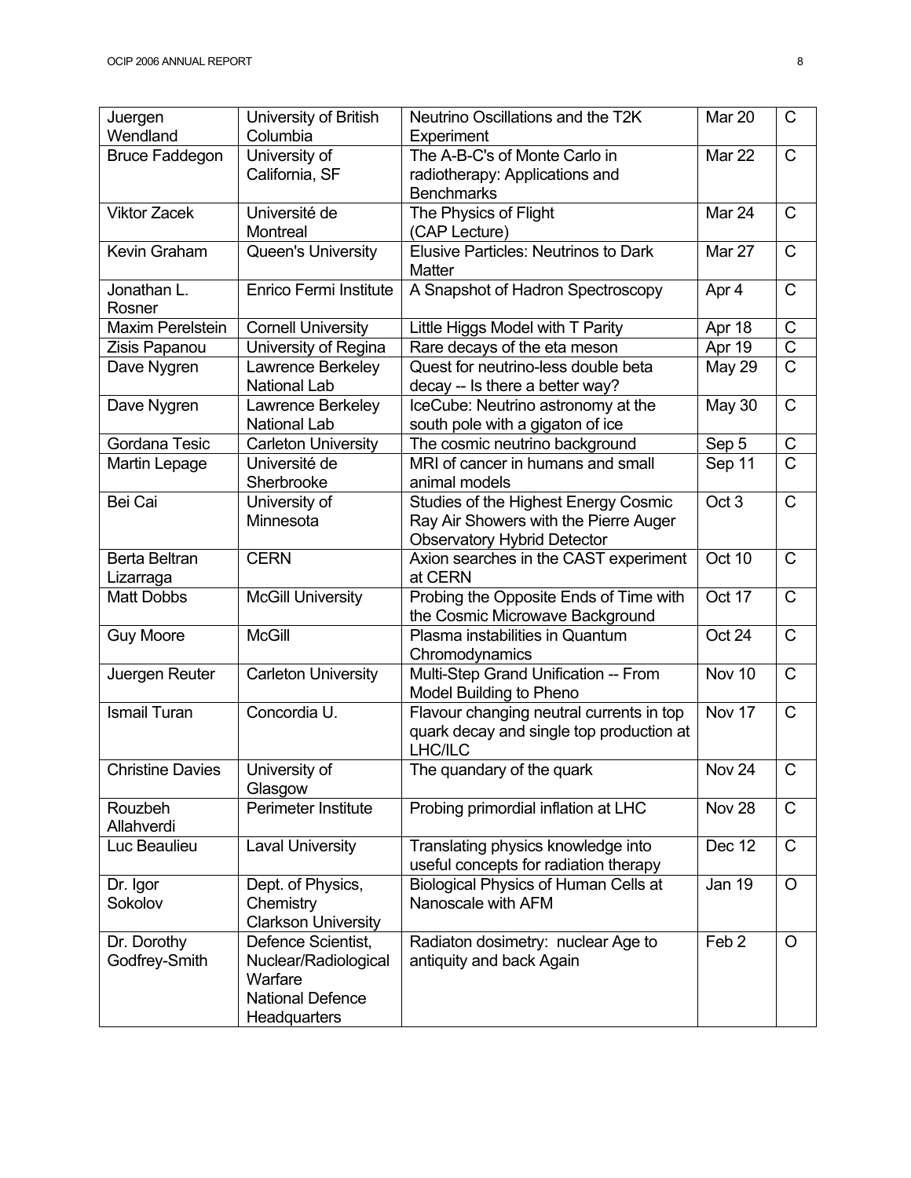| | | | | |
|---|---|---|---|---|
| Juergen Wendland | University of British Columbia | Neutrino Oscillations and the T2K Experiment | Mar 20 | C |
| Bruce Faddegon | University of California, SF | The A-B-C's of Monte Carlo in radiotherapy: Applications and Benchmarks | Mar 22 | C |
| Viktor Zacek | Université de Montreal | The Physics of Flight (CAP Lecture) | Mar 24 | C |
| Kevin Graham | Queen's University | Elusive Particles: Neutrinos to Dark Matter | Mar 27 | C |
| Jonathan L. Rosner | Enrico Fermi Institute | A Snapshot of Hadron Spectroscopy | Apr 4 | C |
| Maxim Perelstein | Cornell University | Little Higgs Model with T Parity | Apr 18 | C |
| Zisis Papanou | University of Regina | Rare decays of the eta meson | Apr 19 | C |
| Dave Nygren | Lawrence Berkeley National Lab | Quest for neutrino-less double beta decay -- Is there a better way? | May 29 | C |
| Dave Nygren | Lawrence Berkeley National Lab | IceCube: Neutrino astronomy at the south pole with a gigaton of ice | May 30 | C |
| Gordana Tesic | Carleton University | The cosmic neutrino background | Sep 5 | C |
| Martin Lepage | Université de Sherbrooke | MRI of cancer in humans and small animal models | Sep 11 | C |
| Bei Cai | University of Minnesota | Studies of the Highest Energy Cosmic Ray Air Showers with the Pierre Auger Observatory Hybrid Detector | Oct 3 | C |
| Berta Beltran Lizarraga | CERN | Axion searches in the CAST experiment at CERN | Oct 10 | C |
| Matt Dobbs | McGill University | Probing the Opposite Ends of Time with the Cosmic Microwave Background | Oct 17 | C |
| Guy Moore | McGill | Plasma instabilities in Quantum Chromodynamics | Oct 24 | C |
| Juergen Reuter | Carleton University | Multi-Step Grand Unification -- From Model Building to Pheno | Nov 10 | C |
| Ismail Turan | Concordia U. | Flavour changing neutral currents in top quark decay and single top production at LHC/ILC | Nov 17 | C |
| Christine Davies | University of Glasgow | The quandary of the quark | Nov 24 | C |
| Rouzbeh Allahverdi | Perimeter Institute | Probing primordial inflation at LHC | Nov 28 | C |
| Luc Beaulieu | Laval University | Translating physics knowledge into useful concepts for radiation therapy | Dec 12 | C |
| Dr. Igor Sokolov | Dept. of Physics, Chemistry Clarkson University | Biological Physics of Human Cells at Nanoscale with AFM | Jan 19 | O |
| Dr. Dorothy Godfrey-Smith | Defence Scientist, Nuclear/Radiological Warfare National Defence Headquarters | Radiaton dosimetry: nuclear Age to antiquity and back Again | Feb 2 | O |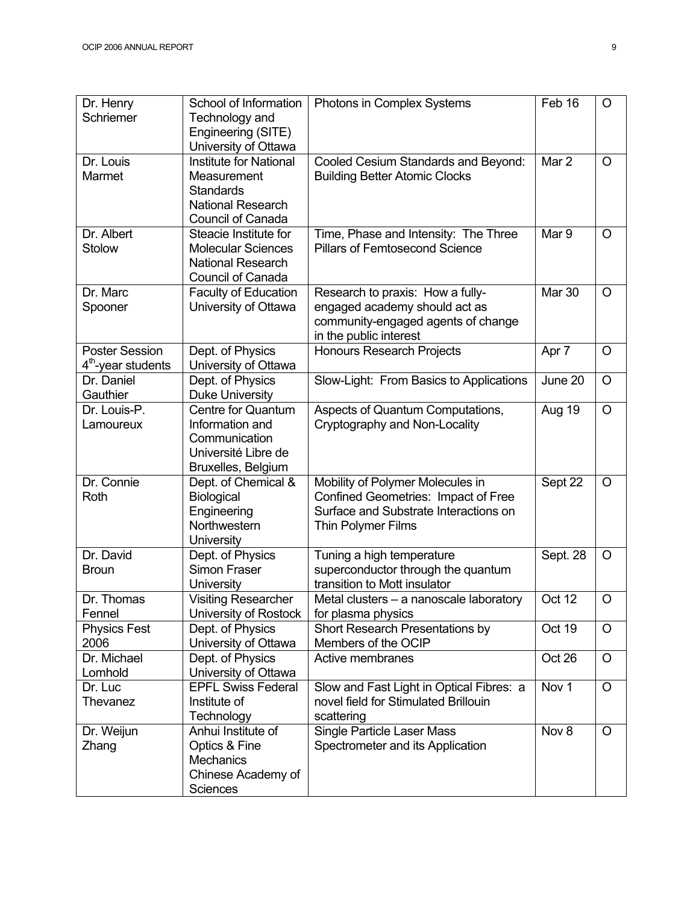| | | | | |
|---|---|---|---|---|
| Dr. Henry Schriemer | School of Information Technology and Engineering (SITE) University of Ottawa | Photons in Complex Systems | Feb 16 | O |
| Dr. Louis Marmet | Institute for National Measurement Standards National Research Council of Canada | Cooled Cesium Standards and Beyond: Building Better Atomic Clocks | Mar 2 | O |
| Dr. Albert Stolow | Steacie Institute for Molecular Sciences National Research Council of Canada | Time, Phase and Intensity: The Three Pillars of Femtosecond Science | Mar 9 | O |
| Dr. Marc Spooner | Faculty of Education University of Ottawa | Research to praxis: How a fully-engaged academy should act as community-engaged agents of change in the public interest | Mar 30 | O |
| Poster Session 4th-year students | Dept. of Physics University of Ottawa | Honours Research Projects | Apr 7 | O |
| Dr. Daniel Gauthier | Dept. of Physics Duke University | Slow-Light: From Basics to Applications | June 20 | O |
| Dr. Louis-P. Lamoureux | Centre for Quantum Information and Communication Université Libre de Bruxelles, Belgium | Aspects of Quantum Computations, Cryptography and Non-Locality | Aug 19 | O |
| Dr. Connie Roth | Dept. of Chemical & Biological Engineering Northwestern University | Mobility of Polymer Molecules in Confined Geometries: Impact of Free Surface and Substrate Interactions on Thin Polymer Films | Sept 22 | O |
| Dr. David Broun | Dept. of Physics Simon Fraser University | Tuning a high temperature superconductor through the quantum transition to Mott insulator | Sept. 28 | O |
| Dr. Thomas Fennel | Visiting Researcher University of Rostock | Metal clusters – a nanoscale laboratory for plasma physics | Oct 12 | O |
| Physics Fest 2006 | Dept. of Physics University of Ottawa | Short Research Presentations by Members of the OCIP | Oct 19 | O |
| Dr. Michael Lomhold | Dept. of Physics University of Ottawa | Active membranes | Oct 26 | O |
| Dr. Luc Thevanez | EPFL Swiss Federal Institute of Technology | Slow and Fast Light in Optical Fibres: a novel field for Stimulated Brillouin scattering | Nov 1 | O |
| Dr. Weijun Zhang | Anhui Institute of Optics & Fine Mechanics Chinese Academy of Sciences | Single Particle Laser Mass Spectrometer and its Application | Nov 8 | O |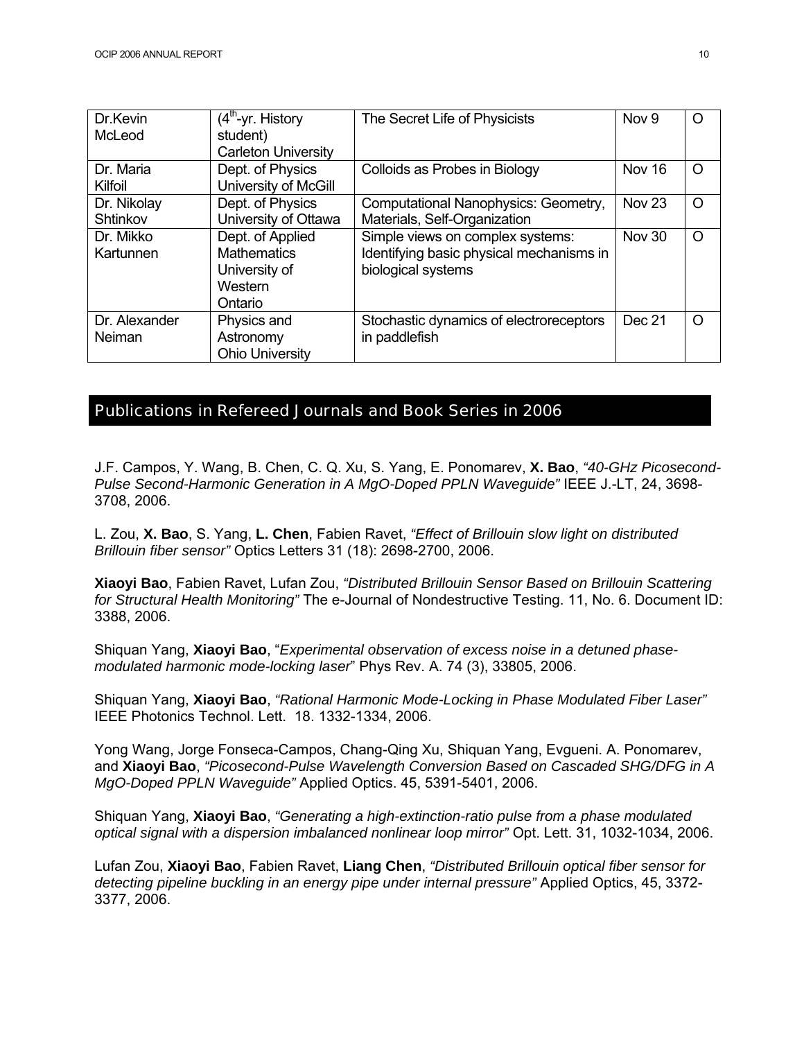| | | | | |
|---|---|---|---|---|
| Dr.Kevin McLeod | ($4^{th}$-yr. History student) Carleton University | The Secret Life of Physicists | Nov 9 | O |
| Dr. Maria Kilfoil | Dept. of Physics University of McGill | Colloids as Probes in Biology | Nov 16 | O |
| Dr. Nikolay Shtinkov | Dept. of Physics University of Ottawa | Computational Nanophysics: Geometry, Materials, Self-Organization | Nov 23 | O |
| Dr. Mikko Kartunnen | Dept. of Applied Mathematics University of Western Ontario | Simple views on complex systems: Identifying basic physical mechanisms in biological systems | Nov 30 | O |
| Dr. Alexander Neiman | Physics and Astronomy Ohio University | Stochastic dynamics of electroreceptors in paddlefish | Dec 21 | O |

## Publications in Refereed Journals and Book Series in 2006

J.F. Campos, Y. Wang, B. Chen, C. Q. Xu, S. Yang, E. Ponomarev, **X. Bao**, *"40-GHz Picosecond-Pulse Second-Harmonic Generation in A MgO-Doped PPLN Waveguide"* IEEE J.-LT, 24, 3698-3708, 2006.

L. Zou, **X. Bao**, S. Yang, **L. Chen**, Fabien Ravet, *"Effect of Brillouin slow light on distributed Brillouin fiber sensor"* Optics Letters 31 (18): 2698-2700, 2006.

**Xiaoyi Bao**, Fabien Ravet, Lufan Zou, *"Distributed Brillouin Sensor Based on Brillouin Scattering for Structural Health Monitoring"* The e-Journal of Nondestructive Testing. 11, No. 6. Document ID: 3388, 2006.

Shiquan Yang, **Xiaoyi Bao**, "*Experimental observation of excess noise in a detuned phase-modulated harmonic mode-locking laser*" Phys Rev. A. 74 (3), 33805, 2006.

Shiquan Yang, **Xiaoyi Bao**, *"Rational Harmonic Mode-Locking in Phase Modulated Fiber Laser"* IEEE Photonics Technol. Lett. 18. 1332-1334, 2006.

Yong Wang, Jorge Fonseca-Campos, Chang-Qing Xu, Shiquan Yang, Evgueni. A. Ponomarev, and **Xiaoyi Bao**, *"Picosecond-Pulse Wavelength Conversion Based on Cascaded SHG/DFG in A MgO-Doped PPLN Waveguide"* Applied Optics. 45, 5391-5401, 2006.

Shiquan Yang, **Xiaoyi Bao**, *"Generating a high-extinction-ratio pulse from a phase modulated optical signal with a dispersion imbalanced nonlinear loop mirror"* Opt. Lett. 31, 1032-1034, 2006.

Lufan Zou, **Xiaoyi Bao**, Fabien Ravet, **Liang Chen**, *"Distributed Brillouin optical fiber sensor for detecting pipeline buckling in an energy pipe under internal pressure"* Applied Optics, 45, 3372-3377, 2006.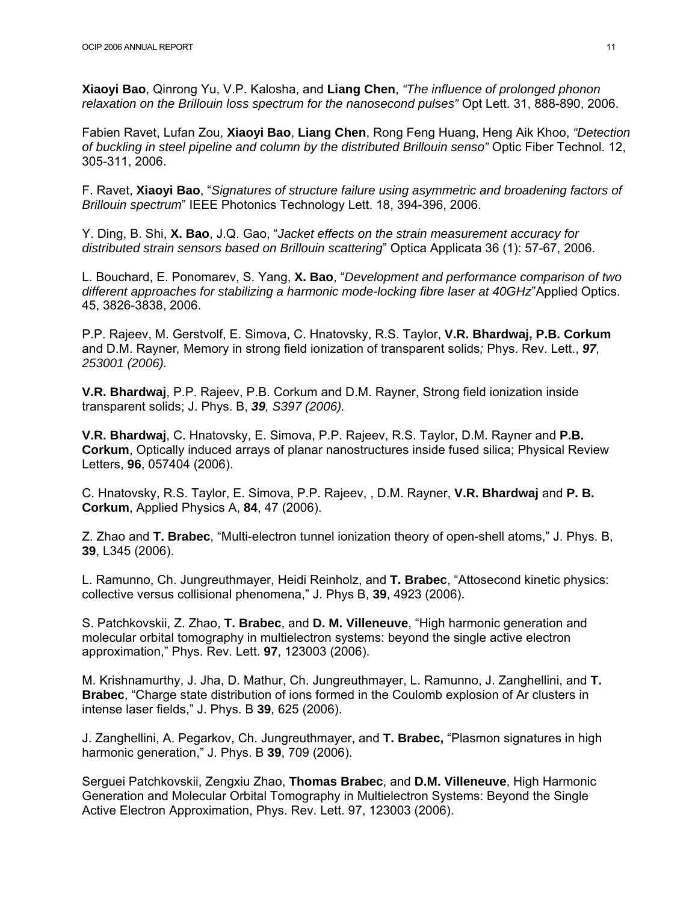**Xiaoyi Bao**, Qinrong Yu, V.P. Kalosha, and **Liang Chen**, *"The influence of prolonged phonon relaxation on the Brillouin loss spectrum for the nanosecond pulses"* Opt Lett. 31, 888-890, 2006.

Fabien Ravet, Lufan Zou, **Xiaoyi Bao**, **Liang Chen**, Rong Feng Huang, Heng Aik Khoo, *"Detection of buckling in steel pipeline and column by the distributed Brillouin senso"* Optic Fiber Technol. 12, 305-311, 2006.

F. Ravet, **Xiaoyi Bao**, "*Signatures of structure failure using asymmetric and broadening factors of Brillouin spectrum*" IEEE Photonics Technology Lett. 18, 394-396, 2006.

Y. Ding, B. Shi, **X. Bao**, J.Q. Gao, "*Jacket effects on the strain measurement accuracy for distributed strain sensors based on Brillouin scattering*" Optica Applicata 36 (1): 57-67, 2006.

L. Bouchard, E. Ponomarev, S. Yang, **X. Bao**, "*Development and performance comparison of two different approaches for stabilizing a harmonic mode-locking fibre laser at 40GHz*"Applied Optics. 45, 3826-3838, 2006.

P.P. Rajeev, M. Gerstvolf, E. Simova, C. Hnatovsky, R.S. Taylor, **V.R. Bhardwaj, P.B. Corkum** and D.M. Rayner*,* Memory in strong field ionization of transparent solids*;* Phys. Rev. Lett., ***97****, 253001 (2006).*

**V.R. Bhardwaj**, P.P. Rajeev, P.B. Corkum and D.M. Rayner, Strong field ionization inside transparent solids; J. Phys. B, ***39****, S397 (2006).*

**V.R. Bhardwaj**, C. Hnatovsky, E. Simova, P.P. Rajeev, R.S. Taylor, D.M. Rayner and **P.B. Corkum**, Optically induced arrays of planar nanostructures inside fused silica; Physical Review Letters, **96**, 057404 (2006).

C. Hnatovsky, R.S. Taylor, E. Simova, P.P. Rajeev, , D.M. Rayner, **V.R. Bhardwaj** and **P. B. Corkum**, Applied Physics A, **84**, 47 (2006).

Z. Zhao and **T. Brabec**, "Multi-electron tunnel ionization theory of open-shell atoms," J. Phys. B, **39**, L345 (2006).

L. Ramunno, Ch. Jungreuthmayer, Heidi Reinholz, and **T. Brabec**, "Attosecond kinetic physics: collective versus collisional phenomena," J. Phys B, **39**, 4923 (2006).

S. Patchkovskii, Z. Zhao, **T. Brabec**, and **D. M. Villeneuve**, "High harmonic generation and molecular orbital tomography in multielectron systems: beyond the single active electron approximation," Phys. Rev. Lett. **97**, 123003 (2006).

M. Krishnamurthy, J. Jha, D. Mathur, Ch. Jungreuthmayer, L. Ramunno, J. Zanghellini, and **T. Brabec**, "Charge state distribution of ions formed in the Coulomb explosion of Ar clusters in intense laser fields," J. Phys. B **39**, 625 (2006).

J. Zanghellini, A. Pegarkov, Ch. Jungreuthmayer, and **T. Brabec,** "Plasmon signatures in high harmonic generation," J. Phys. B **39**, 709 (2006).

Serguei Patchkovskii, Zengxiu Zhao, **Thomas Brabec**, and **D.M. Villeneuve**, High Harmonic Generation and Molecular Orbital Tomography in Multielectron Systems: Beyond the Single Active Electron Approximation, Phys. Rev. Lett. 97, 123003 (2006).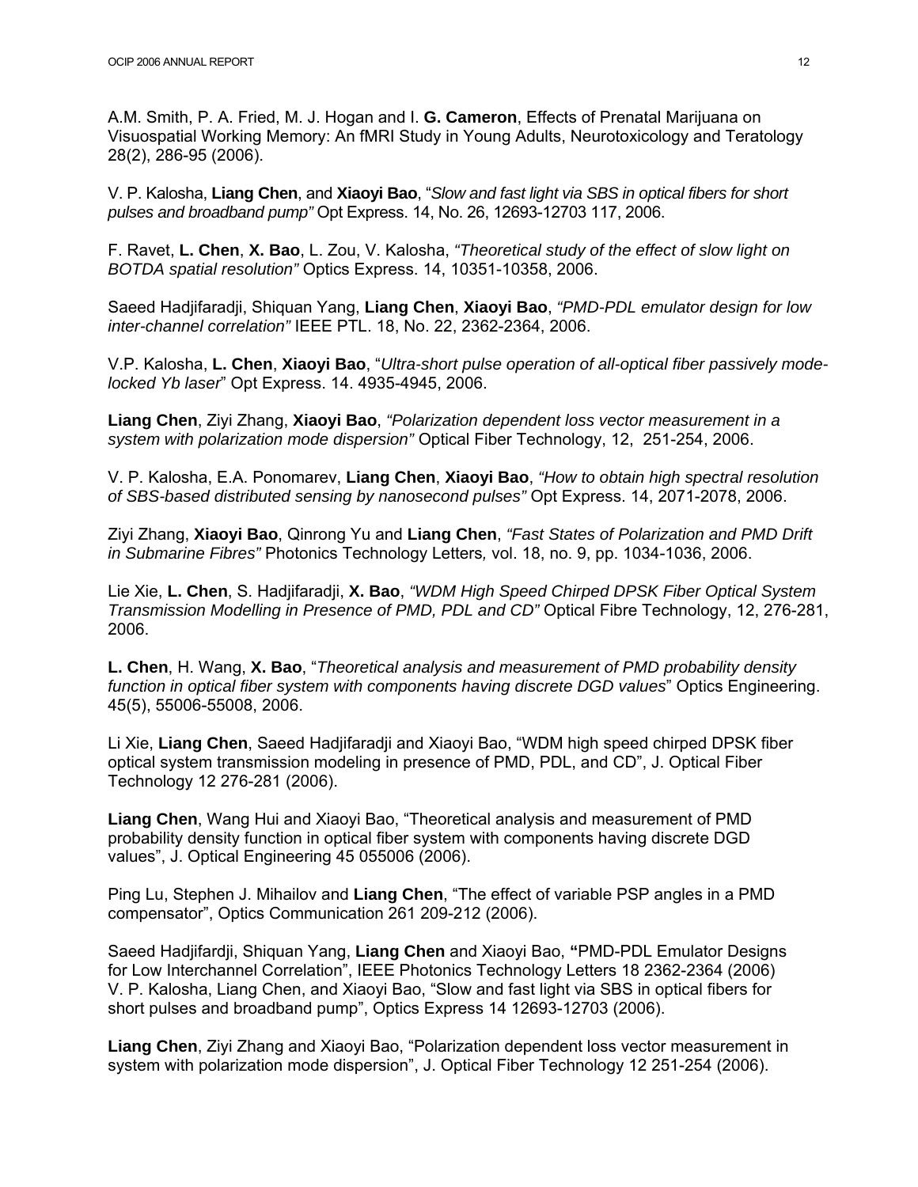A.M. Smith, P. A. Fried, M. J. Hogan and I. **G. Cameron**, Effects of Prenatal Marijuana on Visuospatial Working Memory: An fMRI Study in Young Adults, Neurotoxicology and Teratology 28(2), 286-95 (2006).

V. P. Kalosha, **Liang Chen**, and **Xiaoyi Bao**, "*Slow and fast light via SBS in optical fibers for short pulses and broadband pump"* Opt Express. 14, No. 26, 12693-12703 117, 2006.

F. Ravet, **L. Chen**, **X. Bao**, L. Zou, V. Kalosha, *"Theoretical study of the effect of slow light on BOTDA spatial resolution"* Optics Express. 14, 10351-10358, 2006.

Saeed Hadjifaradji, Shiquan Yang, **Liang Chen**, **Xiaoyi Bao**, *"PMD-PDL emulator design for low inter-channel correlation"* IEEE PTL. 18, No. 22, 2362-2364, 2006.

V.P. Kalosha, **L. Chen**, **Xiaoyi Bao**, "*Ultra-short pulse operation of all-optical fiber passively mode-locked Yb laser*" Opt Express. 14. 4935-4945, 2006.

**Liang Chen**, Ziyi Zhang, **Xiaoyi Bao**, *"Polarization dependent loss vector measurement in a system with polarization mode dispersion"* Optical Fiber Technology, 12, 251-254, 2006.

V. P. Kalosha, E.A. Ponomarev, **Liang Chen**, **Xiaoyi Bao**, *"How to obtain high spectral resolution of SBS-based distributed sensing by nanosecond pulses"* Opt Express. 14, 2071-2078, 2006.

Ziyi Zhang, **Xiaoyi Bao**, Qinrong Yu and **Liang Chen**, *"Fast States of Polarization and PMD Drift in Submarine Fibres"* Photonics Technology Letters*,* vol. 18, no. 9, pp. 1034-1036, 2006.

Lie Xie, **L. Chen**, S. Hadjifaradji, **X. Bao**, *"WDM High Speed Chirped DPSK Fiber Optical System Transmission Modelling in Presence of PMD, PDL and CD"* Optical Fibre Technology, 12, 276-281, 2006.

**L. Chen**, H. Wang, **X. Bao**, "*Theoretical analysis and measurement of PMD probability density function in optical fiber system with components having discrete DGD values*" Optics Engineering. 45(5), 55006-55008, 2006.

Li Xie, **Liang Chen**, Saeed Hadjifaradji and Xiaoyi Bao, "WDM high speed chirped DPSK fiber optical system transmission modeling in presence of PMD, PDL, and CD", J. Optical Fiber Technology 12 276-281 (2006).

**Liang Chen**, Wang Hui and Xiaoyi Bao, "Theoretical analysis and measurement of PMD probability density function in optical fiber system with components having discrete DGD values", J. Optical Engineering 45 055006 (2006).

Ping Lu, Stephen J. Mihailov and **Liang Chen**, "The effect of variable PSP angles in a PMD compensator", Optics Communication 261 209-212 (2006).

Saeed Hadjifardji, Shiquan Yang, **Liang Chen** and Xiaoyi Bao, **"**PMD-PDL Emulator Designs for Low Interchannel Correlation", IEEE Photonics Technology Letters 18 2362-2364 (2006)
V. P. Kalosha, Liang Chen, and Xiaoyi Bao, "Slow and fast light via SBS in optical fibers for short pulses and broadband pump", Optics Express 14 12693-12703 (2006).

**Liang Chen**, Ziyi Zhang and Xiaoyi Bao, "Polarization dependent loss vector measurement in system with polarization mode dispersion", J. Optical Fiber Technology 12 251-254 (2006).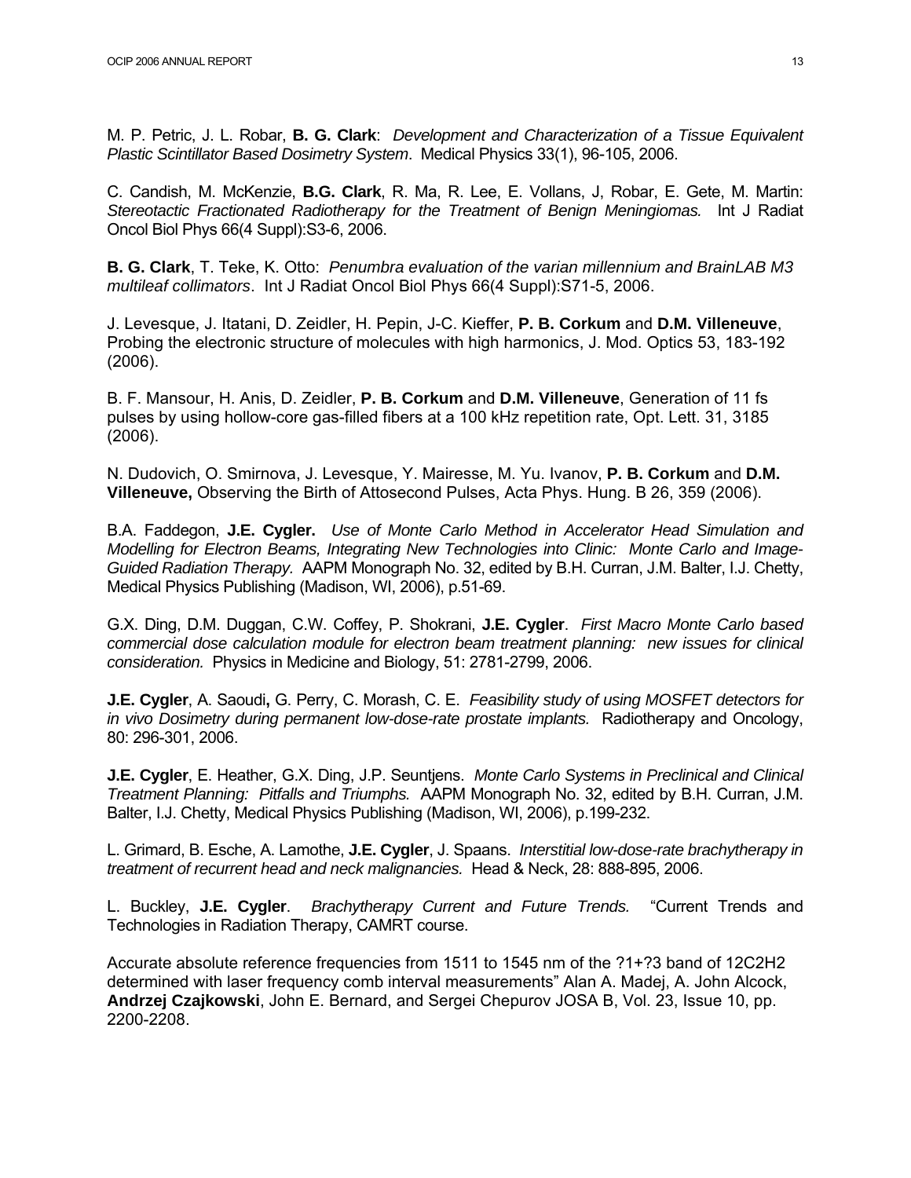M. P. Petric, J. L. Robar, **B. G. Clark**: *Development and Characterization of a Tissue Equivalent Plastic Scintillator Based Dosimetry System*. Medical Physics 33(1), 96-105, 2006.

C. Candish, M. McKenzie, **B.G. Clark**, R. Ma, R. Lee, E. Vollans, J, Robar, E. Gete, M. Martin: *Stereotactic Fractionated Radiotherapy for the Treatment of Benign Meningiomas.* Int J Radiat Oncol Biol Phys 66(4 Suppl):S3-6, 2006.

**B. G. Clark**, T. Teke, K. Otto: *Penumbra evaluation of the varian millennium and BrainLAB M3 multileaf collimators*. Int J Radiat Oncol Biol Phys 66(4 Suppl):S71-5, 2006.

J. Levesque, J. Itatani, D. Zeidler, H. Pepin, J-C. Kieffer, **P. B. Corkum** and **D.M. Villeneuve**, Probing the electronic structure of molecules with high harmonics, J. Mod. Optics 53, 183-192 (2006).

B. F. Mansour, H. Anis, D. Zeidler, **P. B. Corkum** and **D.M. Villeneuve**, Generation of 11 fs pulses by using hollow-core gas-filled fibers at a 100 kHz repetition rate, Opt. Lett. 31, 3185 (2006).

N. Dudovich, O. Smirnova, J. Levesque, Y. Mairesse, M. Yu. Ivanov, **P. B. Corkum** and **D.M. Villeneuve,** Observing the Birth of Attosecond Pulses, Acta Phys. Hung. B 26, 359 (2006).

B.A. Faddegon, **J.E. Cygler.** *Use of Monte Carlo Method in Accelerator Head Simulation and Modelling for Electron Beams, Integrating New Technologies into Clinic: Monte Carlo and Image-Guided Radiation Therapy.* AAPM Monograph No. 32, edited by B.H. Curran, J.M. Balter, I.J. Chetty, Medical Physics Publishing (Madison, WI, 2006), p.51-69.

G.X. Ding, D.M. Duggan, C.W. Coffey, P. Shokrani, **J.E. Cygler**. *First Macro Monte Carlo based commercial dose calculation module for electron beam treatment planning: new issues for clinical consideration.* Physics in Medicine and Biology, 51: 2781-2799, 2006.

**J.E. Cygler**, A. Saoudi**,** G. Perry, C. Morash, C. E. *Feasibility study of using MOSFET detectors for in vivo Dosimetry during permanent low-dose-rate prostate implants.* Radiotherapy and Oncology, 80: 296-301, 2006.

**J.E. Cygler**, E. Heather, G.X. Ding, J.P. Seuntjens. *Monte Carlo Systems in Preclinical and Clinical Treatment Planning: Pitfalls and Triumphs.* AAPM Monograph No. 32, edited by B.H. Curran, J.M. Balter, I.J. Chetty, Medical Physics Publishing (Madison, WI, 2006), p.199-232.

L. Grimard, B. Esche, A. Lamothe, **J.E. Cygler**, J. Spaans. *Interstitial low-dose-rate brachytherapy in treatment of recurrent head and neck malignancies.* Head & Neck, 28: 888-895, 2006.

L. Buckley, **J.E. Cygler**. *Brachytherapy Current and Future Trends.* "Current Trends and Technologies in Radiation Therapy, CAMRT course.

Accurate absolute reference frequencies from 1511 to 1545 nm of the ?1+?3 band of 12C2H2 determined with laser frequency comb interval measurements" Alan A. Madej, A. John Alcock, **Andrzej Czajkowski**, John E. Bernard, and Sergei Chepurov JOSA B, Vol. 23, Issue 10, pp. 2200-2208.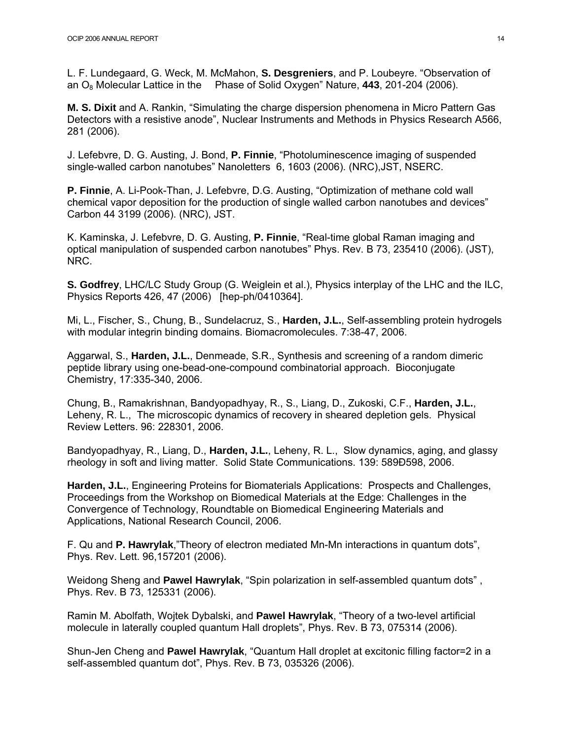L. F. Lundegaard, G. Weck, M. McMahon, **S. Desgreniers**, and P. Loubeyre. "Observation of an $O_8$ Molecular Lattice in the Phase of Solid Oxygen" Nature, **443**, 201-204 (2006).

**M. S. Dixit** and A. Rankin, "Simulating the charge dispersion phenomena in Micro Pattern Gas Detectors with a resistive anode", Nuclear Instruments and Methods in Physics Research A566, 281 (2006).

J. Lefebvre, D. G. Austing, J. Bond, **P. Finnie**, "Photoluminescence imaging of suspended single-walled carbon nanotubes" Nanoletters 6, 1603 (2006). (NRC),JST, NSERC.

**P. Finnie**, A. Li-Pook-Than, J. Lefebvre, D.G. Austing, "Optimization of methane cold wall chemical vapor deposition for the production of single walled carbon nanotubes and devices" Carbon 44 3199 (2006). (NRC), JST.

K. Kaminska, J. Lefebvre, D. G. Austing, **P. Finnie**, "Real-time global Raman imaging and optical manipulation of suspended carbon nanotubes" Phys. Rev. B 73, 235410 (2006). (JST), NRC.

**S. Godfrey**, LHC/LC Study Group (G. Weiglein et al.), Physics interplay of the LHC and the ILC, Physics Reports 426, 47 (2006) [hep-ph/0410364].

Mi, L., Fischer, S., Chung, B., Sundelacruz, S., **Harden, J.L.**, Self-assembling protein hydrogels with modular integrin binding domains. Biomacromolecules. 7:38-47, 2006.

Aggarwal, S., **Harden, J.L.**, Denmeade, S.R., Synthesis and screening of a random dimeric peptide library using one-bead-one-compound combinatorial approach. Bioconjugate Chemistry, 17:335-340, 2006.

Chung, B., Ramakrishnan, Bandyopadhyay, R., S., Liang, D., Zukoski, C.F., **Harden, J.L.**, Leheny, R. L., The microscopic dynamics of recovery in sheared depletion gels. Physical Review Letters. 96: 228301, 2006.

Bandyopadhyay, R., Liang, D., **Harden, J.L.**, Leheny, R. L., Slow dynamics, aging, and glassy rheology in soft and living matter. Solid State Communications. 139: 589Ð598, 2006.

**Harden, J.L.**, Engineering Proteins for Biomaterials Applications: Prospects and Challenges, Proceedings from the Workshop on Biomedical Materials at the Edge: Challenges in the Convergence of Technology, Roundtable on Biomedical Engineering Materials and Applications, National Research Council, 2006.

F. Qu and **P. Hawrylak**,"Theory of electron mediated Mn-Mn interactions in quantum dots", Phys. Rev. Lett. 96,157201 (2006).

Weidong Sheng and **Pawel Hawrylak**, "Spin polarization in self-assembled quantum dots" , Phys. Rev. B 73, 125331 (2006).

Ramin M. Abolfath, Wojtek Dybalski, and **Pawel Hawrylak**, "Theory of a two-level artificial molecule in laterally coupled quantum Hall droplets", Phys. Rev. B 73, 075314 (2006).

Shun-Jen Cheng and **Pawel Hawrylak**, "Quantum Hall droplet at excitonic filling factor=2 in a self-assembled quantum dot", Phys. Rev. B 73, 035326 (2006).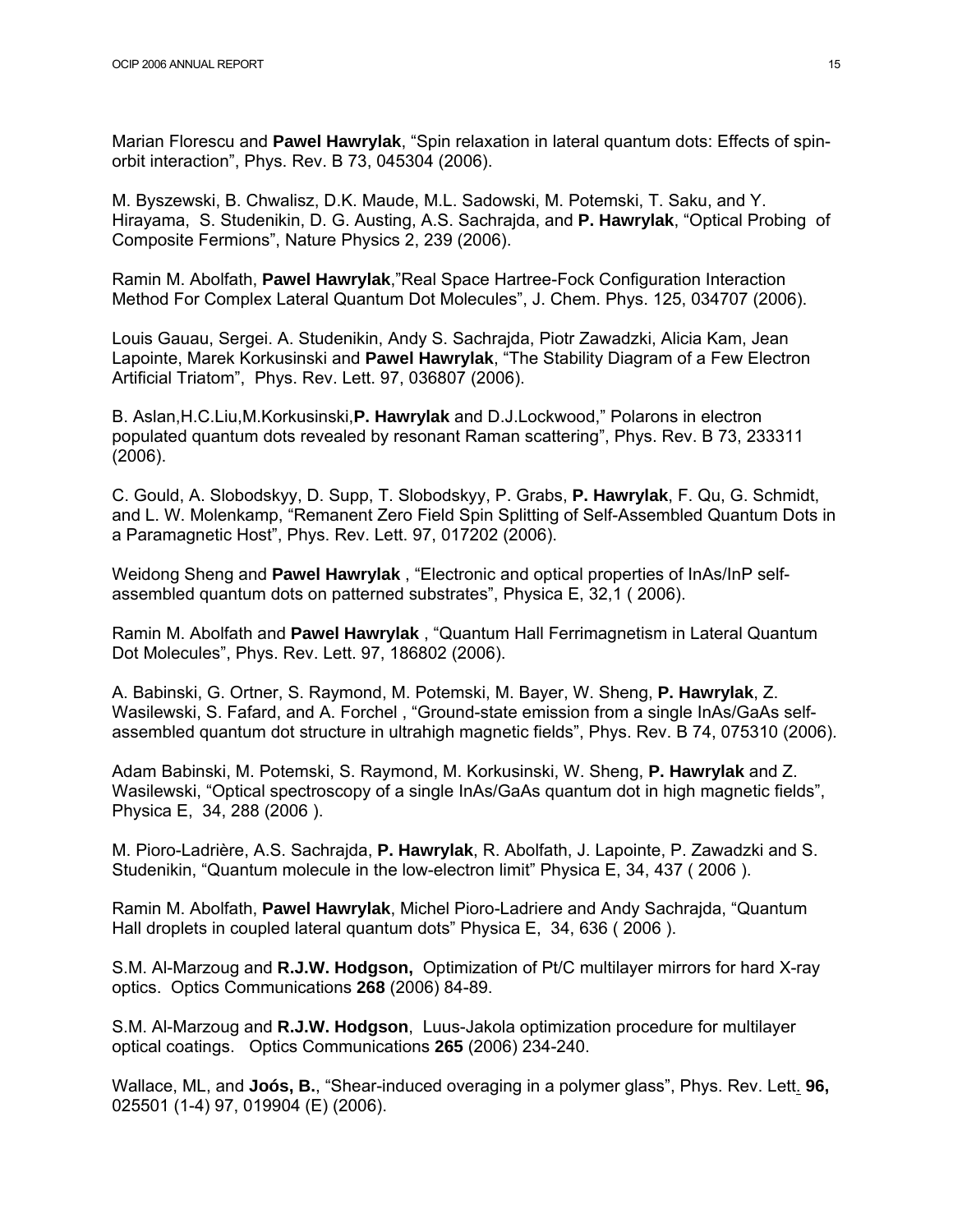Marian Florescu and **Pawel Hawrylak**, "Spin relaxation in lateral quantum dots: Effects of spin-orbit interaction", Phys. Rev. B 73, 045304 (2006).

M. Byszewski, B. Chwalisz, D.K. Maude, M.L. Sadowski, M. Potemski, T. Saku, and Y. Hirayama, S. Studenikin, D. G. Austing, A.S. Sachrajda, and **P. Hawrylak**, "Optical Probing of Composite Fermions", Nature Physics 2, 239 (2006).

Ramin M. Abolfath, **Pawel Hawrylak**,"Real Space Hartree-Fock Configuration Interaction Method For Complex Lateral Quantum Dot Molecules", J. Chem. Phys. 125, 034707 (2006).

Louis Gauau, Sergei. A. Studenikin, Andy S. Sachrajda, Piotr Zawadzki, Alicia Kam, Jean Lapointe, Marek Korkusinski and **Pawel Hawrylak**, "The Stability Diagram of a Few Electron Artificial Triatom", Phys. Rev. Lett. 97, 036807 (2006).

B. Aslan,H.C.Liu,M.Korkusinski,**P. Hawrylak** and D.J.Lockwood," Polarons in electron populated quantum dots revealed by resonant Raman scattering", Phys. Rev. B 73, 233311 (2006).

C. Gould, A. Slobodskyy, D. Supp, T. Slobodskyy, P. Grabs, **P. Hawrylak**, F. Qu, G. Schmidt, and L. W. Molenkamp, "Remanent Zero Field Spin Splitting of Self-Assembled Quantum Dots in a Paramagnetic Host", Phys. Rev. Lett. 97, 017202 (2006).

Weidong Sheng and **Pawel Hawrylak** , "Electronic and optical properties of InAs/InP self-assembled quantum dots on patterned substrates", Physica E, 32,1 ( 2006).

Ramin M. Abolfath and **Pawel Hawrylak** , "Quantum Hall Ferrimagnetism in Lateral Quantum Dot Molecules", Phys. Rev. Lett. 97, 186802 (2006).

A. Babinski, G. Ortner, S. Raymond, M. Potemski, M. Bayer, W. Sheng, **P. Hawrylak**, Z. Wasilewski, S. Fafard, and A. Forchel , "Ground-state emission from a single InAs/GaAs self-assembled quantum dot structure in ultrahigh magnetic fields", Phys. Rev. B 74, 075310 (2006).

Adam Babinski, M. Potemski, S. Raymond, M. Korkusinski, W. Sheng, **P. Hawrylak** and Z. Wasilewski, "Optical spectroscopy of a single InAs/GaAs quantum dot in high magnetic fields", Physica E, 34, 288 (2006 ).

M. Pioro-Ladrière, A.S. Sachrajda, **P. Hawrylak**, R. Abolfath, J. Lapointe, P. Zawadzki and S. Studenikin, "Quantum molecule in the low-electron limit" Physica E, 34, 437 ( 2006 ).

Ramin M. Abolfath, **Pawel Hawrylak**, Michel Pioro-Ladriere and Andy Sachrajda, "Quantum Hall droplets in coupled lateral quantum dots" Physica E, 34, 636 ( 2006 ).

S.M. Al-Marzoug and **R.J.W. Hodgson,** Optimization of Pt/C multilayer mirrors for hard X-ray optics. Optics Communications **268** (2006) 84-89.

S.M. Al-Marzoug and **R.J.W. Hodgson**, Luus-Jakola optimization procedure for multilayer optical coatings. Optics Communications **265** (2006) 234-240.

Wallace, ML, and **Joós, B.**, "Shear-induced overaging in a polymer glass", Phys. Rev. Lett. **96,** 025501 (1-4) 97, 019904 (E) (2006).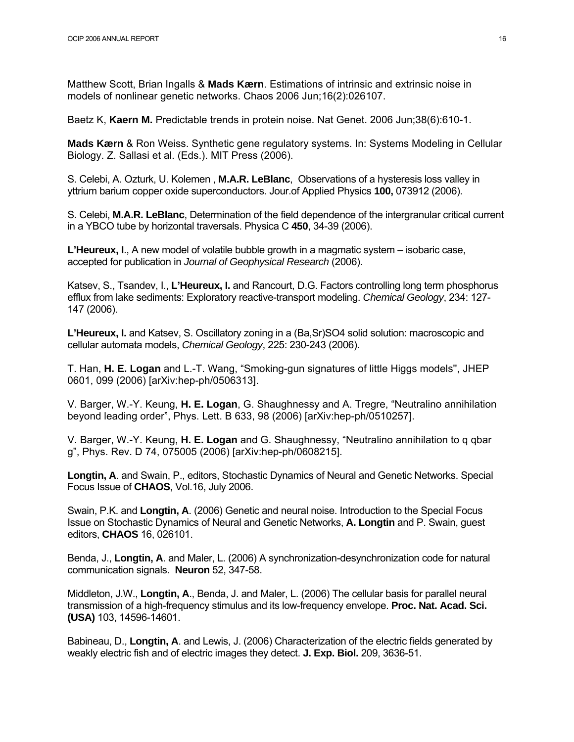Matthew Scott, Brian Ingalls & **Mads Kærn**. Estimations of intrinsic and extrinsic noise in models of nonlinear genetic networks. Chaos 2006 Jun;16(2):026107.

Baetz K, **Kaern M.** Predictable trends in protein noise. Nat Genet. 2006 Jun;38(6):610-1.

**Mads Kærn** & Ron Weiss. Synthetic gene regulatory systems. In: Systems Modeling in Cellular Biology. Z. Sallasi et al. (Eds.). MIT Press (2006).

S. Celebi, A. Ozturk, U. Kolemen , **M.A.R. LeBlanc**, Observations of a hysteresis loss valley in yttrium barium copper oxide superconductors. Jour.of Applied Physics **100,** 073912 (2006).

S. Celebi, **M.A.R. LeBlanc**, Determination of the field dependence of the intergranular critical current in a YBCO tube by horizontal traversals. Physica C **450**, 34-39 (2006).

**L'Heureux, I**., A new model of volatile bubble growth in a magmatic system – isobaric case, accepted for publication in *Journal of Geophysical Research* (2006).

Katsev, S., Tsandev, I., **L'Heureux, I.** and Rancourt, D.G. Factors controlling long term phosphorus efflux from lake sediments: Exploratory reactive-transport modeling. *Chemical Geology*, 234: 127-147 (2006).

**L'Heureux, I.** and Katsev, S. Oscillatory zoning in a (Ba,Sr)SO4 solid solution: macroscopic and cellular automata models, *Chemical Geology*, 225: 230-243 (2006).

T. Han, **H. E. Logan** and L.-T. Wang, "Smoking-gun signatures of little Higgs models", JHEP 0601, 099 (2006) [arXiv:hep-ph/0506313].

V. Barger, W.-Y. Keung, **H. E. Logan**, G. Shaughnessy and A. Tregre, "Neutralino annihilation beyond leading order", Phys. Lett. B 633, 98 (2006) [arXiv:hep-ph/0510257].

V. Barger, W.-Y. Keung, **H. E. Logan** and G. Shaughnessy, "Neutralino annihilation to q qbar g", Phys. Rev. D 74, 075005 (2006) [arXiv:hep-ph/0608215].

**Longtin, A**. and Swain, P., editors, Stochastic Dynamics of Neural and Genetic Networks. Special Focus Issue of **CHAOS**, Vol.16, July 2006.

Swain, P.K. and **Longtin, A**. (2006) Genetic and neural noise. Introduction to the Special Focus Issue on Stochastic Dynamics of Neural and Genetic Networks, **A. Longtin** and P. Swain, guest editors, **CHAOS** 16, 026101.

Benda, J., **Longtin, A**. and Maler, L. (2006) A synchronization-desynchronization code for natural communication signals. **Neuron** 52, 347-58.

Middleton, J.W., **Longtin, A**., Benda, J. and Maler, L. (2006) The cellular basis for parallel neural transmission of a high-frequency stimulus and its low-frequency envelope. **Proc. Nat. Acad. Sci. (USA)** 103, 14596-14601.

Babineau, D., **Longtin, A**. and Lewis, J. (2006) Characterization of the electric fields generated by weakly electric fish and of electric images they detect. **J. Exp. Biol.** 209, 3636-51.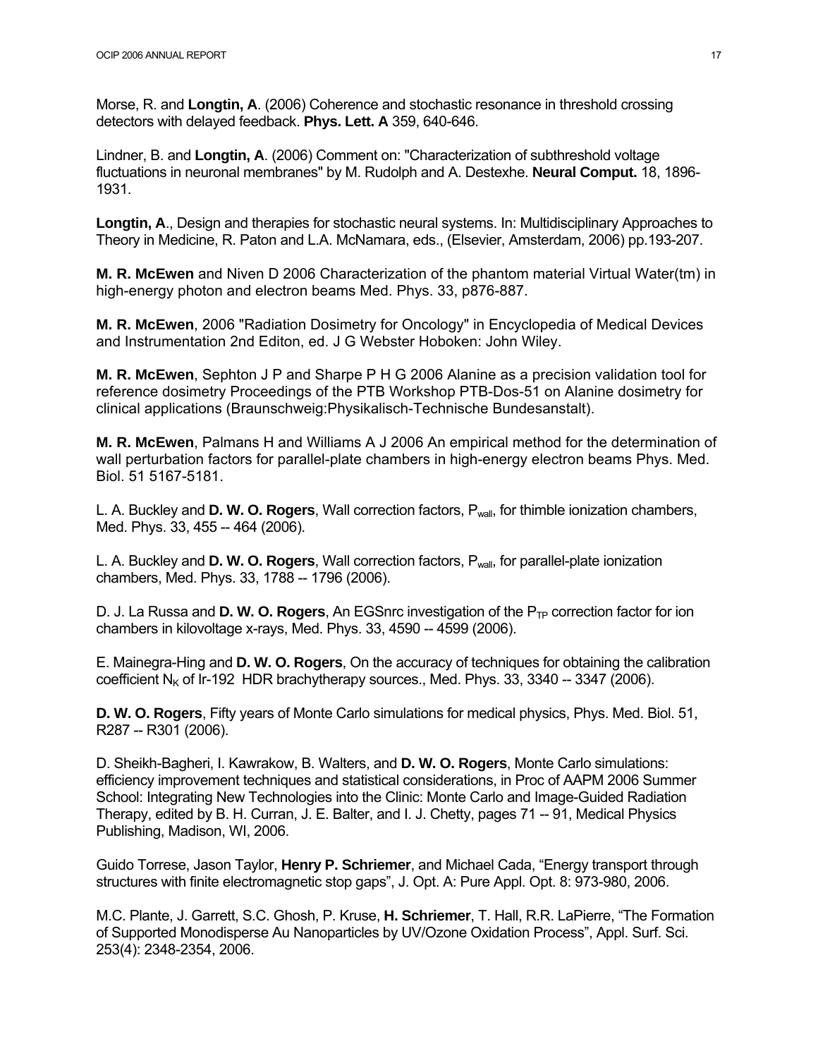Morse, R. and **Longtin, A**. (2006) Coherence and stochastic resonance in threshold crossing detectors with delayed feedback. **Phys. Lett. A** 359, 640-646.

Lindner, B. and **Longtin, A**. (2006) Comment on: "Characterization of subthreshold voltage fluctuations in neuronal membranes" by M. Rudolph and A. Destexhe. **Neural Comput.** 18, 1896-1931.

**Longtin, A**., Design and therapies for stochastic neural systems. In: Multidisciplinary Approaches to Theory in Medicine, R. Paton and L.A. McNamara, eds., (Elsevier, Amsterdam, 2006) pp.193-207.

**M. R. McEwen** and Niven D 2006 Characterization of the phantom material Virtual Water(tm) in high-energy photon and electron beams Med. Phys. 33, p876-887.

**M. R. McEwen**, 2006 "Radiation Dosimetry for Oncology" in Encyclopedia of Medical Devices and Instrumentation 2nd Editon, ed. J G Webster Hoboken: John Wiley.

**M. R. McEwen**, Sephton J P and Sharpe P H G 2006 Alanine as a precision validation tool for reference dosimetry Proceedings of the PTB Workshop PTB-Dos-51 on Alanine dosimetry for clinical applications (Braunschweig:Physikalisch-Technische Bundesanstalt).

**M. R. McEwen**, Palmans H and Williams A J 2006 An empirical method for the determination of wall perturbation factors for parallel-plate chambers in high-energy electron beams Phys. Med. Biol. 51 5167-5181.

L. A. Buckley and **D. W. O. Rogers**, Wall correction factors, $P_{wall}$, for thimble ionization chambers, Med. Phys. 33, 455 -- 464 (2006).

L. A. Buckley and **D. W. O. Rogers**, Wall correction factors, $P_{wall}$, for parallel-plate ionization chambers, Med. Phys. 33, 1788 -- 1796 (2006).

D. J. La Russa and **D. W. O. Rogers**, An EGSnrc investigation of the $P_{TP}$ correction factor for ion chambers in kilovoltage x-rays, Med. Phys. 33, 4590 -- 4599 (2006).

E. Mainegra-Hing and **D. W. O. Rogers**, On the accuracy of techniques for obtaining the calibration coefficient $N_K$ of Ir-192 HDR brachytherapy sources., Med. Phys. 33, 3340 -- 3347 (2006).

**D. W. O. Rogers**, Fifty years of Monte Carlo simulations for medical physics, Phys. Med. Biol. 51, R287 -- R301 (2006).

D. Sheikh-Bagheri, I. Kawrakow, B. Walters, and **D. W. O. Rogers**, Monte Carlo simulations: efficiency improvement techniques and statistical considerations, in Proc of AAPM 2006 Summer School: Integrating New Technologies into the Clinic: Monte Carlo and Image-Guided Radiation Therapy, edited by B. H. Curran, J. E. Balter, and I. J. Chetty, pages 71 -- 91, Medical Physics Publishing, Madison, WI, 2006.

Guido Torrese, Jason Taylor, **Henry P. Schriemer**, and Michael Cada, "Energy transport through structures with finite electromagnetic stop gaps", J. Opt. A: Pure Appl. Opt. 8: 973-980, 2006.

M.C. Plante, J. Garrett, S.C. Ghosh, P. Kruse, **H. Schriemer**, T. Hall, R.R. LaPierre, "The Formation of Supported Monodisperse Au Nanoparticles by UV/Ozone Oxidation Process", Appl. Surf. Sci. 253(4): 2348-2354, 2006.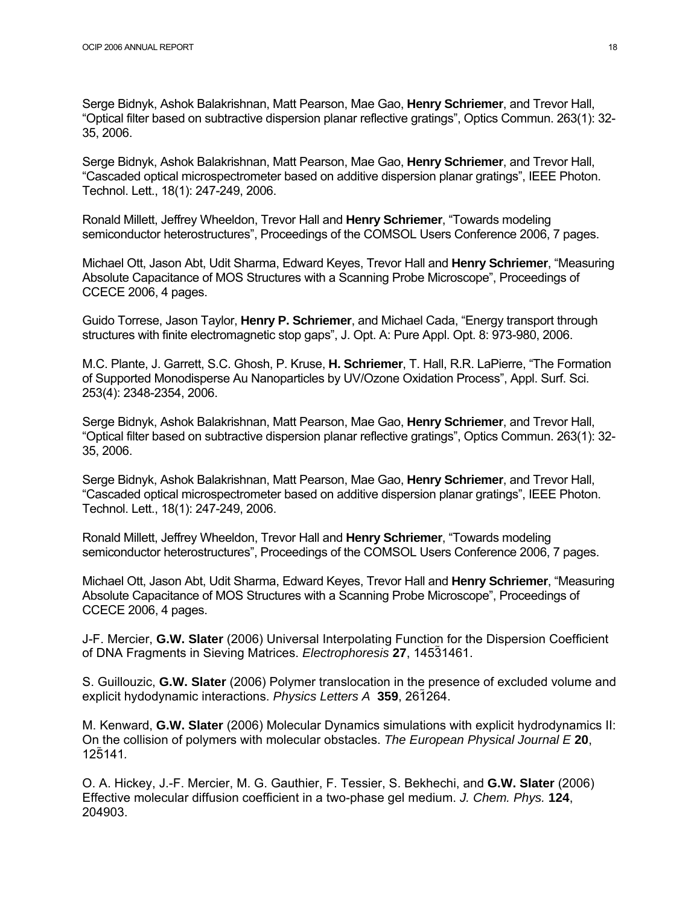Serge Bidnyk, Ashok Balakrishnan, Matt Pearson, Mae Gao, **Henry Schriemer**, and Trevor Hall, "Optical filter based on subtractive dispersion planar reflective gratings", Optics Commun. 263(1): 32-35, 2006.

Serge Bidnyk, Ashok Balakrishnan, Matt Pearson, Mae Gao, **Henry Schriemer**, and Trevor Hall, "Cascaded optical microspectrometer based on additive dispersion planar gratings", IEEE Photon. Technol. Lett., 18(1): 247-249, 2006.

Ronald Millett, Jeffrey Wheeldon, Trevor Hall and **Henry Schriemer**, "Towards modeling semiconductor heterostructures", Proceedings of the COMSOL Users Conference 2006, 7 pages.

Michael Ott, Jason Abt, Udit Sharma, Edward Keyes, Trevor Hall and **Henry Schriemer**, "Measuring Absolute Capacitance of MOS Structures with a Scanning Probe Microscope", Proceedings of CCECE 2006, 4 pages.

Guido Torrese, Jason Taylor, **Henry P. Schriemer**, and Michael Cada, "Energy transport through structures with finite electromagnetic stop gaps", J. Opt. A: Pure Appl. Opt. 8: 973-980, 2006.

M.C. Plante, J. Garrett, S.C. Ghosh, P. Kruse, **H. Schriemer**, T. Hall, R.R. LaPierre, "The Formation of Supported Monodisperse Au Nanoparticles by UV/Ozone Oxidation Process", Appl. Surf. Sci. 253(4): 2348-2354, 2006.

Serge Bidnyk, Ashok Balakrishnan, Matt Pearson, Mae Gao, **Henry Schriemer**, and Trevor Hall, "Optical filter based on subtractive dispersion planar reflective gratings", Optics Commun. 263(1): 32-35, 2006.

Serge Bidnyk, Ashok Balakrishnan, Matt Pearson, Mae Gao, **Henry Schriemer**, and Trevor Hall, "Cascaded optical microspectrometer based on additive dispersion planar gratings", IEEE Photon. Technol. Lett., 18(1): 247-249, 2006.

Ronald Millett, Jeffrey Wheeldon, Trevor Hall and **Henry Schriemer**, "Towards modeling semiconductor heterostructures", Proceedings of the COMSOL Users Conference 2006, 7 pages.

Michael Ott, Jason Abt, Udit Sharma, Edward Keyes, Trevor Hall and **Henry Schriemer**, "Measuring Absolute Capacitance of MOS Structures with a Scanning Probe Microscope", Proceedings of CCECE 2006, 4 pages.

J-F. Mercier, **G.W. Slater** (2006) Universal Interpolating Function for the Dispersion Coefficient of DNA Fragments in Sieving Matrices. *Electrophoresis* **27**, 1453–1461.

S. Guillouzic, **G.W. Slater** (2006) Polymer translocation in the presence of excluded volume and explicit hydodynamic interactions. *Physics Letters A* **359**, 261–264.

M. Kenward, **G.W. Slater** (2006) Molecular Dynamics simulations with explicit hydrodynamics II: On the collision of polymers with molecular obstacles. *The European Physical Journal E* **20**, 125–141.

O. A. Hickey, J.-F. Mercier, M. G. Gauthier, F. Tessier, S. Bekhechi, and **G.W. Slater** (2006) Effective molecular diffusion coefficient in a two-phase gel medium. *J. Chem. Phys.* **124**, 204903.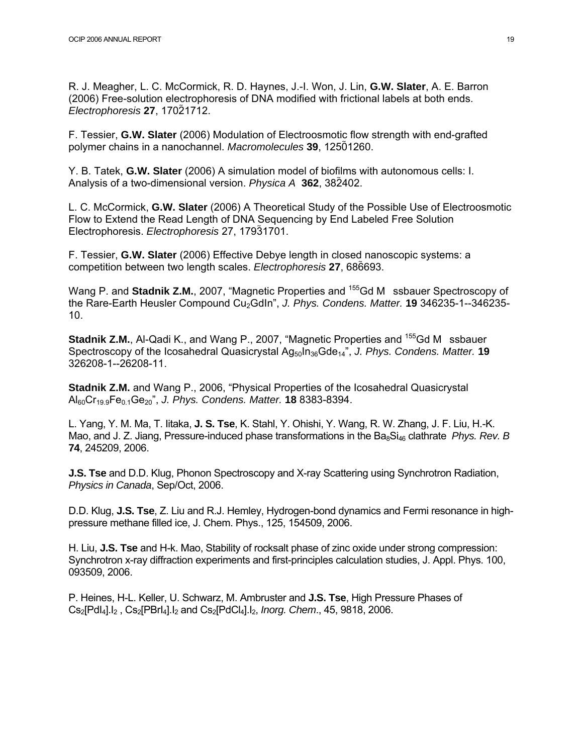R. J. Meagher, L. C. McCormick, R. D. Haynes, J.-I. Won, J. Lin, **G.W. Slater**, A. E. Barron (2006) Free-solution electrophoresis of DNA modified with frictional labels at both ends. *Electrophoresis* **27**, 1702̃1712.

F. Tessier, **G.W. Slater** (2006) Modulation of Electroosmotic flow strength with end-grafted polymer chains in a nanochannel. *Macromolecules* **39**, 1250̃1260.

Y. B. Tatek, **G.W. Slater** (2006) A simulation model of biofilms with autonomous cells: I. Analysis of a two-dimensional version. *Physica A* **362**, 382̃402.

L. C. McCormick, **G.W. Slater** (2006) A Theoretical Study of the Possible Use of Electroosmotic Flow to Extend the Read Length of DNA Sequencing by End Labeled Free Solution Electrophoresis. *Electrophoresis* 27, 1793̃1701.

F. Tessier, **G.W. Slater** (2006) Effective Debye length in closed nanoscopic systems: a competition between two length scales. *Electrophoresis* **27**, 686̃693.

Wang P. and **Stadnik Z.M.**, 2007, "Magnetic Properties and $^{155}$Gd M ssbauer Spectroscopy of the Rare-Earth Heusler Compound $Cu_2GdIn$", *J. Phys. Condens. Matter.* **19** 346235-1--346235-10.

**Stadnik Z.M.**, Al-Qadi K., and Wang P., 2007, "Magnetic Properties and $^{155}$Gd M ssbauer Spectroscopy of the Icosahedral Quasicrystal $Ag_{50}In_{36}Gde_{14}$", *J. Phys. Condens. Matter.* **19** 326208-1--26208-11.

**Stadnik Z.M.** and Wang P., 2006, "Physical Properties of the Icosahedral Quasicrystal $Al_{60}Cr_{19.9}Fe_{0.1}Ge_{20}$", *J. Phys. Condens. Matter.* **18** 8383-8394.

L. Yang, Y. M. Ma, T. Iitaka, **J. S. Tse**, K. Stahl, Y. Ohishi, Y. Wang, R. W. Zhang, J. F. Liu, H.-K. Mao, and J. Z. Jiang, Pressure-induced phase transformations in the $Ba_8Si_{46}$ clathrate *Phys. Rev. B* **74**, 245209, 2006.

**J.S. Tse** and D.D. Klug, Phonon Spectroscopy and X-ray Scattering using Synchrotron Radiation, *Physics in Canada*, Sep/Oct, 2006.

D.D. Klug, **J.S. Tse**, Z. Liu and R.J. Hemley, Hydrogen-bond dynamics and Fermi resonance in high-pressure methane filled ice, J. Chem. Phys., 125, 154509, 2006.

H. Liu, **J.S. Tse** and H-k. Mao, Stability of rocksalt phase of zinc oxide under strong compression: Synchrotron x-ray diffraction experiments and first-principles calculation studies, J. Appl. Phys. 100, 093509, 2006.

P. Heines, H-L. Keller, U. Schwarz, M. Ambruster and **J.S. Tse**, High Pressure Phases of $Cs_2[PdI_4].I_2$ , $Cs_2[PBrI_4].I_2$ and $Cs_2[PdCl_4]I_2$, *Inorg. Chem*., 45, 9818, 2006.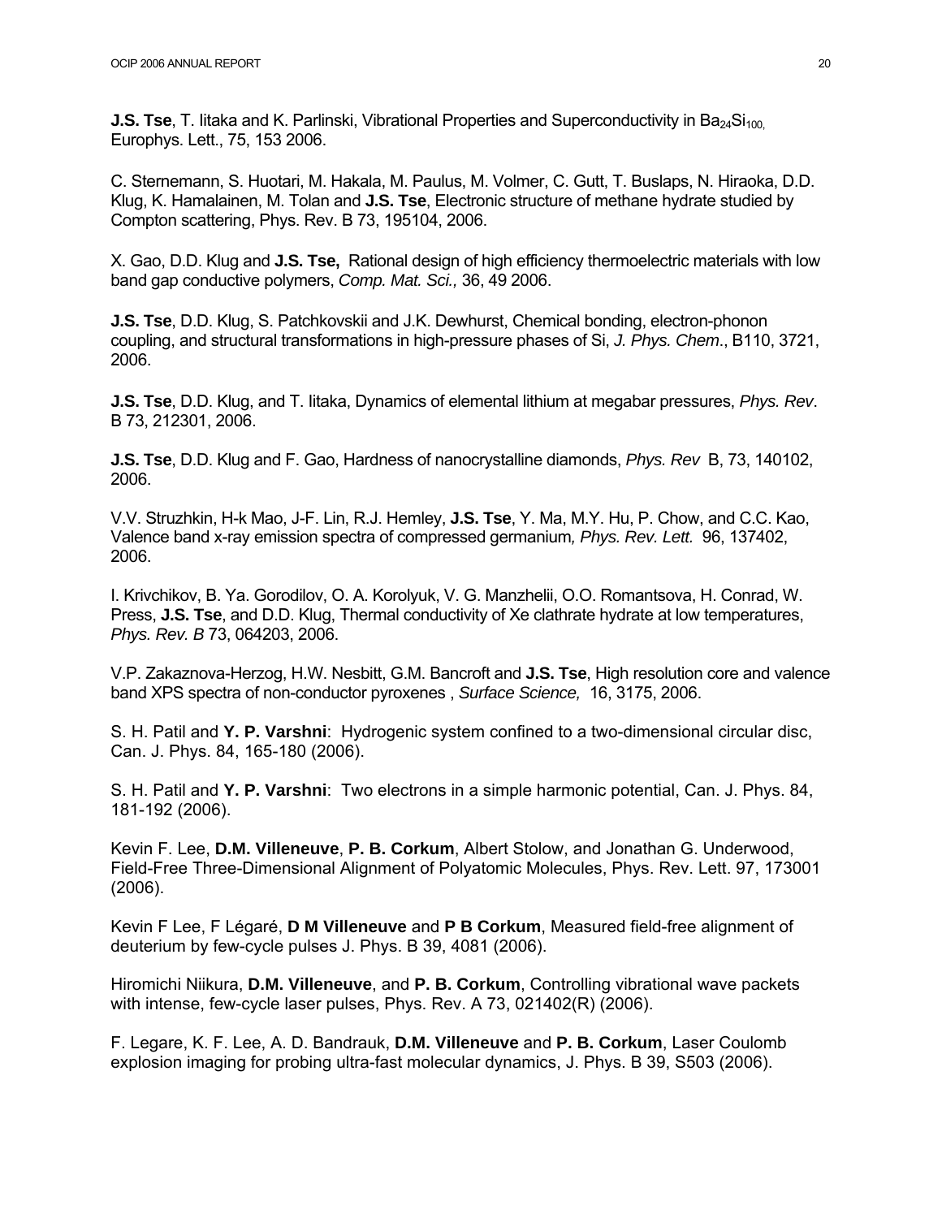**J.S. Tse**, T. Iitaka and K. Parlinski, Vibrational Properties and Superconductivity in $Ba_{24}Si_{100,}$ Europhys. Lett., 75, 153 2006.

C. Sternemann, S. Huotari, M. Hakala, M. Paulus, M. Volmer, C. Gutt, T. Buslaps, N. Hiraoka, D.D. Klug, K. Hamalainen, M. Tolan and **J.S. Tse**, Electronic structure of methane hydrate studied by Compton scattering, Phys. Rev. B 73, 195104, 2006.

X. Gao, D.D. Klug and **J.S. Tse,** Rational design of high efficiency thermoelectric materials with low band gap conductive polymers, *Comp. Mat. Sci.,* 36, 49 2006.

**J.S. Tse**, D.D. Klug, S. Patchkovskii and J.K. Dewhurst, Chemical bonding, electron-phonon coupling, and structural transformations in high-pressure phases of Si, *J. Phys. Chem*., B110, 3721, 2006.

**J.S. Tse**, D.D. Klug, and T. Iitaka, Dynamics of elemental lithium at megabar pressures, *Phys. Rev*. B 73, 212301, 2006.

**J.S. Tse**, D.D. Klug and F. Gao, Hardness of nanocrystalline diamonds, *Phys. Rev* B, 73, 140102, 2006.

V.V. Struzhkin, H-k Mao, J-F. Lin, R.J. Hemley, **J.S. Tse**, Y. Ma, M.Y. Hu, P. Chow, and C.C. Kao, Valence band x-ray emission spectra of compressed germanium*, Phys. Rev. Lett.* 96, 137402, 2006.

I. Krivchikov, B. Ya. Gorodilov, O. A. Korolyuk, V. G. Manzhelii, O.O. Romantsova, H. Conrad, W. Press, **J.S. Tse**, and D.D. Klug, Thermal conductivity of Xe clathrate hydrate at low temperatures, *Phys. Rev. B* 73, 064203, 2006.

V.P. Zakaznova-Herzog, H.W. Nesbitt, G.M. Bancroft and **J.S. Tse**, High resolution core and valence band XPS spectra of non-conductor pyroxenes , *Surface Science,* 16, 3175, 2006.

S. H. Patil and **Y. P. Varshni**: Hydrogenic system confined to a two-dimensional circular disc, Can. J. Phys. 84, 165-180 (2006).

S. H. Patil and **Y. P. Varshni**: Two electrons in a simple harmonic potential, Can. J. Phys. 84, 181-192 (2006).

Kevin F. Lee, **D.M. Villeneuve**, **P. B. Corkum**, Albert Stolow, and Jonathan G. Underwood, Field-Free Three-Dimensional Alignment of Polyatomic Molecules, Phys. Rev. Lett. 97, 173001 (2006).

Kevin F Lee, F Légaré, **D M Villeneuve** and **P B Corkum**, Measured field-free alignment of deuterium by few-cycle pulses J. Phys. B 39, 4081 (2006).

Hiromichi Niikura, **D.M. Villeneuve**, and **P. B. Corkum**, Controlling vibrational wave packets with intense, few-cycle laser pulses, Phys. Rev. A 73, 021402(R) (2006).

F. Legare, K. F. Lee, A. D. Bandrauk, **D.M. Villeneuve** and **P. B. Corkum**, Laser Coulomb explosion imaging for probing ultra-fast molecular dynamics, J. Phys. B 39, S503 (2006).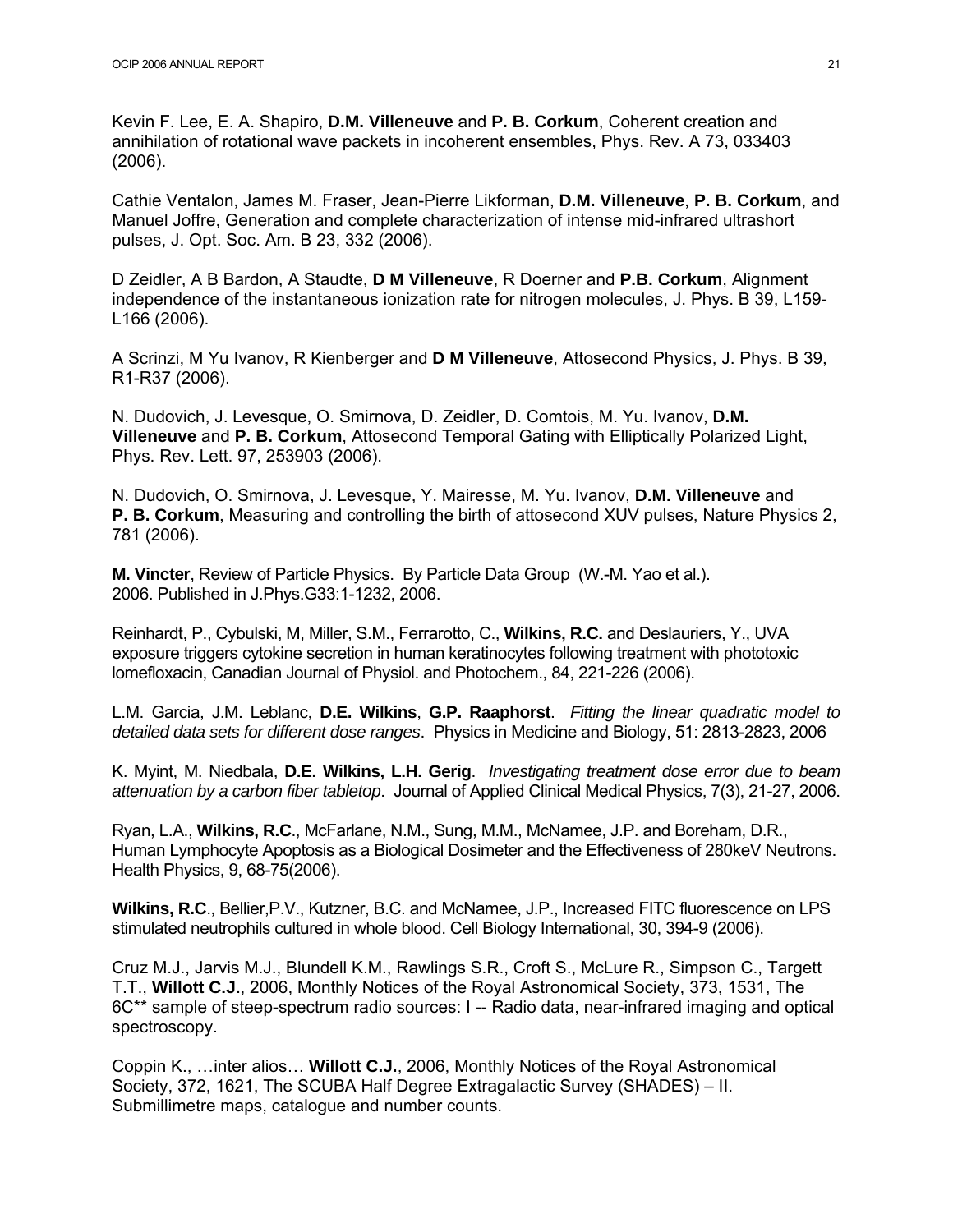Kevin F. Lee, E. A. Shapiro, **D.M. Villeneuve** and **P. B. Corkum**, Coherent creation and annihilation of rotational wave packets in incoherent ensembles, Phys. Rev. A 73, 033403 (2006).

Cathie Ventalon, James M. Fraser, Jean-Pierre Likforman, **D.M. Villeneuve**, **P. B. Corkum**, and Manuel Joffre, Generation and complete characterization of intense mid-infrared ultrashort pulses, J. Opt. Soc. Am. B 23, 332 (2006).

D Zeidler, A B Bardon, A Staudte, **D M Villeneuve**, R Doerner and **P.B. Corkum**, Alignment independence of the instantaneous ionization rate for nitrogen molecules, J. Phys. B 39, L159-L166 (2006).

A Scrinzi, M Yu Ivanov, R Kienberger and **D M Villeneuve**, Attosecond Physics, J. Phys. B 39, R1-R37 (2006).

N. Dudovich, J. Levesque, O. Smirnova, D. Zeidler, D. Comtois, M. Yu. Ivanov, **D.M. Villeneuve** and **P. B. Corkum**, Attosecond Temporal Gating with Elliptically Polarized Light, Phys. Rev. Lett. 97, 253903 (2006).

N. Dudovich, O. Smirnova, J. Levesque, Y. Mairesse, M. Yu. Ivanov, **D.M. Villeneuve** and **P. B. Corkum**, Measuring and controlling the birth of attosecond XUV pulses, Nature Physics 2, 781 (2006).

**M. Vincter**, Review of Particle Physics. By Particle Data Group (W.-M. Yao et al.). 2006. Published in J.Phys.G33:1-1232, 2006.

Reinhardt, P., Cybulski, M, Miller, S.M., Ferrarotto, C., **Wilkins, R.C.** and Deslauriers, Y., UVA exposure triggers cytokine secretion in human keratinocytes following treatment with phototoxic lomefloxacin, Canadian Journal of Physiol. and Photochem., 84, 221-226 (2006).

L.M. Garcia, J.M. Leblanc, **D.E. Wilkins**, **G.P. Raaphorst**. *Fitting the linear quadratic model to detailed data sets for different dose ranges*. Physics in Medicine and Biology, 51: 2813-2823, 2006

K. Myint, M. Niedbala, **D.E. Wilkins, L.H. Gerig**. *Investigating treatment dose error due to beam attenuation by a carbon fiber tabletop*. Journal of Applied Clinical Medical Physics, 7(3), 21-27, 2006.

Ryan, L.A., **Wilkins, R.C**., McFarlane, N.M., Sung, M.M., McNamee, J.P. and Boreham, D.R., Human Lymphocyte Apoptosis as a Biological Dosimeter and the Effectiveness of 280keV Neutrons. Health Physics, 9, 68-75(2006).

**Wilkins, R.C**., Bellier,P.V., Kutzner, B.C. and McNamee, J.P., Increased FITC fluorescence on LPS stimulated neutrophils cultured in whole blood. Cell Biology International, 30, 394-9 (2006).

Cruz M.J., Jarvis M.J., Blundell K.M., Rawlings S.R., Croft S., McLure R., Simpson C., Targett T.T., **Willott C.J.**, 2006, Monthly Notices of the Royal Astronomical Society, 373, 1531, The 6C** sample of steep-spectrum radio sources: I -- Radio data, near-infrared imaging and optical spectroscopy.

Coppin K., …inter alios… **Willott C.J.**, 2006, Monthly Notices of the Royal Astronomical Society, 372, 1621, The SCUBA Half Degree Extragalactic Survey (SHADES) – II. Submillimetre maps, catalogue and number counts.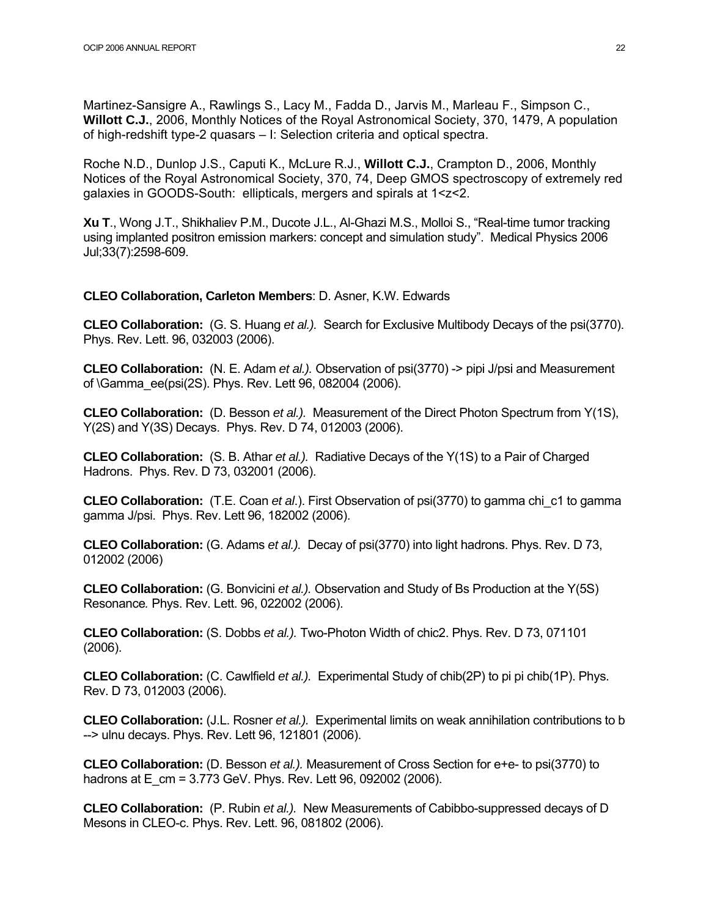Martinez-Sansigre A., Rawlings S., Lacy M., Fadda D., Jarvis M., Marleau F., Simpson C., **Willott C.J.**, 2006, Monthly Notices of the Royal Astronomical Society, 370, 1479, A population of high-redshift type-2 quasars – I: Selection criteria and optical spectra.

Roche N.D., Dunlop J.S., Caputi K., McLure R.J., **Willott C.J.**, Crampton D., 2006, Monthly Notices of the Royal Astronomical Society, 370, 74, Deep GMOS spectroscopy of extremely red galaxies in GOODS-South: ellipticals, mergers and spirals at 1<z<2.

**Xu T**., Wong J.T., Shikhaliev P.M., Ducote J.L., Al-Ghazi M.S., Molloi S., "Real-time tumor tracking using implanted positron emission markers: concept and simulation study". Medical Physics 2006 Jul;33(7):2598-609.

**CLEO Collaboration, Carleton Members**: D. Asner, K.W. Edwards

**CLEO Collaboration:** (G. S. Huang *et al.).* Search for Exclusive Multibody Decays of the psi(3770). Phys. Rev. Lett. 96, 032003 (2006).

**CLEO Collaboration:** (N. E. Adam *et al.).* Observation of psi(3770) -> pipi J/psi and Measurement of \Gamma_ee(psi(2S). Phys. Rev. Lett 96, 082004 (2006).

**CLEO Collaboration:** (D. Besson *et al.).* Measurement of the Direct Photon Spectrum from Y(1S), Y(2S) and Y(3S) Decays. Phys. Rev. D 74, 012003 (2006).

**CLEO Collaboration:** (S. B. Athar *et al.).* Radiative Decays of the Y(1S) to a Pair of Charged Hadrons. Phys. Rev. D 73, 032001 (2006).

**CLEO Collaboration:** (T.E. Coan *et al*.). First Observation of psi(3770) to gamma chi_c1 to gamma gamma J/psi. Phys. Rev. Lett 96, 182002 (2006).

**CLEO Collaboration:** (G. Adams *et al.).* Decay of psi(3770) into light hadrons. Phys. Rev. D 73, 012002 (2006)

**CLEO Collaboration:** (G. Bonvicini *et al.).* Observation and Study of Bs Production at the Y(5S) Resonance*.* Phys. Rev. Lett. 96, 022002 (2006).

**CLEO Collaboration:** (S. Dobbs *et al.).* Two-Photon Width of chic2. Phys. Rev. D 73, 071101 (2006).

**CLEO Collaboration:** (C. Cawlfield *et al.).* Experimental Study of chib(2P) to pi pi chib(1P). Phys. Rev. D 73, 012003 (2006).

**CLEO Collaboration:** (J.L. Rosner *et al.).* Experimental limits on weak annihilation contributions to b --> ulnu decays. Phys. Rev. Lett 96, 121801 (2006).

**CLEO Collaboration:** (D. Besson *et al.).* Measurement of Cross Section for e+e- to psi(3770) to hadrons at E_cm = 3.773 GeV. Phys. Rev. Lett 96, 092002 (2006).

**CLEO Collaboration:** (P. Rubin *et al.).* New Measurements of Cabibbo-suppressed decays of D Mesons in CLEO-c. Phys. Rev. Lett. 96, 081802 (2006).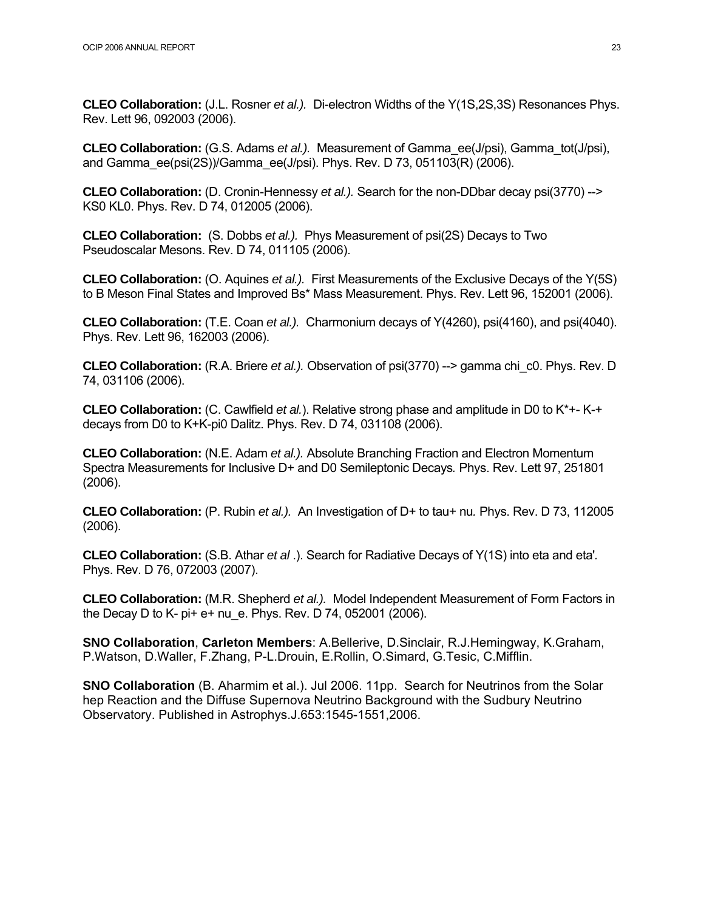**CLEO Collaboration:** (J.L. Rosner *et al.).* Di-electron Widths of the Y(1S,2S,3S) Resonances Phys. Rev. Lett 96, 092003 (2006).

**CLEO Collaboration:** (G.S. Adams *et al.).* Measurement of Gamma_ee(J/psi), Gamma_tot(J/psi), and Gamma_ee(psi(2S))/Gamma_ee(J/psi). Phys. Rev. D 73, 051103(R) (2006).

**CLEO Collaboration:** (D. Cronin-Hennessy *et al.).* Search for the non-DDbar decay psi(3770) --> KS0 KL0. Phys. Rev. D 74, 012005 (2006).

**CLEO Collaboration:** (S. Dobbs *et al.).* Phys Measurement of psi(2S) Decays to Two Pseudoscalar Mesons. Rev. D 74, 011105 (2006).

**CLEO Collaboration:** (O. Aquines *et al.).* First Measurements of the Exclusive Decays of the Y(5S) to B Meson Final States and Improved Bs* Mass Measurement. Phys. Rev. Lett 96, 152001 (2006).

**CLEO Collaboration:** (T.E. Coan *et al.).* Charmonium decays of Y(4260), psi(4160), and psi(4040). Phys. Rev. Lett 96, 162003 (2006).

**CLEO Collaboration:** (R.A. Briere *et al.).* Observation of psi(3770) --> gamma chi_c0. Phys. Rev. D 74, 031106 (2006).

**CLEO Collaboration:** (C. Cawlfield *et al.*). Relative strong phase and amplitude in D0 to K*+- K-+ decays from D0 to K+K-pi0 Dalitz. Phys. Rev. D 74, 031108 (2006).

**CLEO Collaboration:** (N.E. Adam *et al.).* Absolute Branching Fraction and Electron Momentum Spectra Measurements for Inclusive D+ and D0 Semileptonic Decays*.* Phys. Rev. Lett 97, 251801 (2006).

**CLEO Collaboration:** (P. Rubin *et al.).* An Investigation of D+ to tau+ nu*.* Phys. Rev. D 73, 112005 (2006).

**CLEO Collaboration:** (S.B. Athar *et al* .). Search for Radiative Decays of Y(1S) into eta and eta'*.* Phys. Rev. D 76, 072003 (2007).

**CLEO Collaboration:** (M.R. Shepherd *et al.).* Model Independent Measurement of Form Factors in the Decay D to K- pi+ e+ nu_e. Phys. Rev. D 74, 052001 (2006).

**SNO Collaboration**, **Carleton Members**: A.Bellerive, D.Sinclair, R.J.Hemingway, K.Graham, P.Watson, D.Waller, F.Zhang, P-L.Drouin, E.Rollin, O.Simard, G.Tesic, C.Mifflin.

**SNO Collaboration** (B. Aharmim et al.). Jul 2006. 11pp. Search for Neutrinos from the Solar hep Reaction and the Diffuse Supernova Neutrino Background with the Sudbury Neutrino Observatory. Published in Astrophys.J.653:1545-1551,2006.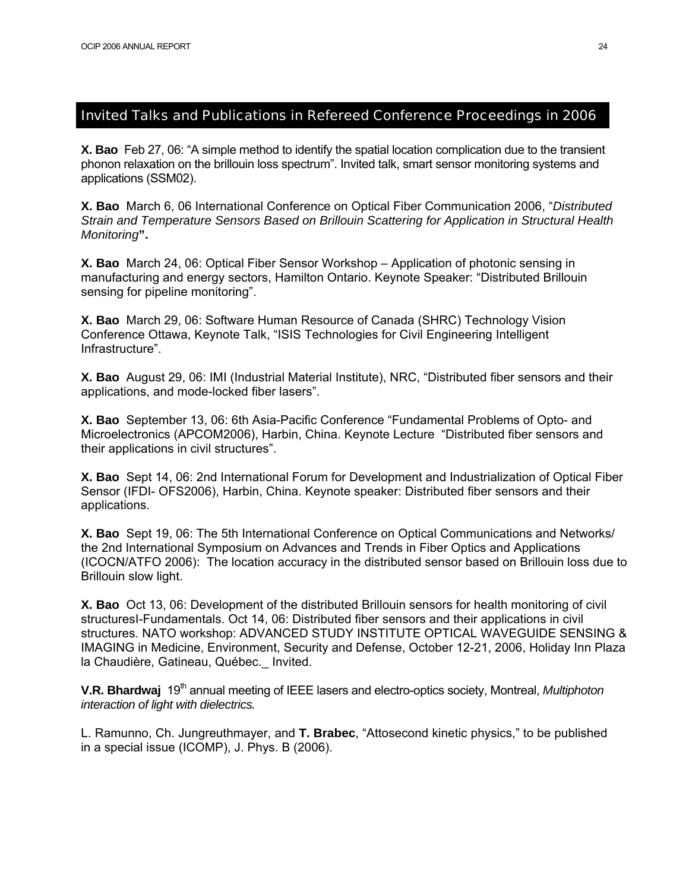## Invited Talks and Publications in Refereed Conference Proceedings in 2006

**X. Bao** Feb 27, 06: "A simple method to identify the spatial location complication due to the transient phonon relaxation on the brillouin loss spectrum". Invited talk, smart sensor monitoring systems and applications (SSM02).

**X. Bao** March 6, 06 International Conference on Optical Fiber Communication 2006, "*Distributed Strain and Temperature Sensors Based on Brillouin Scattering for Application in Structural Health Monitoring*"**.**

**X. Bao** March 24, 06: Optical Fiber Sensor Workshop – Application of photonic sensing in manufacturing and energy sectors, Hamilton Ontario. Keynote Speaker: "Distributed Brillouin sensing for pipeline monitoring".

**X. Bao** March 29, 06: Software Human Resource of Canada (SHRC) Technology Vision Conference Ottawa, Keynote Talk, "ISIS Technologies for Civil Engineering Intelligent Infrastructure".

**X. Bao** August 29, 06: IMI (Industrial Material Institute), NRC, "Distributed fiber sensors and their applications, and mode-locked fiber lasers".

**X. Bao** September 13, 06: 6th Asia-Pacific Conference "Fundamental Problems of Opto- and Microelectronics (APCOM2006), Harbin, China. Keynote Lecture "Distributed fiber sensors and their applications in civil structures".

**X. Bao** Sept 14, 06: 2nd International Forum for Development and Industrialization of Optical Fiber Sensor (IFDI- OFS2006), Harbin, China. Keynote speaker: Distributed fiber sensors and their applications.

**X. Bao** Sept 19, 06: The 5th International Conference on Optical Communications and Networks/ the 2nd International Symposium on Advances and Trends in Fiber Optics and Applications (ICOCN/ATFO 2006): The location accuracy in the distributed sensor based on Brillouin loss due to Brillouin slow light.

**X. Bao** Oct 13, 06: Development of the distributed Brillouin sensors for health monitoring of civil structuresI-Fundamentals. Oct 14, 06: Distributed fiber sensors and their applications in civil structures. NATO workshop: ADVANCED STUDY INSTITUTE OPTICAL WAVEGUIDE SENSING & IMAGING in Medicine, Environment, Security and Defense, October 12-21, 2006, Holiday Inn Plaza la Chaudière, Gatineau, Québec._ Invited.

**V.R. Bhardwaj** 19th annual meeting of IEEE lasers and electro-optics society, Montreal, *Multiphoton interaction of light with dielectrics.*

L. Ramunno, Ch. Jungreuthmayer, and **T. Brabec**, "Attosecond kinetic physics," to be published in a special issue (ICOMP), J. Phys. B (2006).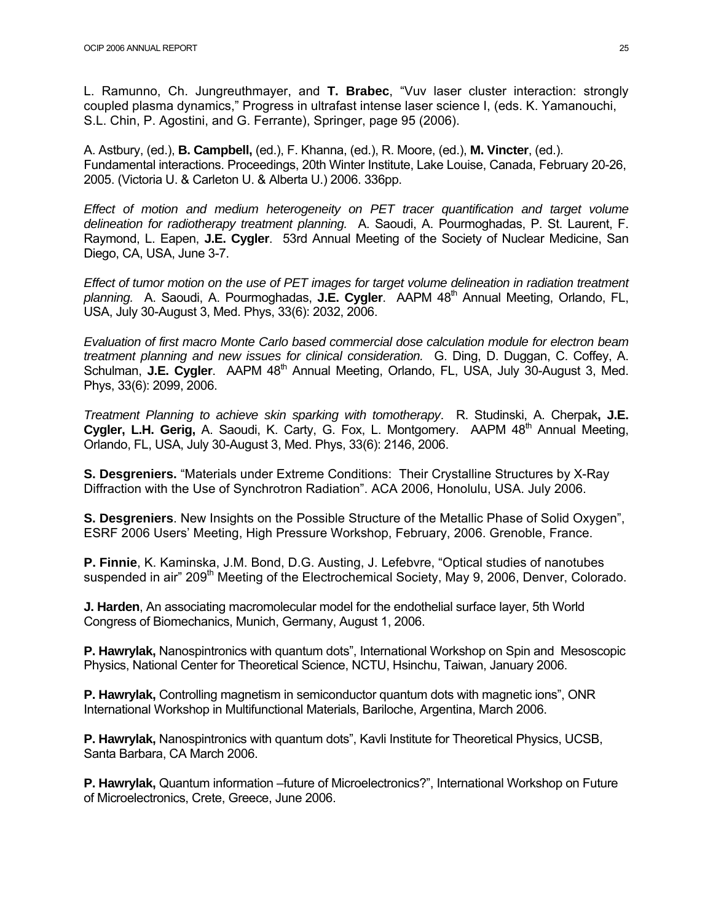L. Ramunno, Ch. Jungreuthmayer, and **T. Brabec**, "Vuv laser cluster interaction: strongly coupled plasma dynamics," Progress in ultrafast intense laser science I, (eds. K. Yamanouchi, S.L. Chin, P. Agostini, and G. Ferrante), Springer, page 95 (2006).

A. Astbury, (ed.), **B. Campbell,** (ed.), F. Khanna, (ed.), R. Moore, (ed.), **M. Vincter**, (ed.). Fundamental interactions. Proceedings, 20th Winter Institute, Lake Louise, Canada, February 20-26, 2005. (Victoria U. & Carleton U. & Alberta U.) 2006. 336pp.

*Effect of motion and medium heterogeneity on PET tracer quantification and target volume delineation for radiotherapy treatment planning.* A. Saoudi, A. Pourmoghadas, P. St. Laurent, F. Raymond, L. Eapen, **J.E. Cygler**. 53rd Annual Meeting of the Society of Nuclear Medicine, San Diego, CA, USA, June 3-7.

*Effect of tumor motion on the use of PET images for target volume delineation in radiation treatment planning.* A. Saoudi, A. Pourmoghadas, **J.E. Cygler**. AAPM 48th Annual Meeting, Orlando, FL, USA, July 30-August 3, Med. Phys, 33(6): 2032, 2006.

*Evaluation of first macro Monte Carlo based commercial dose calculation module for electron beam treatment planning and new issues for clinical consideration.* G. Ding, D. Duggan, C. Coffey, A. Schulman, **J.E. Cygler**. AAPM 48th Annual Meeting, Orlando, FL, USA, July 30-August 3, Med. Phys, 33(6): 2099, 2006.

*Treatment Planning to achieve skin sparking with tomotherapy*. R. Studinski, A. Cherpak**, J.E. Cygler, L.H. Gerig,** A. Saoudi, K. Carty, G. Fox, L. Montgomery. AAPM 48th Annual Meeting, Orlando, FL, USA, July 30-August 3, Med. Phys, 33(6): 2146, 2006.

**S. Desgreniers.** "Materials under Extreme Conditions: Their Crystalline Structures by X-Ray Diffraction with the Use of Synchrotron Radiation". ACA 2006, Honolulu, USA. July 2006.

**S. Desgreniers**. New Insights on the Possible Structure of the Metallic Phase of Solid Oxygen", ESRF 2006 Users' Meeting, High Pressure Workshop, February, 2006. Grenoble, France.

**P. Finnie**, K. Kaminska, J.M. Bond, D.G. Austing, J. Lefebvre, "Optical studies of nanotubes suspended in air" 209th Meeting of the Electrochemical Society, May 9, 2006, Denver, Colorado.

**J. Harden**, An associating macromolecular model for the endothelial surface layer, 5th World Congress of Biomechanics, Munich, Germany, August 1, 2006.

**P. Hawrylak,** Nanospintronics with quantum dots", International Workshop on Spin and Mesoscopic Physics, National Center for Theoretical Science, NCTU, Hsinchu, Taiwan, January 2006.

**P. Hawrylak,** Controlling magnetism in semiconductor quantum dots with magnetic ions", ONR International Workshop in Multifunctional Materials, Bariloche, Argentina, March 2006.

**P. Hawrylak,** Nanospintronics with quantum dots", Kavli Institute for Theoretical Physics, UCSB, Santa Barbara, CA March 2006.

**P. Hawrylak,** Quantum information –future of Microelectronics?", International Workshop on Future of Microelectronics, Crete, Greece, June 2006.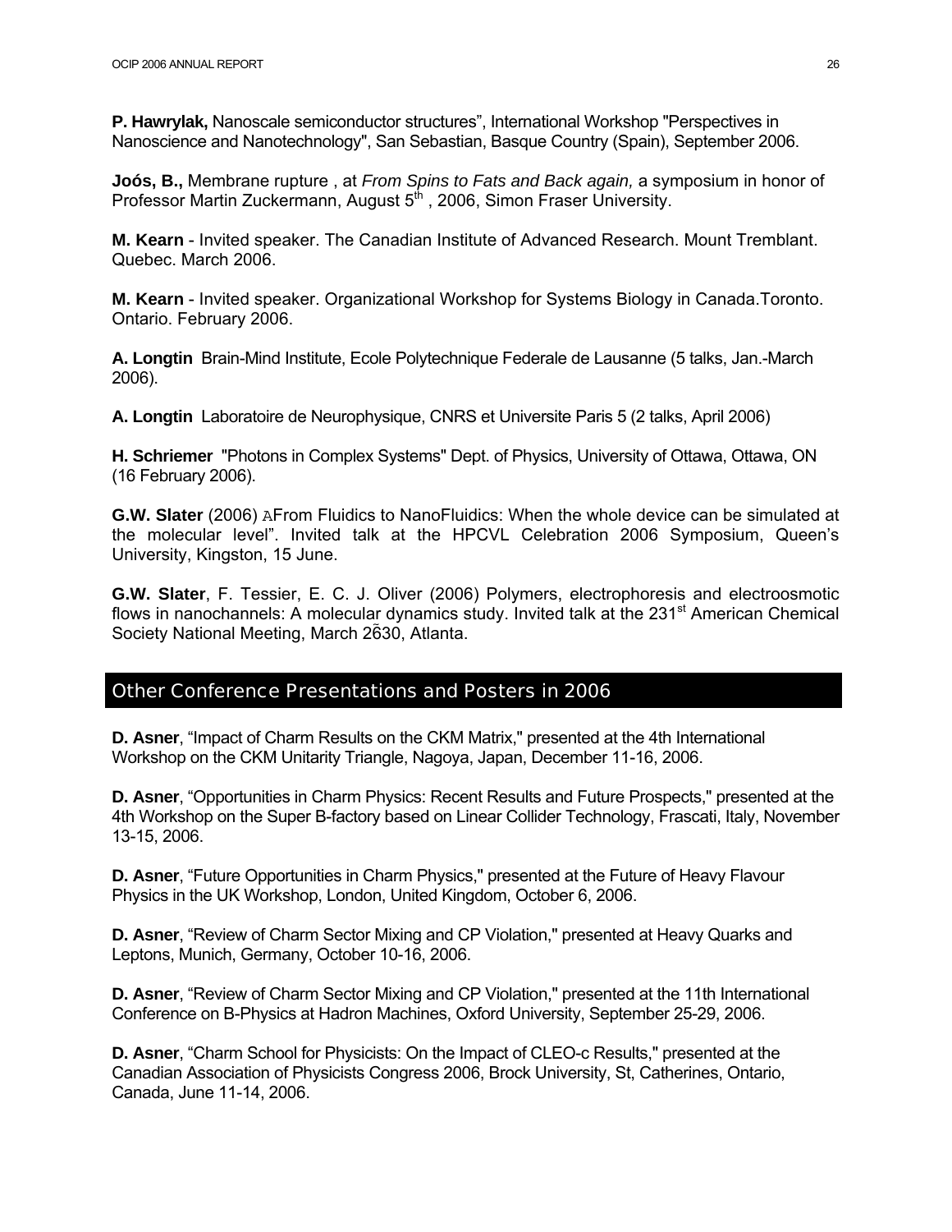**P. Hawrylak,** Nanoscale semiconductor structures", International Workshop "Perspectives in Nanoscience and Nanotechnology", San Sebastian, Basque Country (Spain), September 2006.

**Joós, B.,** Membrane rupture , at *From Spins to Fats and Back again,* a symposium in honor of Professor Martin Zuckermann, August 5th , 2006, Simon Fraser University.

**M. Kearn** - Invited speaker. The Canadian Institute of Advanced Research. Mount Tremblant. Quebec. March 2006.

**M. Kearn** - Invited speaker. Organizational Workshop for Systems Biology in Canada.Toronto. Ontario. February 2006.

**A. Longtin** Brain-Mind Institute, Ecole Polytechnique Federale de Lausanne (5 talks, Jan.-March 2006).

**A. Longtin** Laboratoire de Neurophysique, CNRS et Universite Paris 5 (2 talks, April 2006)

**H. Schriemer** "Photons in Complex Systems" Dept. of Physics, University of Ottawa, Ottawa, ON (16 February 2006).

**G.W. Slater** (2006) AFrom Fluidics to NanoFluidics: When the whole device can be simulated at the molecular level". Invited talk at the HPCVL Celebration 2006 Symposium, Queen's University, Kingston, 15 June.

**G.W. Slater**, F. Tessier, E. C. J. Oliver (2006) Polymers, electrophoresis and electroosmotic flows in nanochannels: A molecular dynamics study. Invited talk at the 231st American Chemical Society National Meeting, March 26̃30, Atlanta.

## Other Conference Presentations and Posters in 2006

**D. Asner**, "Impact of Charm Results on the CKM Matrix," presented at the 4th International Workshop on the CKM Unitarity Triangle, Nagoya, Japan, December 11-16, 2006.

**D. Asner**, "Opportunities in Charm Physics: Recent Results and Future Prospects," presented at the 4th Workshop on the Super B-factory based on Linear Collider Technology, Frascati, Italy, November 13-15, 2006.

**D. Asner**, "Future Opportunities in Charm Physics," presented at the Future of Heavy Flavour Physics in the UK Workshop, London, United Kingdom, October 6, 2006.

**D. Asner**, "Review of Charm Sector Mixing and CP Violation," presented at Heavy Quarks and Leptons, Munich, Germany, October 10-16, 2006.

**D. Asner**, "Review of Charm Sector Mixing and CP Violation," presented at the 11th International Conference on B-Physics at Hadron Machines, Oxford University, September 25-29, 2006.

**D. Asner**, "Charm School for Physicists: On the Impact of CLEO-c Results," presented at the Canadian Association of Physicists Congress 2006, Brock University, St, Catherines, Ontario, Canada, June 11-14, 2006.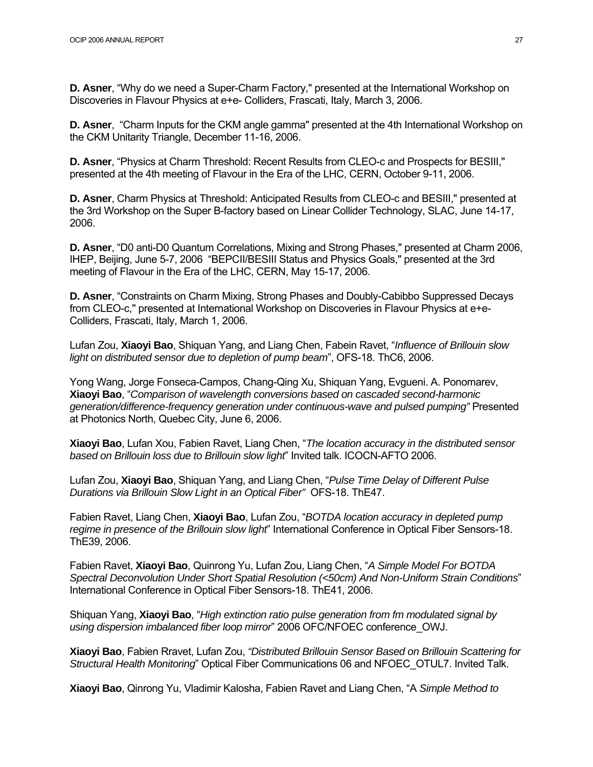**D. Asner**, “Why do we need a Super-Charm Factory," presented at the International Workshop on Discoveries in Flavour Physics at e+e- Colliders, Frascati, Italy, March 3, 2006.

**D. Asner**, “Charm Inputs for the CKM angle gamma" presented at the 4th International Workshop on the CKM Unitarity Triangle, December 11-16, 2006.

**D. Asner**, “Physics at Charm Threshold: Recent Results from CLEO-c and Prospects for BESIII," presented at the 4th meeting of Flavour in the Era of the LHC, CERN, October 9-11, 2006.

**D. Asner**, Charm Physics at Threshold: Anticipated Results from CLEO-c and BESIII," presented at the 3rd Workshop on the Super B-factory based on Linear Collider Technology, SLAC, June 14-17, 2006.

**D. Asner**, “D0 anti-D0 Quantum Correlations, Mixing and Strong Phases," presented at Charm 2006, IHEP, Beijing, June 5-7, 2006 “BEPCII/BESIII Status and Physics Goals," presented at the 3rd meeting of Flavour in the Era of the LHC, CERN, May 15-17, 2006.

**D. Asner**, “Constraints on Charm Mixing, Strong Phases and Doubly-Cabibbo Suppressed Decays from CLEO-c," presented at International Workshop on Discoveries in Flavour Physics at e+e- Colliders, Frascati, Italy, March 1, 2006.

Lufan Zou, **Xiaoyi Bao**, Shiquan Yang, and Liang Chen, Fabein Ravet, “*Influence of Brillouin slow light on distributed sensor due to depletion of pump beam*”, OFS-18. ThC6, 2006.

Yong Wang, Jorge Fonseca-Campos, Chang-Qing Xu, Shiquan Yang, Evgueni. A. Ponomarev, **Xiaoyi Bao**, “*Comparison of wavelength conversions based on cascaded second-harmonic generation/difference-frequency generation under continuous-wave and pulsed pumping”* Presented at Photonics North, Quebec City, June 6, 2006.

**Xiaoyi Bao**, Lufan Xou, Fabien Ravet, Liang Chen, “*The location accuracy in the distributed sensor based on Brillouin loss due to Brillouin slow light*” Invited talk. ICOCN-AFTO 2006.

Lufan Zou, **Xiaoyi Bao**, Shiquan Yang, and Liang Chen, “*Pulse Time Delay of Different Pulse Durations via Brillouin Slow Light in an Optical Fiber”* OFS-18. ThE47.

Fabien Ravet, Liang Chen, **Xiaoyi Bao**, Lufan Zou, “*BOTDA location accuracy in depleted pump regime in presence of the Brillouin slow light*” International Conference in Optical Fiber Sensors-18. ThE39, 2006.

Fabien Ravet, **Xiaoyi Bao**, Quinrong Yu, Lufan Zou, Liang Chen, “*A Simple Model For BOTDA Spectral Deconvolution Under Short Spatial Resolution (<50cm) And Non-Uniform Strain Conditions*” International Conference in Optical Fiber Sensors-18. ThE41, 2006.

Shiquan Yang, **Xiaoyi Bao**, “*High extinction ratio pulse generation from fm modulated signal by using dispersion imbalanced fiber loop mirror*” 2006 OFC/NFOEC conference_OWJ.

**Xiaoyi Bao**, Fabien Rravet, Lufan Zou, *“Distributed Brillouin Sensor Based on Brillouin Scattering for Structural Health Monitoring*” Optical Fiber Communications 06 and NFOEC_OTUL7. Invited Talk.

**Xiaoyi Bao**, Qinrong Yu, Vladimir Kalosha, Fabien Ravet and Liang Chen, “A *Simple Method to*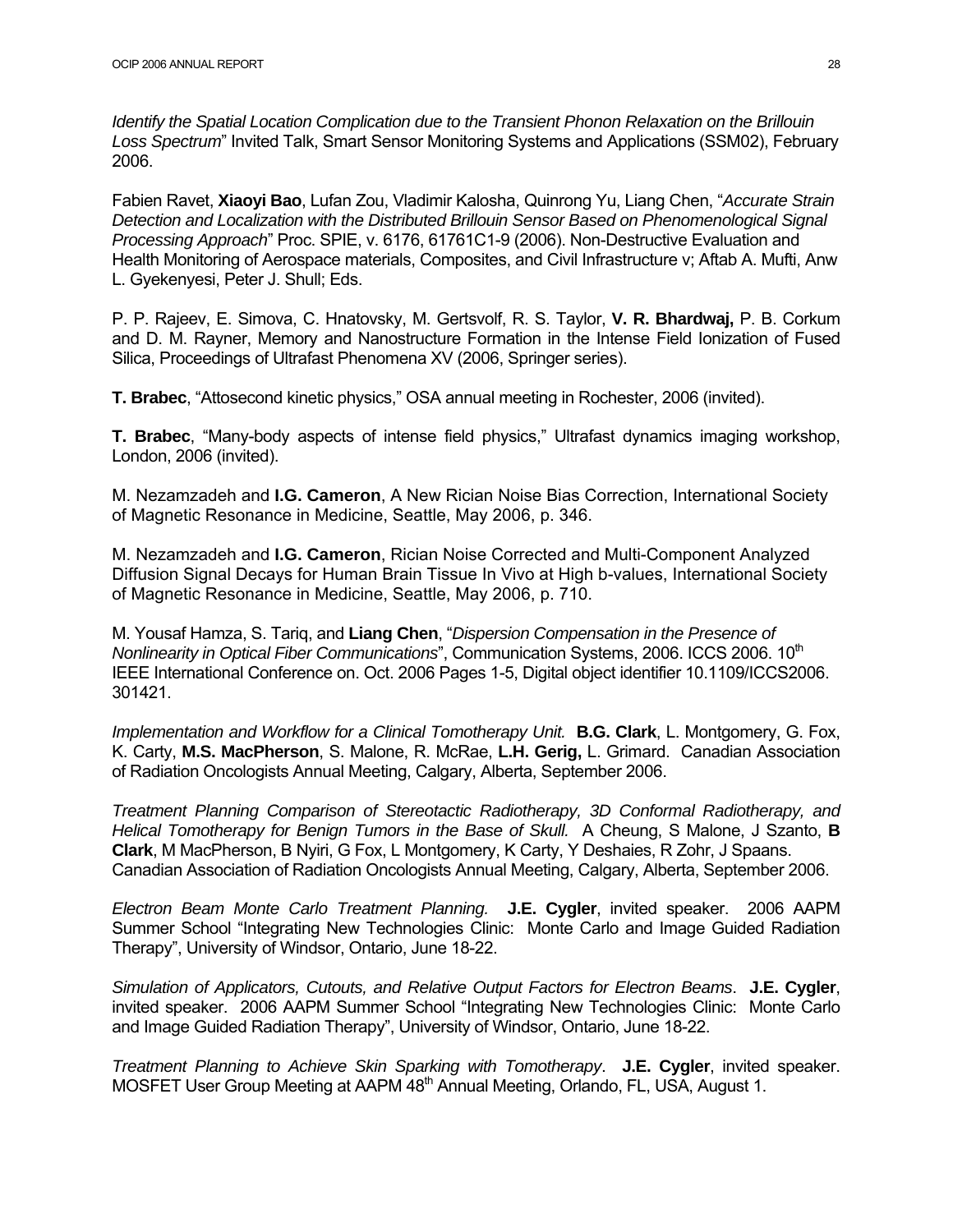*Identify the Spatial Location Complication due to the Transient Phonon Relaxation on the Brillouin Loss Spectrum*" Invited Talk, Smart Sensor Monitoring Systems and Applications (SSM02), February 2006.

Fabien Ravet, **Xiaoyi Bao**, Lufan Zou, Vladimir Kalosha, Quinrong Yu, Liang Chen, "*Accurate Strain Detection and Localization with the Distributed Brillouin Sensor Based on Phenomenological Signal Processing Approach*" Proc. SPIE, v. 6176, 61761C1-9 (2006). Non-Destructive Evaluation and Health Monitoring of Aerospace materials, Composites, and Civil Infrastructure v; Aftab A. Mufti, Anw L. Gyekenyesi, Peter J. Shull; Eds.

P. P. Rajeev, E. Simova, C. Hnatovsky, M. Gertsvolf, R. S. Taylor, **V. R. Bhardwaj,** P. B. Corkum and D. M. Rayner, Memory and Nanostructure Formation in the Intense Field Ionization of Fused Silica, Proceedings of Ultrafast Phenomena XV (2006, Springer series).

**T. Brabec**, "Attosecond kinetic physics," OSA annual meeting in Rochester, 2006 (invited).

**T. Brabec**, "Many-body aspects of intense field physics," Ultrafast dynamics imaging workshop, London, 2006 (invited).

M. Nezamzadeh and **I.G. Cameron**, A New Rician Noise Bias Correction, International Society of Magnetic Resonance in Medicine, Seattle, May 2006, p. 346.

M. Nezamzadeh and **I.G. Cameron**, Rician Noise Corrected and Multi-Component Analyzed Diffusion Signal Decays for Human Brain Tissue In Vivo at High b-values, International Society of Magnetic Resonance in Medicine, Seattle, May 2006, p. 710.

M. Yousaf Hamza, S. Tariq, and **Liang Chen**, "*Dispersion Compensation in the Presence of Nonlinearity in Optical Fiber Communications*", Communication Systems, 2006. ICCS 2006. 10th IEEE International Conference on. Oct. 2006 Pages 1-5, Digital object identifier 10.1109/ICCS2006. 301421.

*Implementation and Workflow for a Clinical Tomotherapy Unit.* **B.G. Clark**, L. Montgomery, G. Fox, K. Carty, **M.S. MacPherson**, S. Malone, R. McRae, **L.H. Gerig,** L. Grimard. Canadian Association of Radiation Oncologists Annual Meeting, Calgary, Alberta, September 2006.

*Treatment Planning Comparison of Stereotactic Radiotherapy, 3D Conformal Radiotherapy, and Helical Tomotherapy for Benign Tumors in the Base of Skull.* A Cheung, S Malone, J Szanto, **B Clark**, M MacPherson, B Nyiri, G Fox, L Montgomery, K Carty, Y Deshaies, R Zohr, J Spaans. Canadian Association of Radiation Oncologists Annual Meeting, Calgary, Alberta, September 2006.

*Electron Beam Monte Carlo Treatment Planning.* **J.E. Cygler**, invited speaker. 2006 AAPM Summer School "Integrating New Technologies Clinic: Monte Carlo and Image Guided Radiation Therapy", University of Windsor, Ontario, June 18-22.

*Simulation of Applicators, Cutouts, and Relative Output Factors for Electron Beams*. **J.E. Cygler**, invited speaker. 2006 AAPM Summer School "Integrating New Technologies Clinic: Monte Carlo and Image Guided Radiation Therapy", University of Windsor, Ontario, June 18-22.

*Treatment Planning to Achieve Skin Sparking with Tomotherapy*. **J.E. Cygler**, invited speaker. MOSFET User Group Meeting at AAPM 48th Annual Meeting, Orlando, FL, USA, August 1.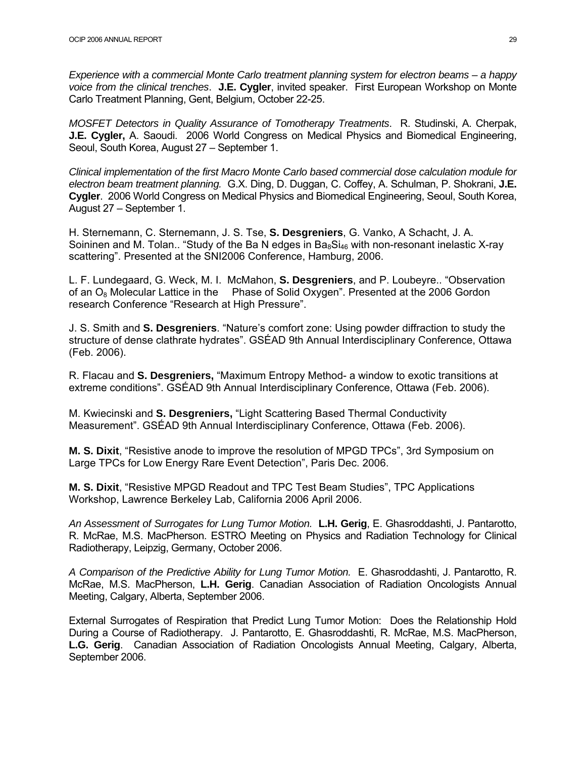*Experience with a commercial Monte Carlo treatment planning system for electron beams – a happy voice from the clinical trenches*. **J.E. Cygler**, invited speaker. First European Workshop on Monte Carlo Treatment Planning, Gent, Belgium, October 22-25.

*MOSFET Detectors in Quality Assurance of Tomotherapy Treatments*. R. Studinski, A. Cherpak, **J.E. Cygler,** A. Saoudi. 2006 World Congress on Medical Physics and Biomedical Engineering, Seoul, South Korea, August 27 – September 1.

*Clinical implementation of the first Macro Monte Carlo based commercial dose calculation module for electron beam treatment planning.* G.X. Ding, D. Duggan, C. Coffey, A. Schulman, P. Shokrani, **J.E. Cygler**. 2006 World Congress on Medical Physics and Biomedical Engineering, Seoul, South Korea, August 27 – September 1.

H. Sternemann, C. Sternemann, J. S. Tse, **S. Desgreniers**, G. Vanko, A Schacht, J. A. Soininen and M. Tolan.. "Study of the Ba N edges in $Ba_8Si_{46}$ with non-resonant inelastic X-ray scattering". Presented at the SNI2006 Conference, Hamburg, 2006.

L. F. Lundegaard, G. Weck, M. I. McMahon, **S. Desgreniers**, and P. Loubeyre.. "Observation of an $O_8$ Molecular Lattice in the Phase of Solid Oxygen". Presented at the 2006 Gordon research Conference "Research at High Pressure".

J. S. Smith and **S. Desgreniers**. "Nature's comfort zone: Using powder diffraction to study the structure of dense clathrate hydrates". GSÉAD 9th Annual Interdisciplinary Conference, Ottawa (Feb. 2006).

R. Flacau and **S. Desgreniers,** "Maximum Entropy Method- a window to exotic transitions at extreme conditions". GSÉAD 9th Annual Interdisciplinary Conference, Ottawa (Feb. 2006).

M. Kwiecinski and **S. Desgreniers,** "Light Scattering Based Thermal Conductivity Measurement". GSÉAD 9th Annual Interdisciplinary Conference, Ottawa (Feb. 2006).

**M. S. Dixit**, "Resistive anode to improve the resolution of MPGD TPCs", 3rd Symposium on Large TPCs for Low Energy Rare Event Detection", Paris Dec. 2006.

**M. S. Dixit**, "Resistive MPGD Readout and TPC Test Beam Studies", TPC Applications Workshop, Lawrence Berkeley Lab, California 2006 April 2006.

*An Assessment of Surrogates for Lung Tumor Motion.* **L.H. Gerig**, E. Ghasroddashti, J. Pantarotto, R. McRae, M.S. MacPherson. ESTRO Meeting on Physics and Radiation Technology for Clinical Radiotherapy, Leipzig, Germany, October 2006.

*A Comparison of the Predictive Ability for Lung Tumor Motion.* E. Ghasroddashti, J. Pantarotto, R. McRae, M.S. MacPherson, **L.H. Gerig**. Canadian Association of Radiation Oncologists Annual Meeting, Calgary, Alberta, September 2006.

External Surrogates of Respiration that Predict Lung Tumor Motion: Does the Relationship Hold During a Course of Radiotherapy. J. Pantarotto, E. Ghasroddashti, R. McRae, M.S. MacPherson, **L.G. Gerig**. Canadian Association of Radiation Oncologists Annual Meeting, Calgary, Alberta, September 2006.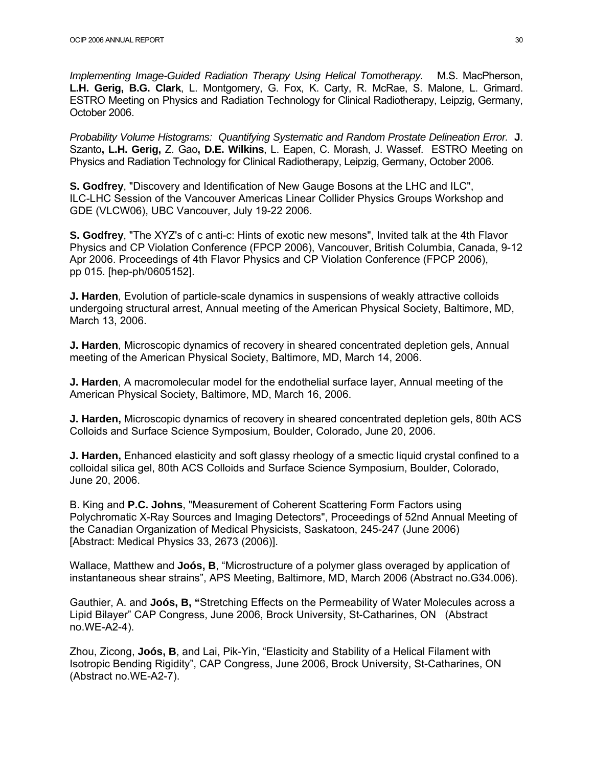*Implementing Image-Guided Radiation Therapy Using Helical Tomotherapy.* M.S. MacPherson, **L.H. Gerig, B.G. Clark**, L. Montgomery, G. Fox, K. Carty, R. McRae, S. Malone, L. Grimard. ESTRO Meeting on Physics and Radiation Technology for Clinical Radiotherapy, Leipzig, Germany, October 2006.

*Probability Volume Histograms: Quantifying Systematic and Random Prostate Delineation Error.* **J**. Szanto**, L.H. Gerig,** Z. Gao**, D.E. Wilkins**, L. Eapen, C. Morash, J. Wassef. ESTRO Meeting on Physics and Radiation Technology for Clinical Radiotherapy, Leipzig, Germany, October 2006.

**S. Godfrey**, "Discovery and Identification of New Gauge Bosons at the LHC and ILC", ILC-LHC Session of the Vancouver Americas Linear Collider Physics Groups Workshop and GDE (VLCW06), UBC Vancouver, July 19-22 2006.

**S. Godfrey**, "The XYZ's of c anti-c: Hints of exotic new mesons", Invited talk at the 4th Flavor Physics and CP Violation Conference (FPCP 2006), Vancouver, British Columbia, Canada, 9-12 Apr 2006. Proceedings of 4th Flavor Physics and CP Violation Conference (FPCP 2006), pp 015. [hep-ph/0605152].

**J. Harden**, Evolution of particle-scale dynamics in suspensions of weakly attractive colloids undergoing structural arrest, Annual meeting of the American Physical Society, Baltimore, MD, March 13, 2006.

**J. Harden**, Microscopic dynamics of recovery in sheared concentrated depletion gels, Annual meeting of the American Physical Society, Baltimore, MD, March 14, 2006.

**J. Harden**, A macromolecular model for the endothelial surface layer, Annual meeting of the American Physical Society, Baltimore, MD, March 16, 2006.

**J. Harden,** Microscopic dynamics of recovery in sheared concentrated depletion gels, 80th ACS Colloids and Surface Science Symposium, Boulder, Colorado, June 20, 2006.

**J. Harden,** Enhanced elasticity and soft glassy rheology of a smectic liquid crystal confined to a colloidal silica gel, 80th ACS Colloids and Surface Science Symposium, Boulder, Colorado, June 20, 2006.

B. King and **P.C. Johns**, "Measurement of Coherent Scattering Form Factors using Polychromatic X-Ray Sources and Imaging Detectors", Proceedings of 52nd Annual Meeting of the Canadian Organization of Medical Physicists, Saskatoon, 245-247 (June 2006) [Abstract: Medical Physics 33, 2673 (2006)].

Wallace, Matthew and **Joós, B**, "Microstructure of a polymer glass overaged by application of instantaneous shear strains", APS Meeting, Baltimore, MD, March 2006 (Abstract no.G34.006).

Gauthier, A. and **Joós, B, "**Stretching Effects on the Permeability of Water Molecules across a Lipid Bilayer" CAP Congress, June 2006, Brock University, St-Catharines, ON (Abstract no.WE-A2-4).

Zhou, Zicong, **Joós, B**, and Lai, Pik-Yin, "Elasticity and Stability of a Helical Filament with Isotropic Bending Rigidity", CAP Congress, June 2006, Brock University, St-Catharines, ON (Abstract no.WE-A2-7).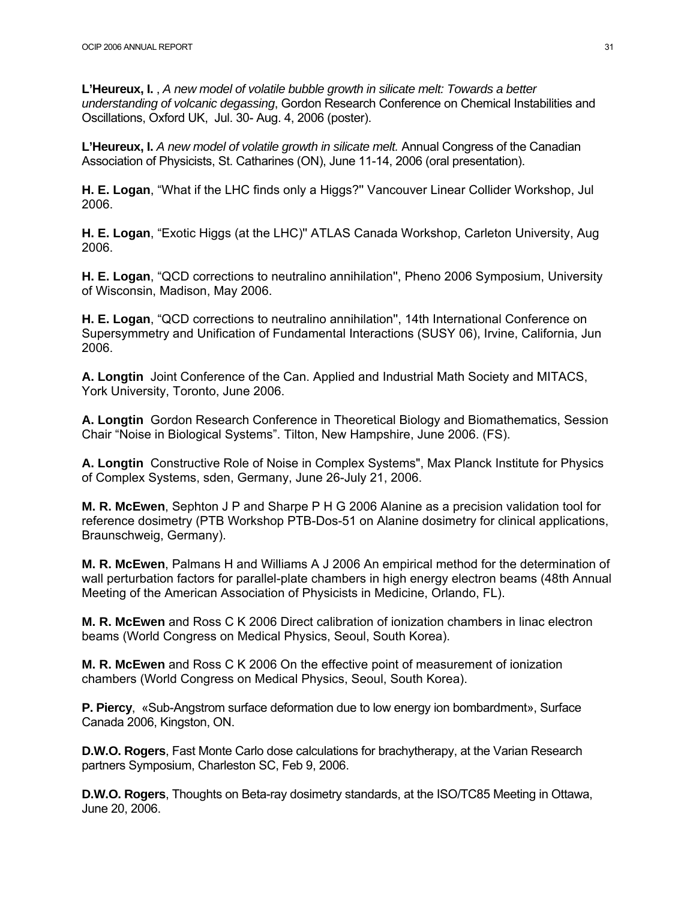**L'Heureux, I.** , *A new model of volatile bubble growth in silicate melt: Towards a better understanding of volcanic degassing*, Gordon Research Conference on Chemical Instabilities and Oscillations, Oxford UK, Jul. 30- Aug. 4, 2006 (poster).

**L'Heureux, I.** *A new model of volatile growth in silicate melt.* Annual Congress of the Canadian Association of Physicists, St. Catharines (ON), June 11-14, 2006 (oral presentation).

**H. E. Logan**, "What if the LHC finds only a Higgs?'' Vancouver Linear Collider Workshop, Jul 2006.

**H. E. Logan**, "Exotic Higgs (at the LHC)'' ATLAS Canada Workshop, Carleton University, Aug 2006.

**H. E. Logan**, "QCD corrections to neutralino annihilation'', Pheno 2006 Symposium, University of Wisconsin, Madison, May 2006.

**H. E. Logan**, "QCD corrections to neutralino annihilation'', 14th International Conference on Supersymmetry and Unification of Fundamental Interactions (SUSY 06), Irvine, California, Jun 2006.

**A. Longtin** Joint Conference of the Can. Applied and Industrial Math Society and MITACS, York University, Toronto, June 2006.

**A. Longtin** Gordon Research Conference in Theoretical Biology and Biomathematics, Session Chair "Noise in Biological Systems". Tilton, New Hampshire, June 2006. (FS).

**A. Longtin** Constructive Role of Noise in Complex Systems", Max Planck Institute for Physics of Complex Systems, sden, Germany, June 26-July 21, 2006.

**M. R. McEwen**, Sephton J P and Sharpe P H G 2006 Alanine as a precision validation tool for reference dosimetry (PTB Workshop PTB-Dos-51 on Alanine dosimetry for clinical applications, Braunschweig, Germany).

**M. R. McEwen**, Palmans H and Williams A J 2006 An empirical method for the determination of wall perturbation factors for parallel-plate chambers in high energy electron beams (48th Annual Meeting of the American Association of Physicists in Medicine, Orlando, FL).

**M. R. McEwen** and Ross C K 2006 Direct calibration of ionization chambers in linac electron beams (World Congress on Medical Physics, Seoul, South Korea).

**M. R. McEwen** and Ross C K 2006 On the effective point of measurement of ionization chambers (World Congress on Medical Physics, Seoul, South Korea).

**P. Piercy**, «Sub-Angstrom surface deformation due to low energy ion bombardment», Surface Canada 2006, Kingston, ON.

**D.W.O. Rogers**, Fast Monte Carlo dose calculations for brachytherapy, at the Varian Research partners Symposium, Charleston SC, Feb 9, 2006.

**D.W.O. Rogers**, Thoughts on Beta-ray dosimetry standards, at the ISO/TC85 Meeting in Ottawa, June 20, 2006.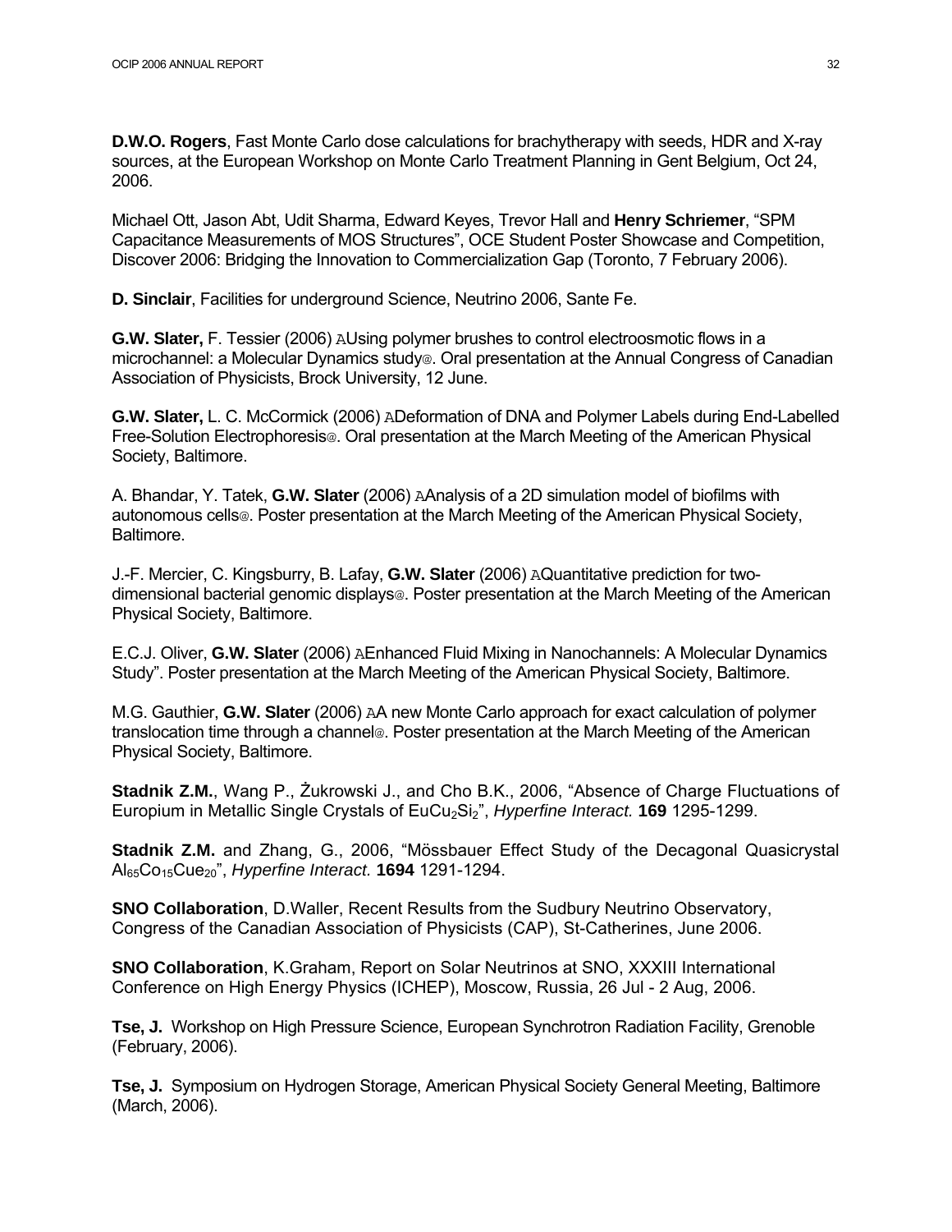**D.W.O. Rogers**, Fast Monte Carlo dose calculations for brachytherapy with seeds, HDR and X-ray sources, at the European Workshop on Monte Carlo Treatment Planning in Gent Belgium, Oct 24, 2006.

Michael Ott, Jason Abt, Udit Sharma, Edward Keyes, Trevor Hall and **Henry Schriemer**, "SPM Capacitance Measurements of MOS Structures", OCE Student Poster Showcase and Competition, Discover 2006: Bridging the Innovation to Commercialization Gap (Toronto, 7 February 2006).

**D. Sinclair**, Facilities for underground Science, Neutrino 2006, Sante Fe.

**G.W. Slater,** F. Tessier (2006) AUsing polymer brushes to control electroosmotic flows in a microchannel: a Molecular Dynamics study@. Oral presentation at the Annual Congress of Canadian Association of Physicists, Brock University, 12 June.

**G.W. Slater,** L. C. McCormick (2006) ADeformation of DNA and Polymer Labels during End-Labelled Free-Solution Electrophoresis@. Oral presentation at the March Meeting of the American Physical Society, Baltimore.

A. Bhandar, Y. Tatek, **G.W. Slater** (2006) AAnalysis of a 2D simulation model of biofilms with autonomous cells@. Poster presentation at the March Meeting of the American Physical Society, Baltimore.

J.-F. Mercier, C. Kingsburry, B. Lafay, **G.W. Slater** (2006) AQuantitative prediction for two-dimensional bacterial genomic displays@. Poster presentation at the March Meeting of the American Physical Society, Baltimore.

E.C.J. Oliver, **G.W. Slater** (2006) AEnhanced Fluid Mixing in Nanochannels: A Molecular Dynamics Study". Poster presentation at the March Meeting of the American Physical Society, Baltimore.

M.G. Gauthier, **G.W. Slater** (2006) AA new Monte Carlo approach for exact calculation of polymer translocation time through a channel@. Poster presentation at the March Meeting of the American Physical Society, Baltimore.

**Stadnik Z.M.**, Wang P., Żukrowski J., and Cho B.K., 2006, "Absence of Charge Fluctuations of Europium in Metallic Single Crystals of $EuCu_2Si_2$", *Hyperfine Interact.* **169** 1295-1299.

**Stadnik Z.M.** and Zhang, G., 2006, "Mössbauer Effect Study of the Decagonal Quasicrystal $Al_{65}Co_{15}Cue_{20}$", *Hyperfine Interact.* **1694** 1291-1294.

**SNO Collaboration**, D.Waller, Recent Results from the Sudbury Neutrino Observatory, Congress of the Canadian Association of Physicists (CAP), St-Catherines, June 2006.

**SNO Collaboration**, K.Graham, Report on Solar Neutrinos at SNO, XXXIII International Conference on High Energy Physics (ICHEP), Moscow, Russia, 26 Jul - 2 Aug, 2006.

**Tse, J.** Workshop on High Pressure Science, European Synchrotron Radiation Facility, Grenoble (February, 2006).

**Tse, J.** Symposium on Hydrogen Storage, American Physical Society General Meeting, Baltimore (March, 2006).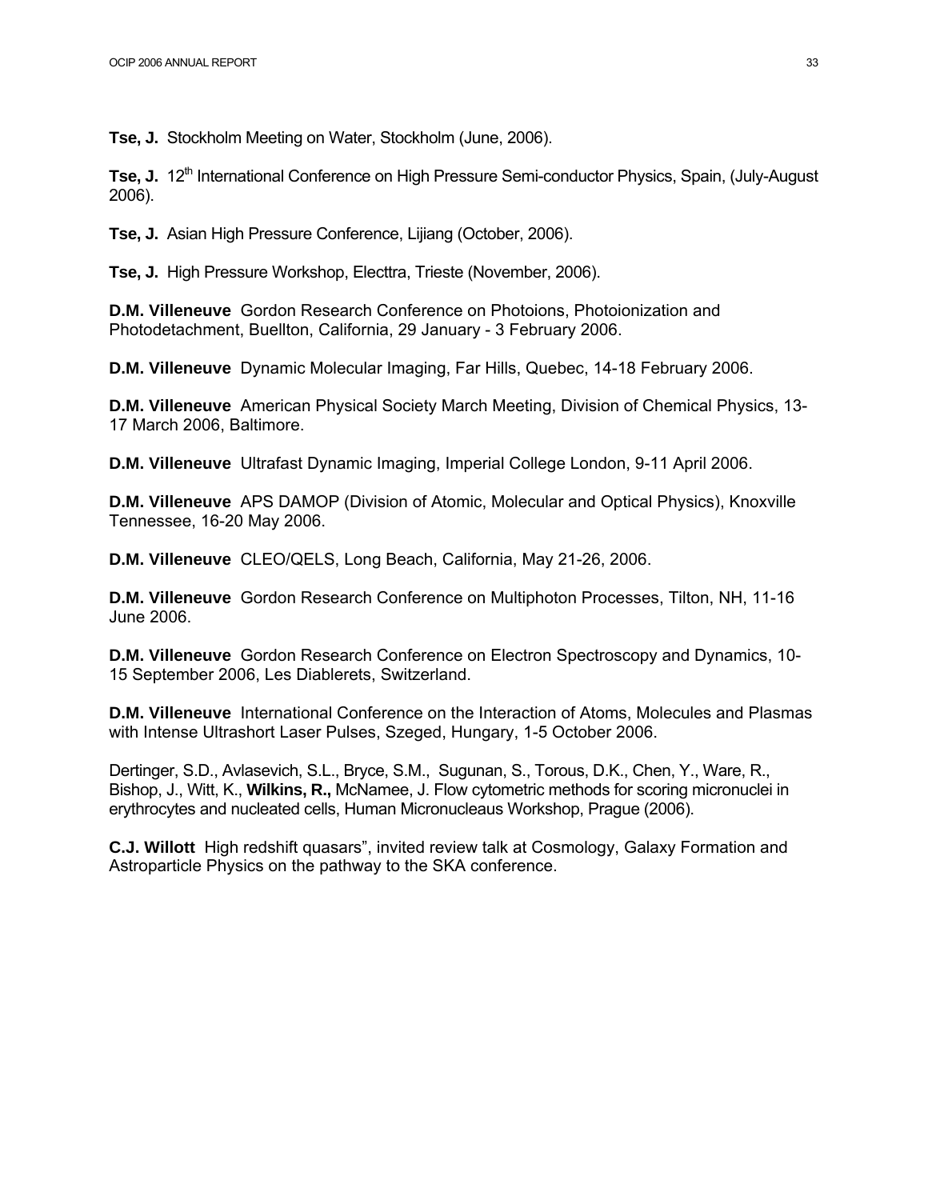**Tse, J.** Stockholm Meeting on Water, Stockholm (June, 2006).

**Tse, J.** 12th International Conference on High Pressure Semi-conductor Physics, Spain, (July-August 2006).

**Tse, J.** Asian High Pressure Conference, Lijiang (October, 2006).

**Tse, J.** High Pressure Workshop, Electtra, Trieste (November, 2006).

**D.M. Villeneuve** Gordon Research Conference on Photoions, Photoionization and Photodetachment, Buellton, California, 29 January - 3 February 2006.

**D.M. Villeneuve** Dynamic Molecular Imaging, Far Hills, Quebec, 14-18 February 2006.

**D.M. Villeneuve** American Physical Society March Meeting, Division of Chemical Physics, 13-17 March 2006, Baltimore.

**D.M. Villeneuve** Ultrafast Dynamic Imaging, Imperial College London, 9-11 April 2006.

**D.M. Villeneuve** APS DAMOP (Division of Atomic, Molecular and Optical Physics), Knoxville Tennessee, 16-20 May 2006.

**D.M. Villeneuve** CLEO/QELS, Long Beach, California, May 21-26, 2006.

**D.M. Villeneuve** Gordon Research Conference on Multiphoton Processes, Tilton, NH, 11-16 June 2006.

**D.M. Villeneuve** Gordon Research Conference on Electron Spectroscopy and Dynamics, 10-15 September 2006, Les Diablerets, Switzerland.

**D.M. Villeneuve** International Conference on the Interaction of Atoms, Molecules and Plasmas with Intense Ultrashort Laser Pulses, Szeged, Hungary, 1-5 October 2006.

Dertinger, S.D., Avlasevich, S.L., Bryce, S.M., Sugunan, S., Torous, D.K., Chen, Y., Ware, R., Bishop, J., Witt, K., **Wilkins, R.,** McNamee, J. Flow cytometric methods for scoring micronuclei in erythrocytes and nucleated cells, Human Micronucleaus Workshop, Prague (2006).

**C.J. Willott** High redshift quasars", invited review talk at Cosmology, Galaxy Formation and Astroparticle Physics on the pathway to the SKA conference.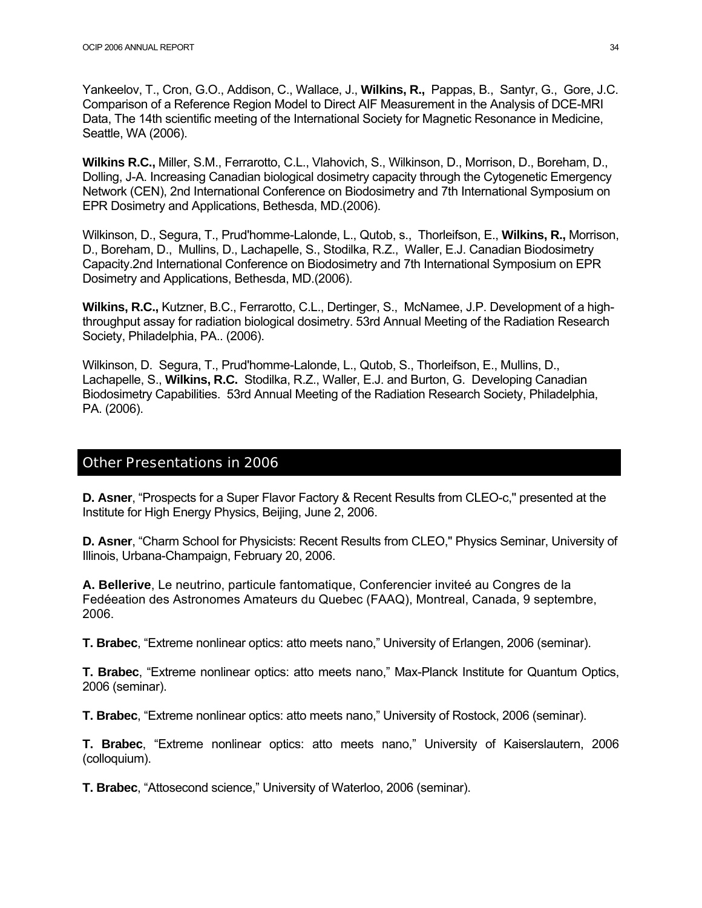Yankeelov, T., Cron, G.O., Addison, C., Wallace, J., **Wilkins, R.,** Pappas, B., Santyr, G., Gore, J.C. Comparison of a Reference Region Model to Direct AIF Measurement in the Analysis of DCE-MRI Data, The 14th scientific meeting of the International Society for Magnetic Resonance in Medicine, Seattle, WA (2006).

**Wilkins R.C.,** Miller, S.M., Ferrarotto, C.L., Vlahovich, S., Wilkinson, D., Morrison, D., Boreham, D., Dolling, J-A. Increasing Canadian biological dosimetry capacity through the Cytogenetic Emergency Network (CEN), 2nd International Conference on Biodosimetry and 7th International Symposium on EPR Dosimetry and Applications, Bethesda, MD.(2006).

Wilkinson, D., Segura, T., Prud'homme-Lalonde, L., Qutob, s., Thorleifson, E., **Wilkins, R.,** Morrison, D., Boreham, D., Mullins, D., Lachapelle, S., Stodilka, R.Z., Waller, E.J. Canadian Biodosimetry Capacity.2nd International Conference on Biodosimetry and 7th International Symposium on EPR Dosimetry and Applications, Bethesda, MD.(2006).

**Wilkins, R.C.,** Kutzner, B.C., Ferrarotto, C.L., Dertinger, S., McNamee, J.P. Development of a high-throughput assay for radiation biological dosimetry. 53rd Annual Meeting of the Radiation Research Society, Philadelphia, PA.. (2006).

Wilkinson, D. Segura, T., Prud'homme-Lalonde, L., Qutob, S., Thorleifson, E., Mullins, D., Lachapelle, S., **Wilkins, R.C.** Stodilka, R.Z., Waller, E.J. and Burton, G. Developing Canadian Biodosimetry Capabilities. 53rd Annual Meeting of the Radiation Research Society, Philadelphia, PA. (2006).

## Other Presentations in 2006

**D. Asner**, "Prospects for a Super Flavor Factory & Recent Results from CLEO-c," presented at the Institute for High Energy Physics, Beijing, June 2, 2006.

**D. Asner**, "Charm School for Physicists: Recent Results from CLEO," Physics Seminar, University of Illinois, Urbana-Champaign, February 20, 2006.

**A. Bellerive**, Le neutrino, particule fantomatique, Conferencier inviteé au Congres de la Fedéeation des Astronomes Amateurs du Quebec (FAAQ), Montreal, Canada, 9 septembre, 2006.

**T. Brabec**, "Extreme nonlinear optics: atto meets nano," University of Erlangen, 2006 (seminar).

**T. Brabec**, "Extreme nonlinear optics: atto meets nano," Max-Planck Institute for Quantum Optics, 2006 (seminar).

**T. Brabec**, "Extreme nonlinear optics: atto meets nano," University of Rostock, 2006 (seminar).

**T. Brabec**, "Extreme nonlinear optics: atto meets nano," University of Kaiserslautern, 2006 (colloquium).

**T. Brabec**, "Attosecond science," University of Waterloo, 2006 (seminar).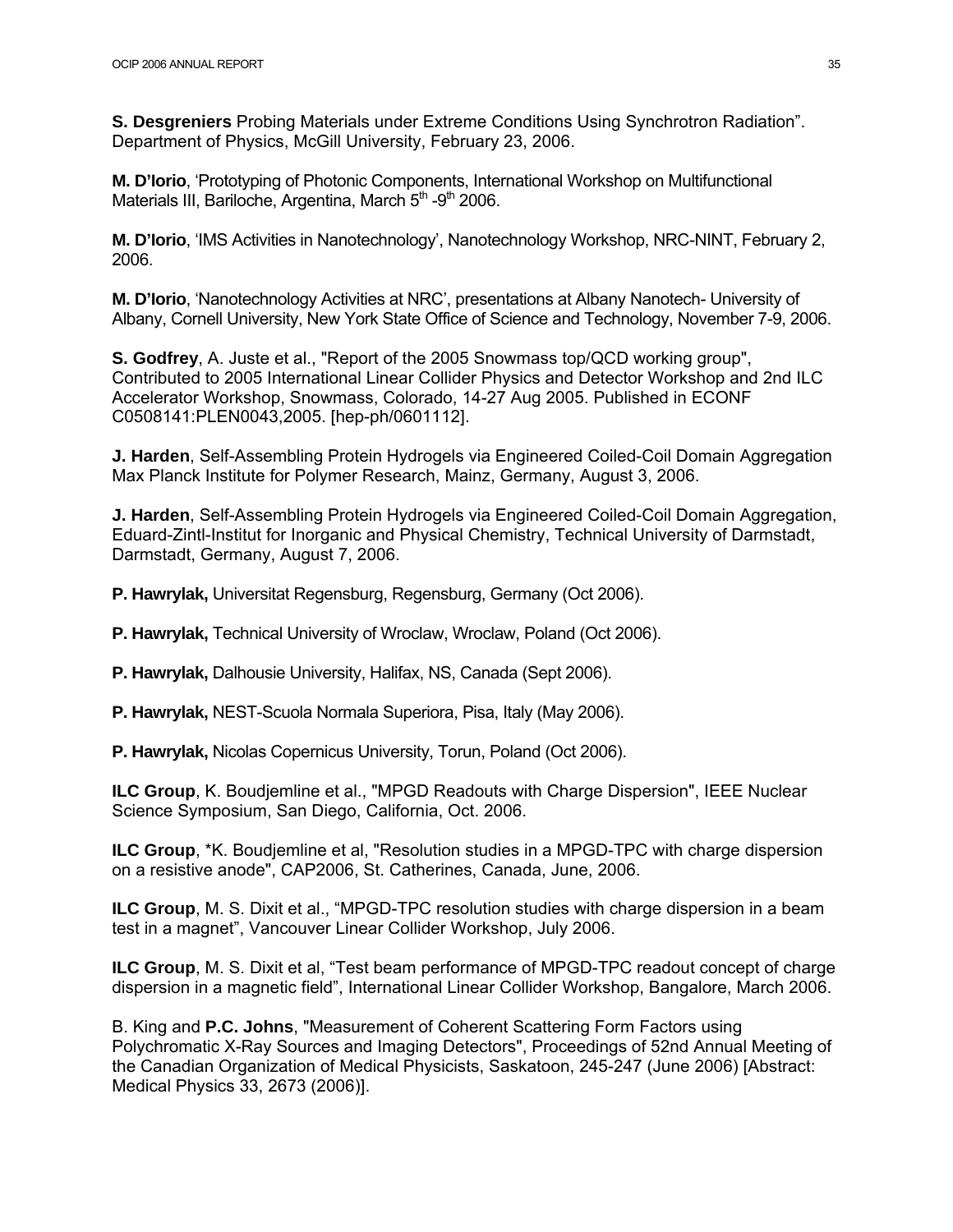**S. Desgreniers** Probing Materials under Extreme Conditions Using Synchrotron Radiation". Department of Physics, McGill University, February 23, 2006.

**M. D'Iorio**, 'Prototyping of Photonic Components, International Workshop on Multifunctional Materials III, Bariloche, Argentina, March 5th -9th 2006.

**M. D'Iorio**, 'IMS Activities in Nanotechnology', Nanotechnology Workshop, NRC-NINT, February 2, 2006.

**M. D'Iorio**, 'Nanotechnology Activities at NRC', presentations at Albany Nanotech- University of Albany, Cornell University, New York State Office of Science and Technology, November 7-9, 2006.

**S. Godfrey**, A. Juste et al., "Report of the 2005 Snowmass top/QCD working group", Contributed to 2005 International Linear Collider Physics and Detector Workshop and 2nd ILC Accelerator Workshop, Snowmass, Colorado, 14-27 Aug 2005. Published in ECONF C0508141:PLEN0043,2005. [hep-ph/0601112].

**J. Harden**, Self-Assembling Protein Hydrogels via Engineered Coiled-Coil Domain Aggregation Max Planck Institute for Polymer Research, Mainz, Germany, August 3, 2006.

**J. Harden**, Self-Assembling Protein Hydrogels via Engineered Coiled-Coil Domain Aggregation, Eduard-Zintl-Institut for Inorganic and Physical Chemistry, Technical University of Darmstadt, Darmstadt, Germany, August 7, 2006.

**P. Hawrylak,** Universitat Regensburg, Regensburg, Germany (Oct 2006).

**P. Hawrylak,** Technical University of Wroclaw, Wroclaw, Poland (Oct 2006).

**P. Hawrylak,** Dalhousie University, Halifax, NS, Canada (Sept 2006).

**P. Hawrylak,** NEST-Scuola Normala Superiora, Pisa, Italy (May 2006).

**P. Hawrylak,** Nicolas Copernicus University, Torun, Poland (Oct 2006).

**ILC Group**, K. Boudjemline et al., "MPGD Readouts with Charge Dispersion", IEEE Nuclear Science Symposium, San Diego, California, Oct. 2006.

**ILC Group**, *K. Boudjemline et al, "Resolution studies in a MPGD-TPC with charge dispersion on a resistive anode", CAP2006, St. Catherines, Canada, June, 2006.

**ILC Group**, M. S. Dixit et al., "MPGD-TPC resolution studies with charge dispersion in a beam test in a magnet", Vancouver Linear Collider Workshop, July 2006.

**ILC Group**, M. S. Dixit et al, "Test beam performance of MPGD-TPC readout concept of charge dispersion in a magnetic field", International Linear Collider Workshop, Bangalore, March 2006.

B. King and **P.C. Johns**, "Measurement of Coherent Scattering Form Factors using Polychromatic X-Ray Sources and Imaging Detectors", Proceedings of 52nd Annual Meeting of the Canadian Organization of Medical Physicists, Saskatoon, 245-247 (June 2006) [Abstract: Medical Physics 33, 2673 (2006)].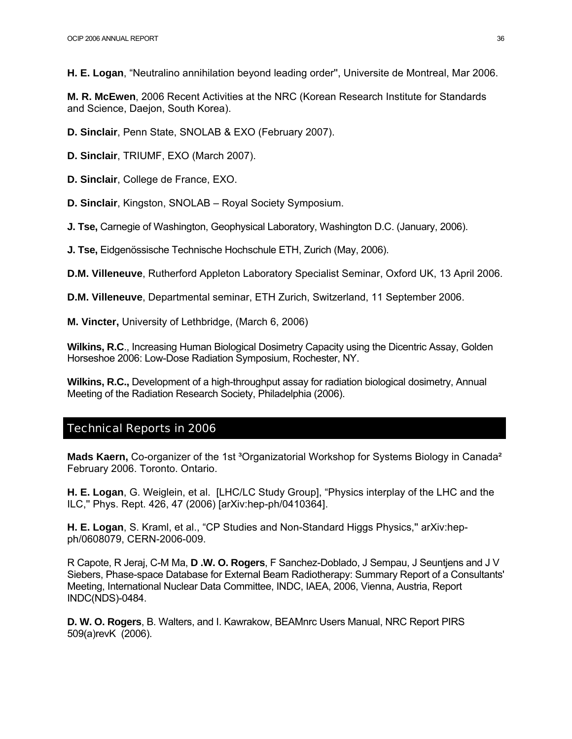**H. E. Logan**, “Neutralino annihilation beyond leading order", Universite de Montreal, Mar 2006.

**M. R. McEwen**, 2006 Recent Activities at the NRC (Korean Research Institute for Standards and Science, Daejon, South Korea).

**D. Sinclair**, Penn State, SNOLAB & EXO (February 2007).

**D. Sinclair**, TRIUMF, EXO (March 2007).

**D. Sinclair**, College de France, EXO.

**D. Sinclair**, Kingston, SNOLAB – Royal Society Symposium.

**J. Tse,** Carnegie of Washington, Geophysical Laboratory, Washington D.C. (January, 2006).

**J. Tse,** Eidgenössische Technische Hochschule ETH, Zurich (May, 2006).

**D.M. Villeneuve**, Rutherford Appleton Laboratory Specialist Seminar, Oxford UK, 13 April 2006.

**D.M. Villeneuve**, Departmental seminar, ETH Zurich, Switzerland, 11 September 2006.

**M. Vincter,** University of Lethbridge, (March 6, 2006)

**Wilkins, R.C**., Increasing Human Biological Dosimetry Capacity using the Dicentric Assay, Golden Horseshoe 2006: Low-Dose Radiation Symposium, Rochester, NY.

**Wilkins, R.C.,** Development of a high-throughput assay for radiation biological dosimetry, Annual Meeting of the Radiation Research Society, Philadelphia (2006).

## Technical Reports in 2006

**Mads Kaern,** Co-organizer of the 1st ³Organizatorial Workshop for Systems Biology in Canada² February 2006. Toronto. Ontario.

**H. E. Logan**, G. Weiglein, et al. [LHC/LC Study Group], “Physics interplay of the LHC and the ILC," Phys. Rept. 426, 47 (2006) [arXiv:hep-ph/0410364].

**H. E. Logan**, S. Kraml, et al., “CP Studies and Non-Standard Higgs Physics," arXiv:hep-ph/0608079, CERN-2006-009.

R Capote, R Jeraj, C-M Ma, **D .W. O. Rogers**, F Sanchez-Doblado, J Sempau, J Seuntjens and J V Siebers, Phase-space Database for External Beam Radiotherapy: Summary Report of a Consultants' Meeting, International Nuclear Data Committee, INDC, IAEA, 2006, Vienna, Austria, Report INDC(NDS)-0484.

**D. W. O. Rogers**, B. Walters, and I. Kawrakow, BEAMnrc Users Manual, NRC Report PIRS 509(a)revK (2006).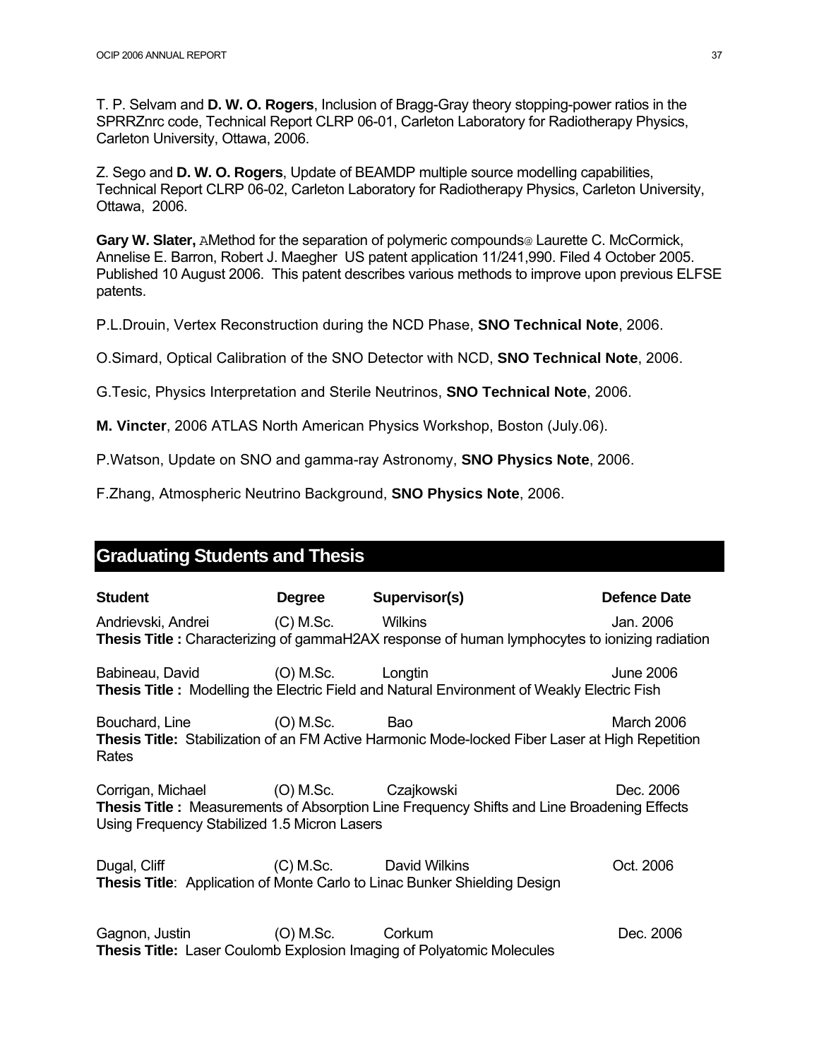T. P. Selvam and **D. W. O. Rogers**, Inclusion of Bragg-Gray theory stopping-power ratios in the SPRRZnrc code, Technical Report CLRP 06-01, Carleton Laboratory for Radiotherapy Physics, Carleton University, Ottawa, 2006.

Z. Sego and **D. W. O. Rogers**, Update of BEAMDP multiple source modelling capabilities, Technical Report CLRP 06-02, Carleton Laboratory for Radiotherapy Physics, Carleton University, Ottawa, 2006.

**Gary W. Slater,** AMethod for the separation of polymeric compounds@ Laurette C. McCormick, Annelise E. Barron, Robert J. Maegher US patent application 11/241,990. Filed 4 October 2005. Published 10 August 2006. This patent describes various methods to improve upon previous ELFSE patents.

P.L.Drouin, Vertex Reconstruction during the NCD Phase, **SNO Technical Note**, 2006.

O.Simard, Optical Calibration of the SNO Detector with NCD, **SNO Technical Note**, 2006.

G.Tesic, Physics Interpretation and Sterile Neutrinos, **SNO Technical Note**, 2006.

**M. Vincter**, 2006 ATLAS North American Physics Workshop, Boston (July.06).

P.Watson, Update on SNO and gamma-ray Astronomy, **SNO Physics Note**, 2006.

F.Zhang, Atmospheric Neutrino Background, **SNO Physics Note**, 2006.

## Graduating Students and Thesis

| **Student** | **Degree** | **Supervisor(s)** | **Defence Date** |
|---|---|---|---|
| Andrievski, Andrei | (C) M.Sc. | Wilkins | Jan. 2006 |

**Thesis Title :** Characterizing of gammaH2AX response of human lymphocytes to ionizing radiation

| | | | |
|---|---|---|---|
| Babineau, David | (O) M.Sc. | Longtin | June 2006 |

**Thesis Title :** Modelling the Electric Field and Natural Environment of Weakly Electric Fish

| | | | |
|---|---|---|---|
| Bouchard, Line | (O) M.Sc. | Bao | March 2006 |

**Thesis Title:** Stabilization of an FM Active Harmonic Mode-locked Fiber Laser at High Repetition Rates

| | | | |
|---|---|---|---|
| Corrigan, Michael | (O) M.Sc. | Czajkowski | Dec. 2006 |

**Thesis Title :** Measurements of Absorption Line Frequency Shifts and Line Broadening Effects Using Frequency Stabilized 1.5 Micron Lasers

| | | | |
|---|---|---|---|
| Dugal, Cliff | (C) M.Sc. | David Wilkins | Oct. 2006 |

**Thesis Title**: Application of Monte Carlo to Linac Bunker Shielding Design

| | | | |
|---|---|---|---|
| Gagnon, Justin | (O) M.Sc. | Corkum | Dec. 2006 |

**Thesis Title:** Laser Coulomb Explosion Imaging of Polyatomic Molecules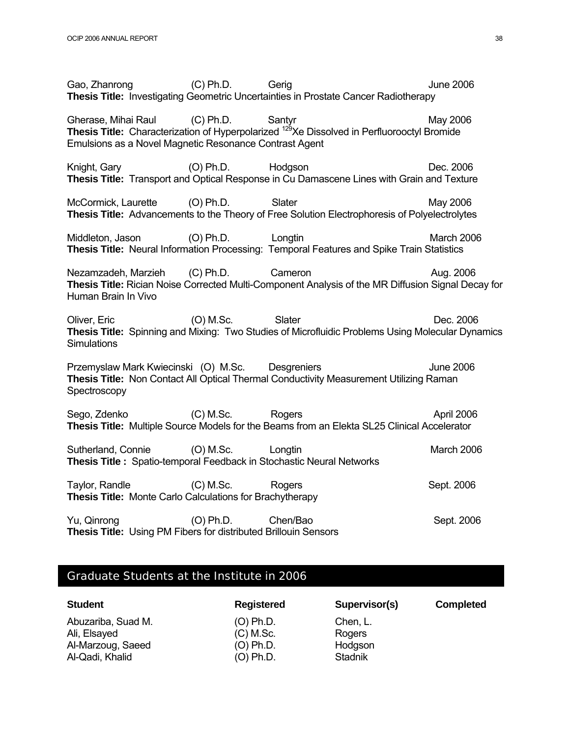Gao, Zhanrong (C) Ph.D. Gerig June 2006
**Thesis Title:** Investigating Geometric Uncertainties in Prostate Cancer Radiotherapy

Gherase, Mihai Raul (C) Ph.D. Santyr May 2006
**Thesis Title:** Characterization of Hyperpolarized $^{129}$Xe Dissolved in Perfluorooctyl Bromide Emulsions as a Novel Magnetic Resonance Contrast Agent

Knight, Gary (O) Ph.D. Hodgson Dec. 2006
**Thesis Title:** Transport and Optical Response in Cu Damascene Lines with Grain and Texture

McCormick, Laurette (O) Ph.D. Slater May 2006
**Thesis Title:** Advancements to the Theory of Free Solution Electrophoresis of Polyelectrolytes

Middleton, Jason (O) Ph.D. Longtin March 2006
**Thesis Title:** Neural Information Processing: Temporal Features and Spike Train Statistics

Nezamzadeh, Marzieh (C) Ph.D. Cameron Aug. 2006
**Thesis Title:** Rician Noise Corrected Multi-Component Analysis of the MR Diffusion Signal Decay for Human Brain In Vivo

Oliver, Eric (O) M.Sc. Slater Dec. 2006
**Thesis Title:** Spinning and Mixing: Two Studies of Microfluidic Problems Using Molecular Dynamics Simulations

Przemyslaw Mark Kwiecinski (O) M.Sc. Desgreniers June 2006
**Thesis Title:** Non Contact All Optical Thermal Conductivity Measurement Utilizing Raman Spectroscopy

Sego, Zdenko (C) M.Sc. Rogers April 2006
**Thesis Title:** Multiple Source Models for the Beams from an Elekta SL25 Clinical Accelerator

Sutherland, Connie (O) M.Sc. Longtin March 2006
**Thesis Title :** Spatio-temporal Feedback in Stochastic Neural Networks

Taylor, Randle (C) M.Sc. Rogers Sept. 2006
**Thesis Title:** Monte Carlo Calculations for Brachytherapy

Yu, Qinrong (O) Ph.D. Chen/Bao Sept. 2006
**Thesis Title:** Using PM Fibers for distributed Brillouin Sensors

## Graduate Students at the Institute in 2006

| Student | Registered | Supervisor(s) | Completed |
|---|---|---|---|
| Abuzariba, Suad M. | (O) Ph.D. | Chen, L. | |
| Ali, Elsayed | (C) M.Sc. | Rogers | |
| Al-Marzoug, Saeed | (O) Ph.D. | Hodgson | |
| Al-Qadi, Khalid | (O) Ph.D. | Stadnik | |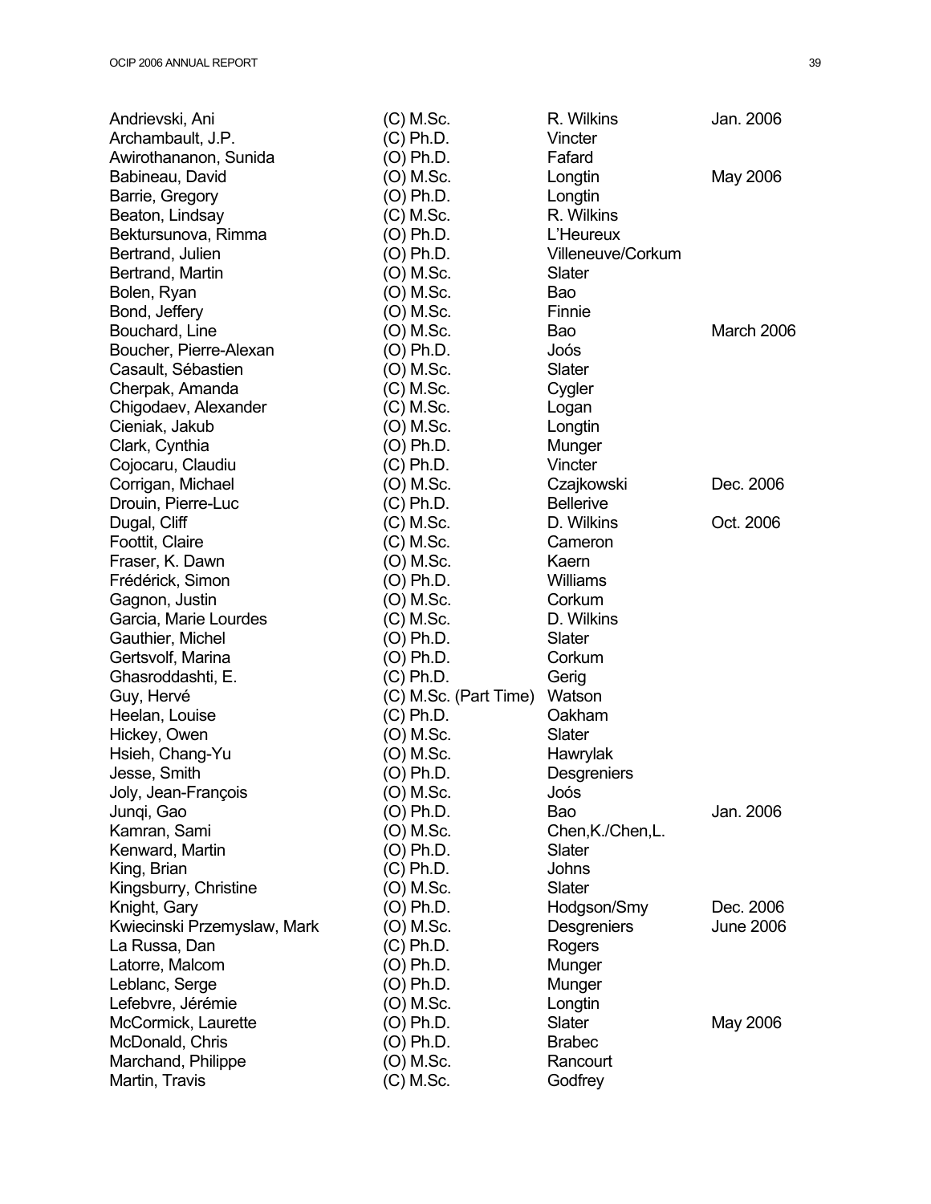| | | | |
|---|---|---|---|
| Andrievski, Ani | (C) M.Sc. | R. Wilkins | Jan. 2006 |
| Archambault, J.P. | (C) Ph.D. | Vincter | |
| Awirothananon, Sunida | (O) Ph.D. | Fafard | |
| Babineau, David | (O) M.Sc. | Longtin | May 2006 |
| Barrie, Gregory | (O) Ph.D. | Longtin | |
| Beaton, Lindsay | (C) M.Sc. | R. Wilkins | |
| Bektursunova, Rimma | (O) Ph.D. | L'Heureux | |
| Bertrand, Julien | (O) Ph.D. | Villeneuve/Corkum | |
| Bertrand, Martin | (O) M.Sc. | Slater | |
| Bolen, Ryan | (O) M.Sc. | Bao | |
| Bond, Jeffery | (O) M.Sc. | Finnie | |
| Bouchard, Line | (O) M.Sc. | Bao | March 2006 |
| Boucher, Pierre-Alexan | (O) Ph.D. | Joós | |
| Casault, Sébastien | (O) M.Sc. | Slater | |
| Cherpak, Amanda | (C) M.Sc. | Cygler | |
| Chigodaev, Alexander | (C) M.Sc. | Logan | |
| Cieniak, Jakub | (O) M.Sc. | Longtin | |
| Clark, Cynthia | (O) Ph.D. | Munger | |
| Cojocaru, Claudiu | (C) Ph.D. | Vincter | |
| Corrigan, Michael | (O) M.Sc. | Czajkowski | Dec. 2006 |
| Drouin, Pierre-Luc | (C) Ph.D. | Bellerive | |
| Dugal, Cliff | (C) M.Sc. | D. Wilkins | Oct. 2006 |
| Foottit, Claire | (C) M.Sc. | Cameron | |
| Fraser, K. Dawn | (O) M.Sc. | Kaern | |
| Frédérick, Simon | (O) Ph.D. | Williams | |
| Gagnon, Justin | (O) M.Sc. | Corkum | |
| Garcia, Marie Lourdes | (C) M.Sc. | D. Wilkins | |
| Gauthier, Michel | (O) Ph.D. | Slater | |
| Gertsvolf, Marina | (O) Ph.D. | Corkum | |
| Ghasroddashti, E. | (C) Ph.D. | Gerig | |
| Guy, Hervé | (C) M.Sc. (Part Time) | Watson | |
| Heelan, Louise | (C) Ph.D. | Oakham | |
| Hickey, Owen | (O) M.Sc. | Slater | |
| Hsieh, Chang-Yu | (O) M.Sc. | Hawrylak | |
| Jesse, Smith | (O) Ph.D. | Desgreniers | |
| Joly, Jean-François | (O) M.Sc. | Joós | |
| Junqi, Gao | (O) Ph.D. | Bao | Jan. 2006 |
| Kamran, Sami | (O) M.Sc. | Chen,K./Chen,L. | |
| Kenward, Martin | (O) Ph.D. | Slater | |
| King, Brian | (C) Ph.D. | Johns | |
| Kingsburry, Christine | (O) M.Sc. | Slater | |
| Knight, Gary | (O) Ph.D. | Hodgson/Smy | Dec. 2006 |
| Kwiecinski Przemyslaw, Mark | (O) M.Sc. | Desgreniers | June 2006 |
| La Russa, Dan | (C) Ph.D. | Rogers | |
| Latorre, Malcom | (O) Ph.D. | Munger | |
| Leblanc, Serge | (O) Ph.D. | Munger | |
| Lefebvre, Jérémie | (O) M.Sc. | Longtin | |
| McCormick, Laurette | (O) Ph.D. | Slater | May 2006 |
| McDonald, Chris | (O) Ph.D. | Brabec | |
| Marchand, Philippe | (O) M.Sc. | Rancourt | |
| Martin, Travis | (C) M.Sc. | Godfrey | |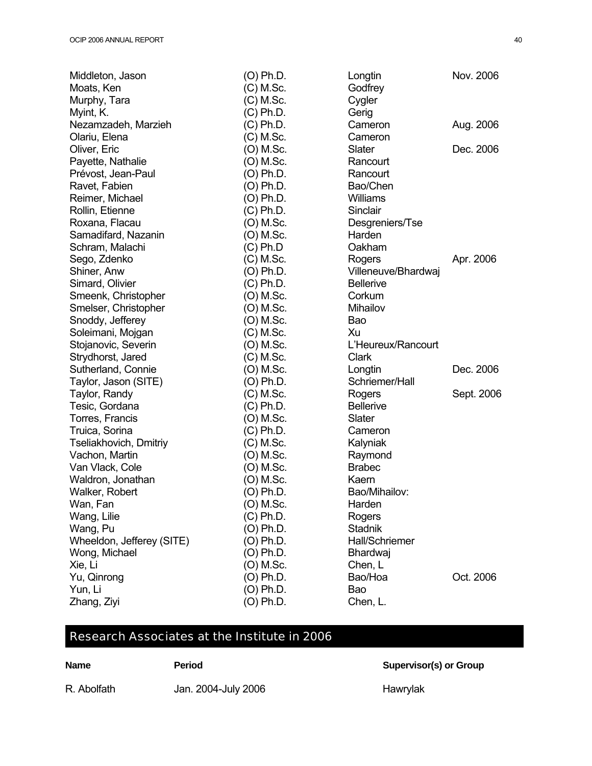| | | | |
|---|---|---|---|
| Middleton, Jason | (O) Ph.D. | Longtin | Nov. 2006 |
| Moats, Ken | (C) M.Sc. | Godfrey | |
| Murphy, Tara | (C) M.Sc. | Cygler | |
| Myint, K. | (C) Ph.D. | Gerig | |
| Nezamzadeh, Marzieh | (C) Ph.D. | Cameron | Aug. 2006 |
| Olariu, Elena | (C) M.Sc. | Cameron | |
| Oliver, Eric | (O) M.Sc. | Slater | Dec. 2006 |
| Payette, Nathalie | (O) M.Sc. | Rancourt | |
| Prévost, Jean-Paul | (O) Ph.D. | Rancourt | |
| Ravet, Fabien | (O) Ph.D. | Bao/Chen | |
| Reimer, Michael | (O) Ph.D. | Williams | |
| Rollin, Etienne | (C) Ph.D. | Sinclair | |
| Roxana, Flacau | (O) M.Sc. | Desgreniers/Tse | |
| Samadifard, Nazanin | (O) M.Sc. | Harden | |
| Schram, Malachi | (C) Ph.D | Oakham | |
| Sego, Zdenko | (C) M.Sc. | Rogers | Apr. 2006 |
| Shiner, Anw | (O) Ph.D. | Villeneuve/Bhardwaj | |
| Simard, Olivier | (C) Ph.D. | Bellerive | |
| Smeenk, Christopher | (O) M.Sc. | Corkum | |
| Smelser, Christopher | (O) M.Sc. | Mihailov | |
| Snoddy, Jefferey | (O) M.Sc. | Bao | |
| Soleimani, Mojgan | (C) M.Sc. | Xu | |
| Stojanovic, Severin | (O) M.Sc. | L'Heureux/Rancourt | |
| Strydhorst, Jared | (C) M.Sc. | Clark | |
| Sutherland, Connie | (O) M.Sc. | Longtin | Dec. 2006 |
| Taylor, Jason (SITE) | (O) Ph.D. | Schriemer/Hall | |
| Taylor, Randy | (C) M.Sc. | Rogers | Sept. 2006 |
| Tesic, Gordana | (C) Ph.D. | Bellerive | |
| Torres, Francis | (O) M.Sc. | Slater | |
| Truica, Sorina | (C) Ph.D. | Cameron | |
| Tseliakhovich, Dmitriy | (C) M.Sc. | Kalyniak | |
| Vachon, Martin | (O) M.Sc. | Raymond | |
| Van Vlack, Cole | (O) M.Sc. | Brabec | |
| Waldron, Jonathan | (O) M.Sc. | Kaern | |
| Walker, Robert | (O) Ph.D. | Bao/Mihailov: | |
| Wan, Fan | (O) M.Sc. | Harden | |
| Wang, Lilie | (C) Ph.D. | Rogers | |
| Wang, Pu | (O) Ph.D. | Stadnik | |
| Wheeldon, Jefferey (SITE) | (O) Ph.D. | Hall/Schriemer | |
| Wong, Michael | (O) Ph.D. | Bhardwaj | |
| Xie, Li | (O) M.Sc. | Chen, L | |
| Yu, Qinrong | (O) Ph.D. | Bao/Hoa | Oct. 2006 |
| Yun, Li | (O) Ph.D. | Bao | |
| Zhang, Ziyi | (O) Ph.D. | Chen, L. | |

## Research Associates at the Institute in 2006

| Name | Period | Supervisor(s) or Group |
|---|---|---|
| R. Abolfath | Jan. 2004-July 2006 | Hawrylak |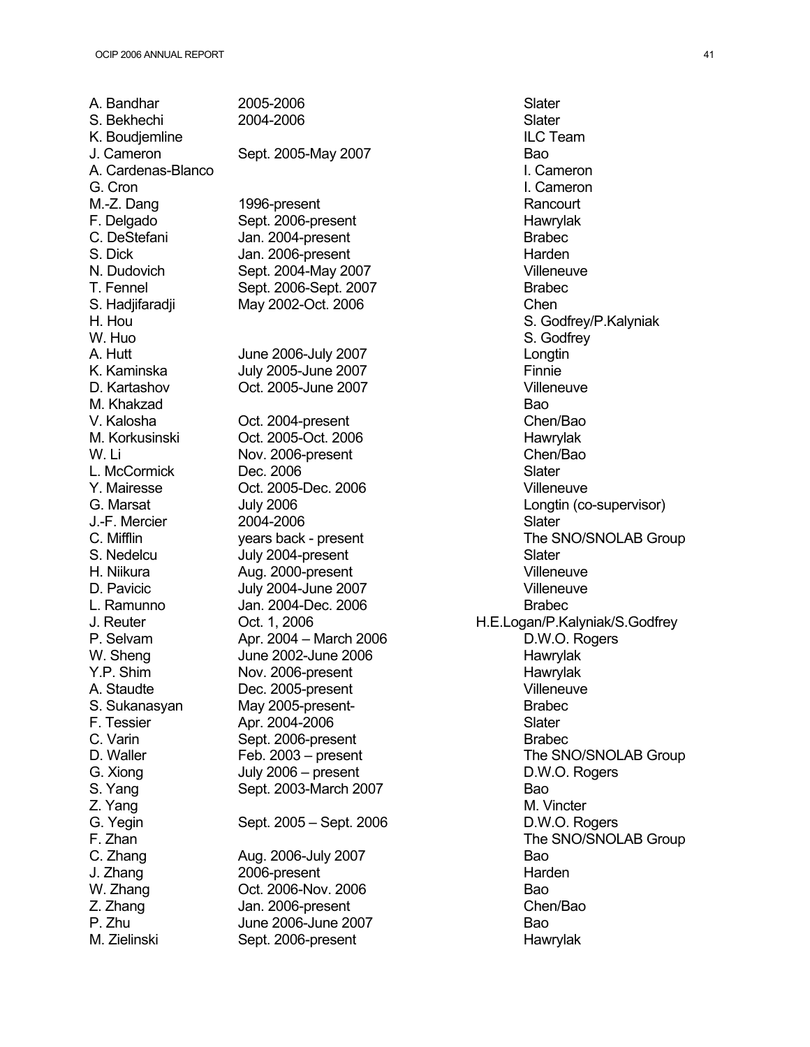| | | |
|---|---|---|
| A. Bandhar | 2005-2006 | Slater |
| S. Bekhechi | 2004-2006 | Slater |
| K. Boudjemline | | ILC Team |
| J. Cameron | Sept. 2005-May 2007 | Bao |
| A. Cardenas-Blanco | | I. Cameron |
| G. Cron | | I. Cameron |
| M.-Z. Dang | 1996-present | Rancourt |
| F. Delgado | Sept. 2006-present | Hawrylak |
| C. DeStefani | Jan. 2004-present | Brabec |
| S. Dick | Jan. 2006-present | Harden |
| N. Dudovich | Sept. 2004-May 2007 | Villeneuve |
| T. Fennel | Sept. 2006-Sept. 2007 | Brabec |
| S. Hadjifaradji | May 2002-Oct. 2006 | Chen |
| H. Hou | | S. Godfrey/P.Kalyniak |
| W. Huo | | S. Godfrey |
| A. Hutt | June 2006-July 2007 | Longtin |
| K. Kaminska | July 2005-June 2007 | Finnie |
| D. Kartashov | Oct. 2005-June 2007 | Villeneuve |
| M. Khakzad | | Bao |
| V. Kalosha | Oct. 2004-present | Chen/Bao |
| M. Korkusinski | Oct. 2005-Oct. 2006 | Hawrylak |
| W. Li | Nov. 2006-present | Chen/Bao |
| L. McCormick | Dec. 2006 | Slater |
| Y. Mairesse | Oct. 2005-Dec. 2006 | Villeneuve |
| G. Marsat | July 2006 | Longtin (co-supervisor) |
| J.-F. Mercier | 2004-2006 | Slater |
| C. Mifflin | years back - present | The SNO/SNOLAB Group |
| S. Nedelcu | July 2004-present | Slater |
| H. Niikura | Aug. 2000-present | Villeneuve |
| D. Pavicic | July 2004-June 2007 | Villeneuve |
| L. Ramunno | Jan. 2004-Dec. 2006 | Brabec |
| J. Reuter | Oct. 1, 2006 | H.E.Logan/P.Kalyniak/S.Godfrey |
| P. Selvam | Apr. 2004 – March 2006 | D.W.O. Rogers |
| W. Sheng | June 2002-June 2006 | Hawrylak |
| Y.P. Shim | Nov. 2006-present | Hawrylak |
| A. Staudte | Dec. 2005-present | Villeneuve |
| S. Sukanasyan | May 2005-present- | Brabec |
| F. Tessier | Apr. 2004-2006 | Slater |
| C. Varin | Sept. 2006-present | Brabec |
| D. Waller | Feb. 2003 – present | The SNO/SNOLAB Group |
| G. Xiong | July 2006 – present | D.W.O. Rogers |
| S. Yang | Sept. 2003-March 2007 | Bao |
| Z. Yang | | M. Vincter |
| G. Yegin | Sept. 2005 – Sept. 2006 | D.W.O. Rogers |
| F. Zhan | | The SNO/SNOLAB Group |
| C. Zhang | Aug. 2006-July 2007 | Bao |
| J. Zhang | 2006-present | Harden |
| W. Zhang | Oct. 2006-Nov. 2006 | Bao |
| Z. Zhang | Jan. 2006-present | Chen/Bao |
| P. Zhu | June 2006-June 2007 | Bao |
| M. Zielinski | Sept. 2006-present | Hawrylak |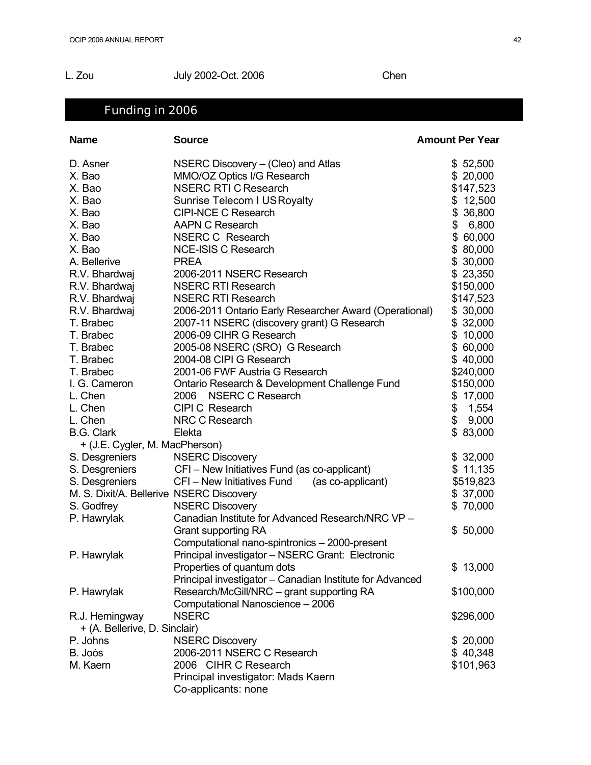| L. Zou | July 2002-Oct. 2006 | Chen |
|---|---|---|

## Funding in 2006

| Name | Source | Amount Per Year |
|---|---|---|
| D. Asner | NSERC Discovery – (Cleo) and Atlas | $ 52,500 |
| X. Bao | MMO/OZ Optics I/G Research | $ 20,000 |
| X. Bao | NSERC RTI C Research | $147,523 |
| X. Bao | Sunrise Telecom I US Royalty | $ 12,500 |
| X. Bao | CIPI-NCE C Research | $ 36,800 |
| X. Bao | AAPN C Research | $ 6,800 |
| X. Bao | NSERC C Research | $ 60,000 |
| X. Bao | NCE-ISIS C Research | $ 80,000 |
| A. Bellerive | PREA | $ 30,000 |
| R.V. Bhardwaj | 2006-2011 NSERC Research | $ 23,350 |
| R.V. Bhardwaj | NSERC RTI Research | $150,000 |
| R.V. Bhardwaj | NSERC RTI Research | $147,523 |
| R.V. Bhardwaj | 2006-2011 Ontario Early Researcher Award (Operational) | $ 30,000 |
| T. Brabec | 2007-11 NSERC (discovery grant) G Research | $ 32,000 |
| T. Brabec | 2006-09 CIHR G Research | $ 10,000 |
| T. Brabec | 2005-08 NSERC (SRO) G Research | $ 60,000 |
| T. Brabec | 2004-08 CIPI G Research | $ 40,000 |
| T. Brabec | 2001-06 FWF Austria G Research | $240,000 |
| I. G. Cameron | Ontario Research & Development Challenge Fund | $150,000 |
| L. Chen | 2006 NSERC C Research | $ 17,000 |
| L. Chen | CIPI C Research | $ 1,554 |
| L. Chen | NRC C Research | $ 9,000 |
| B.G. Clark + (J.E. Cygler, M. MacPherson) | Elekta | $ 83,000 |
| S. Desgreniers | NSERC Discovery | $ 32,000 |
| S. Desgreniers | CFI – New Initiatives Fund (as co-applicant) | $ 11,135 |
| S. Desgreniers | CFI – New Initiatives Fund (as co-applicant) | $519,823 |
| M. S. Dixit/A. Bellerive | NSERC Discovery | $ 37,000 |
| S. Godfrey | NSERC Discovery | $ 70,000 |
| P. Hawrylak | Canadian Institute for Advanced Research/NRC VP – Grant supporting RA Computational nano-spintronics – 2000-present | $ 50,000 |
| P. Hawrylak | Principal investigator – NSERC Grant: Electronic Properties of quantum dots | $ 13,000 |
| P. Hawrylak | Principal investigator – Canadian Institute for Advanced Research/McGill/NRC – grant supporting RA Computational Nanoscience – 2006 | $100,000 |
| R.J. Hemingway + (A. Bellerive, D. Sinclair) | NSERC | $296,000 |
| P. Johns | NSERC Discovery | $ 20,000 |
| B. Joós | 2006-2011 NSERC C Research | $ 40,348 |
| M. Kaern | 2006 CIHR C Research Principal investigator: Mads Kaern Co-applicants: none | $101,963 |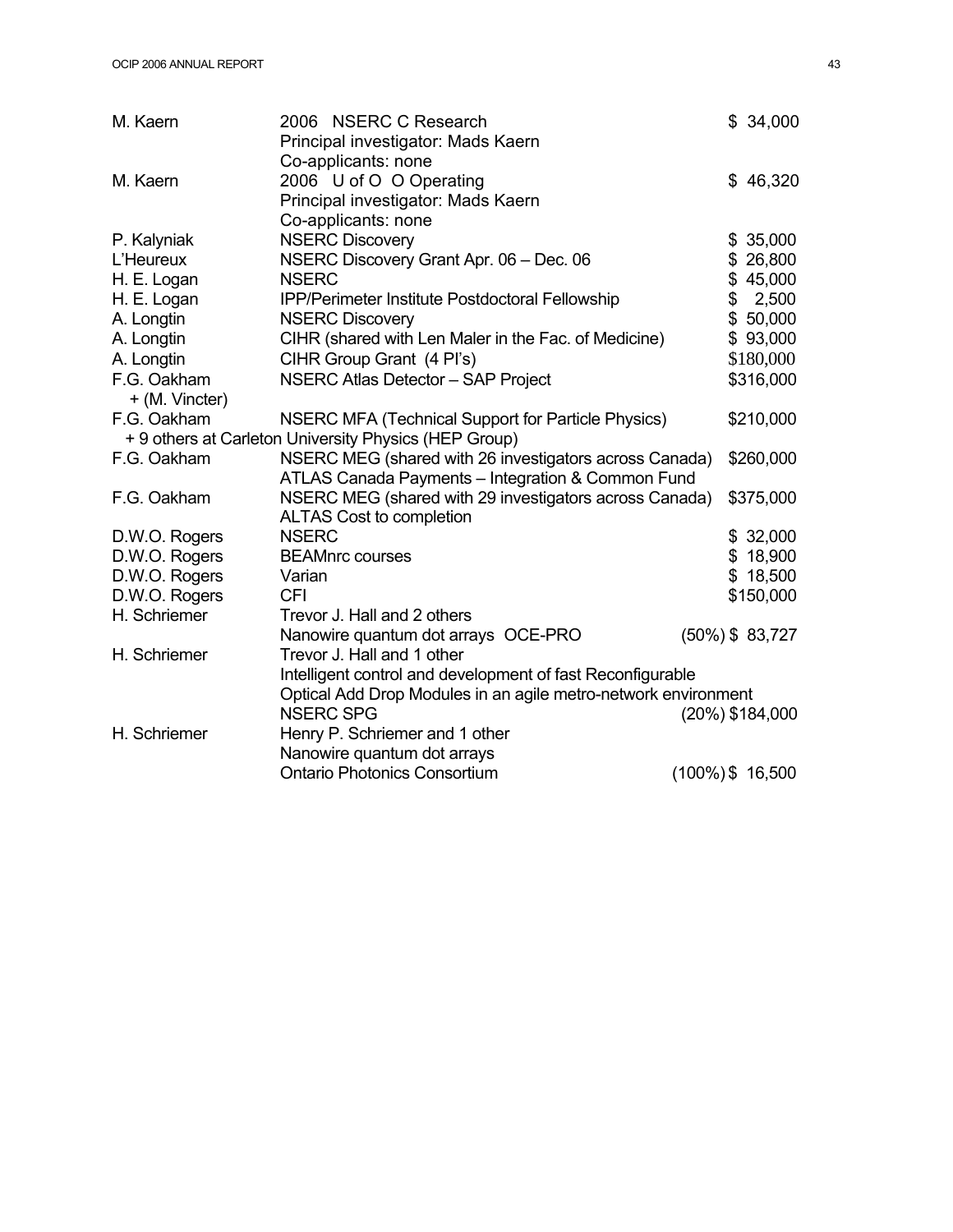| | | |
|---|---|---|
| M. Kaern | 2006 NSERC C Research<br>Principal investigator: Mads Kaern<br>Co-applicants: none | $ 34,000 |
| M. Kaern | 2006 U of O O Operating<br>Principal investigator: Mads Kaern<br>Co-applicants: none | $ 46,320 |
| P. Kalyniak | NSERC Discovery | $ 35,000 |
| L'Heureux | NSERC Discovery Grant Apr. 06 – Dec. 06 | $ 26,800 |
| H. E. Logan | NSERC | $ 45,000 |
| H. E. Logan | IPP/Perimeter Institute Postdoctoral Fellowship | $ 2,500 |
| A. Longtin | NSERC Discovery | $ 50,000 |
| A. Longtin | CIHR (shared with Len Maler in the Fac. of Medicine) | $ 93,000 |
| A. Longtin | CIHR Group Grant (4 PI's) | $180,000 |
| F.G. Oakham<br>+ (M. Vincter) | NSERC Atlas Detector – SAP Project | $316,000 |
| F.G. Oakham | NSERC MFA (Technical Support for Particle Physics)<br>+ 9 others at Carleton University Physics (HEP Group) | $210,000 |
| F.G. Oakham | NSERC MEG (shared with 26 investigators across Canada)<br>ATLAS Canada Payments – Integration & Common Fund | $260,000 |
| F.G. Oakham | NSERC MEG (shared with 29 investigators across Canada)<br>ALTAS Cost to completion | $375,000 |
| D.W.O. Rogers | NSERC | $ 32,000 |
| D.W.O. Rogers | BEAMnrc courses | $ 18,900 |
| D.W.O. Rogers | Varian | $ 18,500 |
| D.W.O. Rogers | CFI | $150,000 |
| H. Schriemer | Trevor J. Hall and 2 others<br>Nanowire quantum dot arrays OCE-PRO | (50%) $ 83,727 |
| H. Schriemer | Trevor J. Hall and 1 other<br>Intelligent control and development of fast Reconfigurable Optical Add Drop Modules in an agile metro-network environment<br>NSERC SPG | (20%) $184,000 |
| H. Schriemer | Henry P. Schriemer and 1 other<br>Nanowire quantum dot arrays<br>Ontario Photonics Consortium | (100%) $ 16,500 |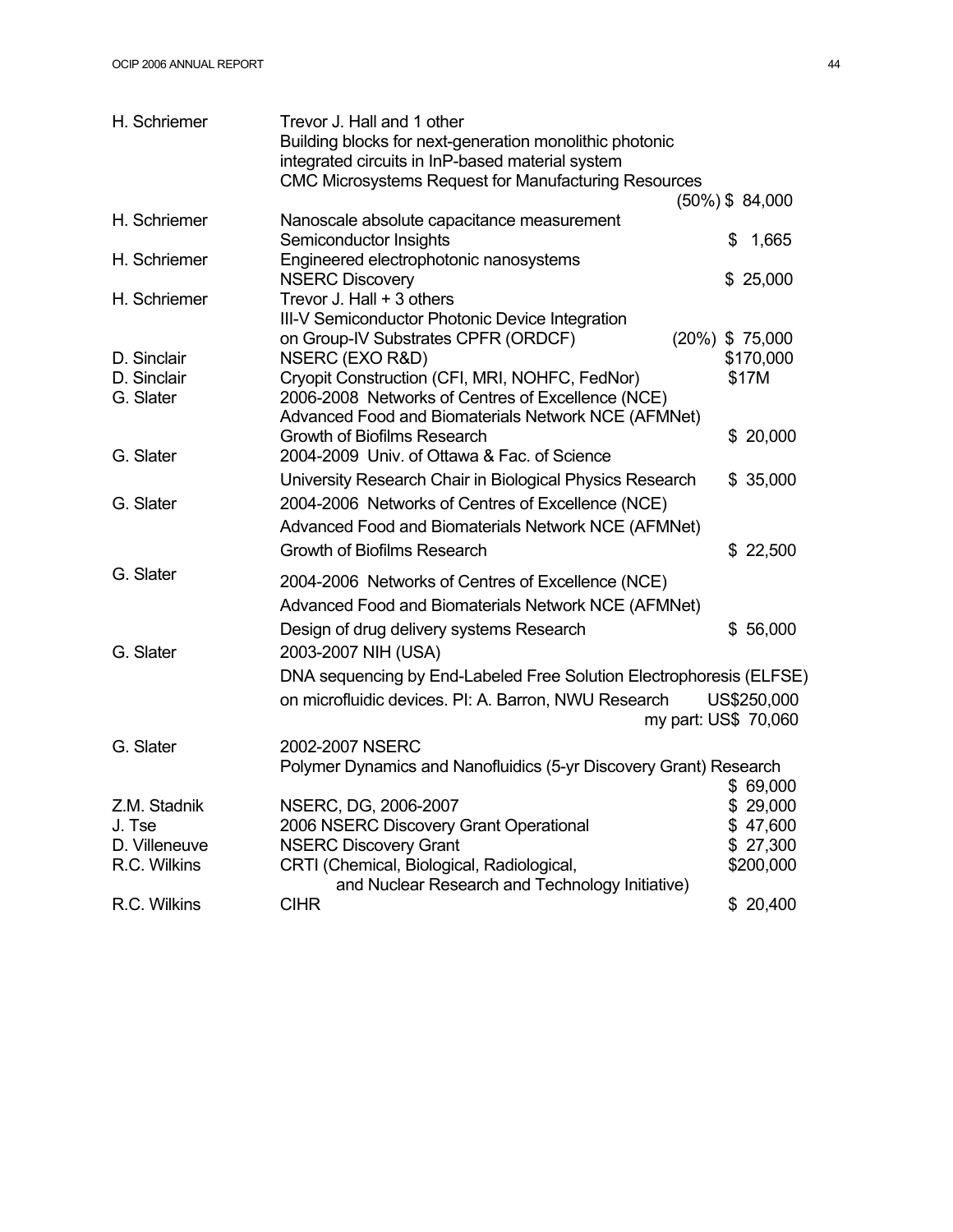| | | |
|---|---|---|
| H. Schriemer | Trevor J. Hall and 1 other<br>Building blocks for next-generation monolithic photonic integrated circuits in InP-based material system<br>CMC Microsystems Request for Manufacturing Resources | (50%) $ 84,000 |
| H. Schriemer | Nanoscale absolute capacitance measurement<br>Semiconductor Insights | $ 1,665 |
| H. Schriemer | Engineered electrophotonic nanosystems<br>NSERC Discovery | $ 25,000 |
| H. Schriemer | Trevor J. Hall + 3 others<br>III-V Semiconductor Photonic Device Integration on Group-IV Substrates CPFR (ORDCF) | (20%) $ 75,000 |
| D. Sinclair | NSERC (EXO R&D) | $170,000 |
| D. Sinclair | Cryopit Construction (CFI, MRI, NOHFC, FedNor) | $17M |
| G. Slater | 2006-2008 Networks of Centres of Excellence (NCE)<br>Advanced Food and Biomaterials Network NCE (AFMNet)<br>Growth of Biofilms Research | $ 20,000 |
| G. Slater | 2004-2009 Univ. of Ottawa & Fac. of Science<br>University Research Chair in Biological Physics Research | $ 35,000 |
| G. Slater | 2004-2006 Networks of Centres of Excellence (NCE)<br>Advanced Food and Biomaterials Network NCE (AFMNet)<br>Growth of Biofilms Research | $ 22,500 |
| G. Slater | 2004-2006 Networks of Centres of Excellence (NCE)<br>Advanced Food and Biomaterials Network NCE (AFMNet)<br>Design of drug delivery systems Research | $ 56,000 |
| G. Slater | 2003-2007 NIH (USA)<br>DNA sequencing by End-Labeled Free Solution Electrophoresis (ELFSE) on microfluidic devices. PI: A. Barron, NWU Research | US$250,000<br>my part: US$ 70,060 |
| G. Slater | 2002-2007 NSERC<br>Polymer Dynamics and Nanofluidics (5-yr Discovery Grant) Research | $ 69,000 |
| Z.M. Stadnik | NSERC, DG, 2006-2007 | $ 29,000 |
| J. Tse | 2006 NSERC Discovery Grant Operational | $ 47,600 |
| D. Villeneuve | NSERC Discovery Grant | $ 27,300 |
| R.C. Wilkins | CRTI (Chemical, Biological, Radiological, and Nuclear Research and Technology Initiative) | $200,000 |
| R.C. Wilkins | CIHR | $ 20,400 |